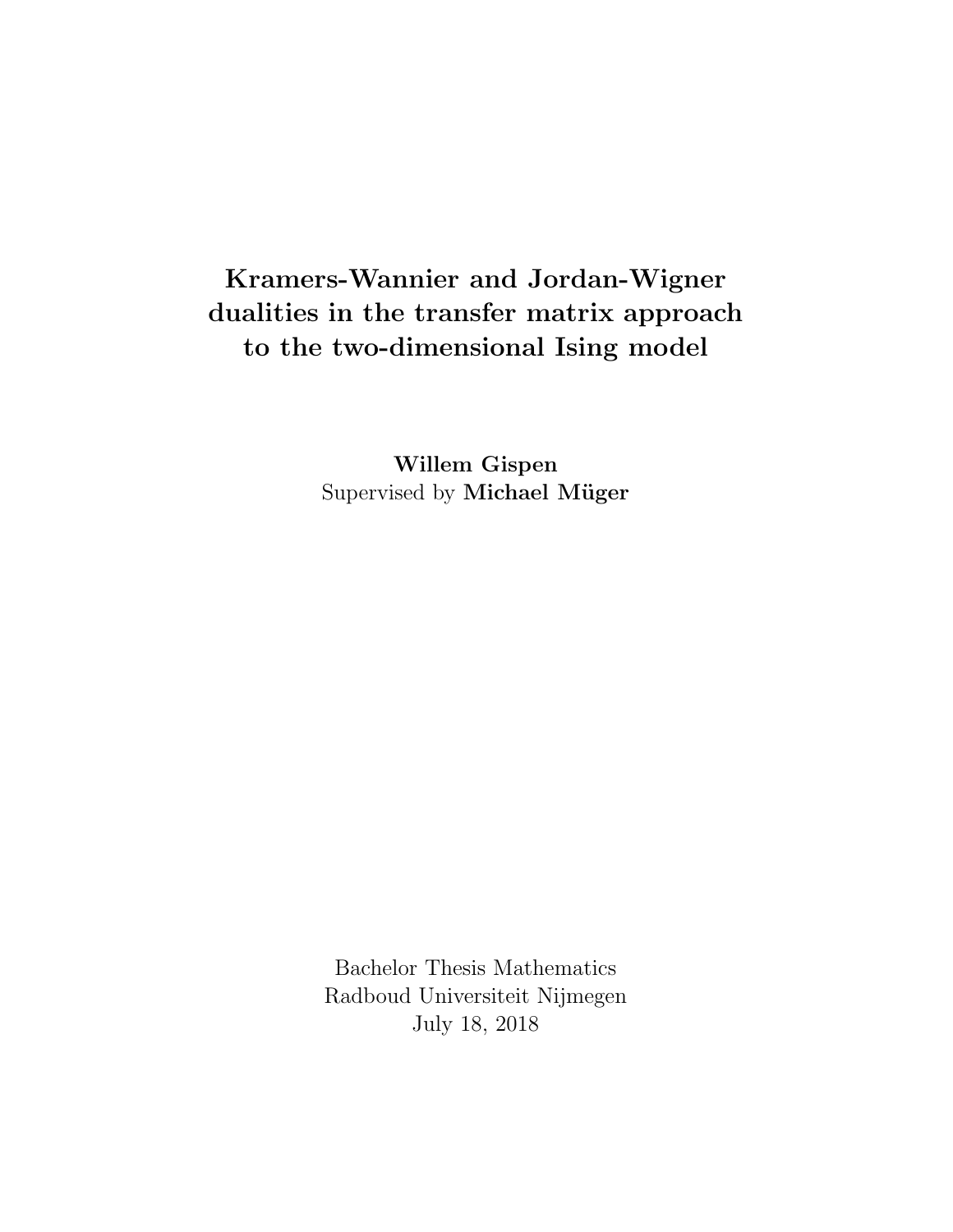# Kramers-Wannier and Jordan-Wigner dualities in the transfer matrix approach to the two-dimensional Ising model

**Willem Gispen**

Supervised by **Michael Müger**

Bachelor Thesis Mathematics
Radboud Universiteit Nijmegen
July 18, 2018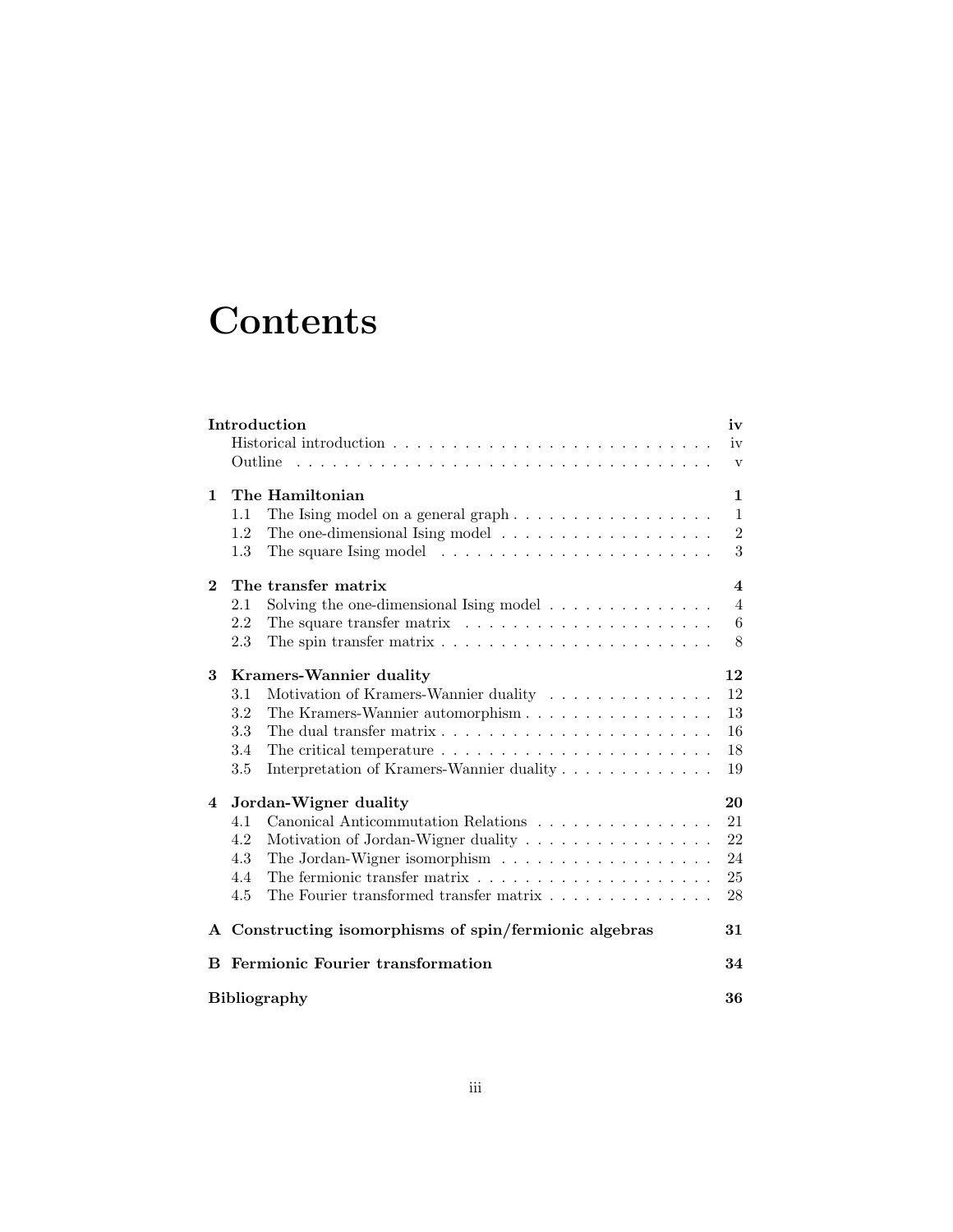# Contents

**Introduction** — **iv**
- Historical introduction — iv
- Outline — v

**1 The Hamiltonian** — **1**
- 1.1 The Ising model on a general graph — 1
- 1.2 The one-dimensional Ising model — 2
- 1.3 The square Ising model — 3

**2 The transfer matrix** — **4**
- 2.1 Solving the one-dimensional Ising model — 4
- 2.2 The square transfer matrix — 6
- 2.3 The spin transfer matrix — 8

**3 Kramers-Wannier duality** — **12**
- 3.1 Motivation of Kramers-Wannier duality — 12
- 3.2 The Kramers-Wannier automorphism — 13
- 3.3 The dual transfer matrix — 16
- 3.4 The critical temperature — 18
- 3.5 Interpretation of Kramers-Wannier duality — 19

**4 Jordan-Wigner duality** — **20**
- 4.1 Canonical Anticommutation Relations — 21
- 4.2 Motivation of Jordan-Wigner duality — 22
- 4.3 The Jordan-Wigner isomorphism — 24
- 4.4 The fermionic transfer matrix — 25
- 4.5 The Fourier transformed transfer matrix — 28

**A Constructing isomorphisms of spin/fermionic algebras** — **31**

**B Fermionic Fourier transformation** — **34**

**Bibliography** — **36**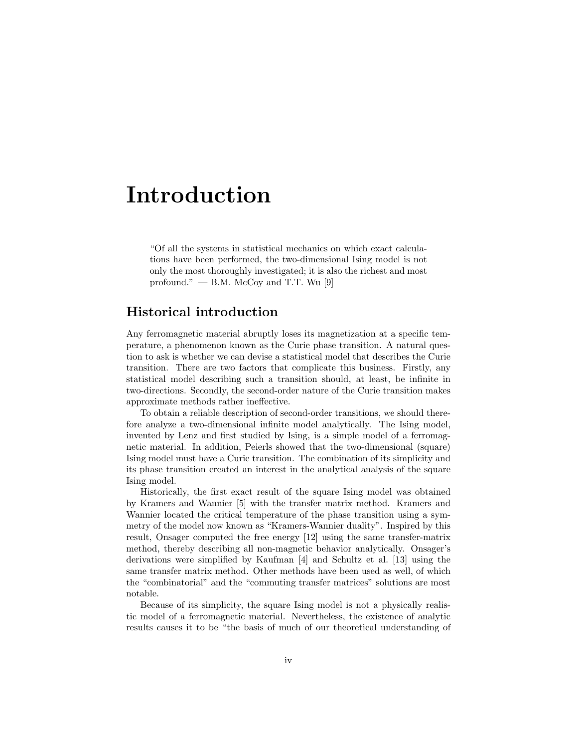# Introduction

> "Of all the systems in statistical mechanics on which exact calculations have been performed, the two-dimensional Ising model is not only the most thoroughly investigated; it is also the richest and most profound." — B.M. McCoy and T.T. Wu [9]

## Historical introduction

Any ferromagnetic material abruptly loses its magnetization at a specific temperature, a phenomenon known as the Curie phase transition. A natural question to ask is whether we can devise a statistical model that describes the Curie transition. There are two factors that complicate this business. Firstly, any statistical model describing such a transition should, at least, be infinite in two-directions. Secondly, the second-order nature of the Curie transition makes approximate methods rather ineffective.

To obtain a reliable description of second-order transitions, we should therefore analyze a two-dimensional infinite model analytically. The Ising model, invented by Lenz and first studied by Ising, is a simple model of a ferromagnetic material. In addition, Peierls showed that the two-dimensional (square) Ising model must have a Curie transition. The combination of its simplicity and its phase transition created an interest in the analytical analysis of the square Ising model.

Historically, the first exact result of the square Ising model was obtained by Kramers and Wannier [5] with the transfer matrix method. Kramers and Wannier located the critical temperature of the phase transition using a symmetry of the model now known as "Kramers-Wannier duality". Inspired by this result, Onsager computed the free energy [12] using the same transfer-matrix method, thereby describing all non-magnetic behavior analytically. Onsager's derivations were simplified by Kaufman [4] and Schultz et al. [13] using the same transfer matrix method. Other methods have been used as well, of which the "combinatorial" and the "commuting transfer matrices" solutions are most notable.

Because of its simplicity, the square Ising model is not a physically realistic model of a ferromagnetic material. Nevertheless, the existence of analytic results causes it to be "the basis of much of our theoretical understanding of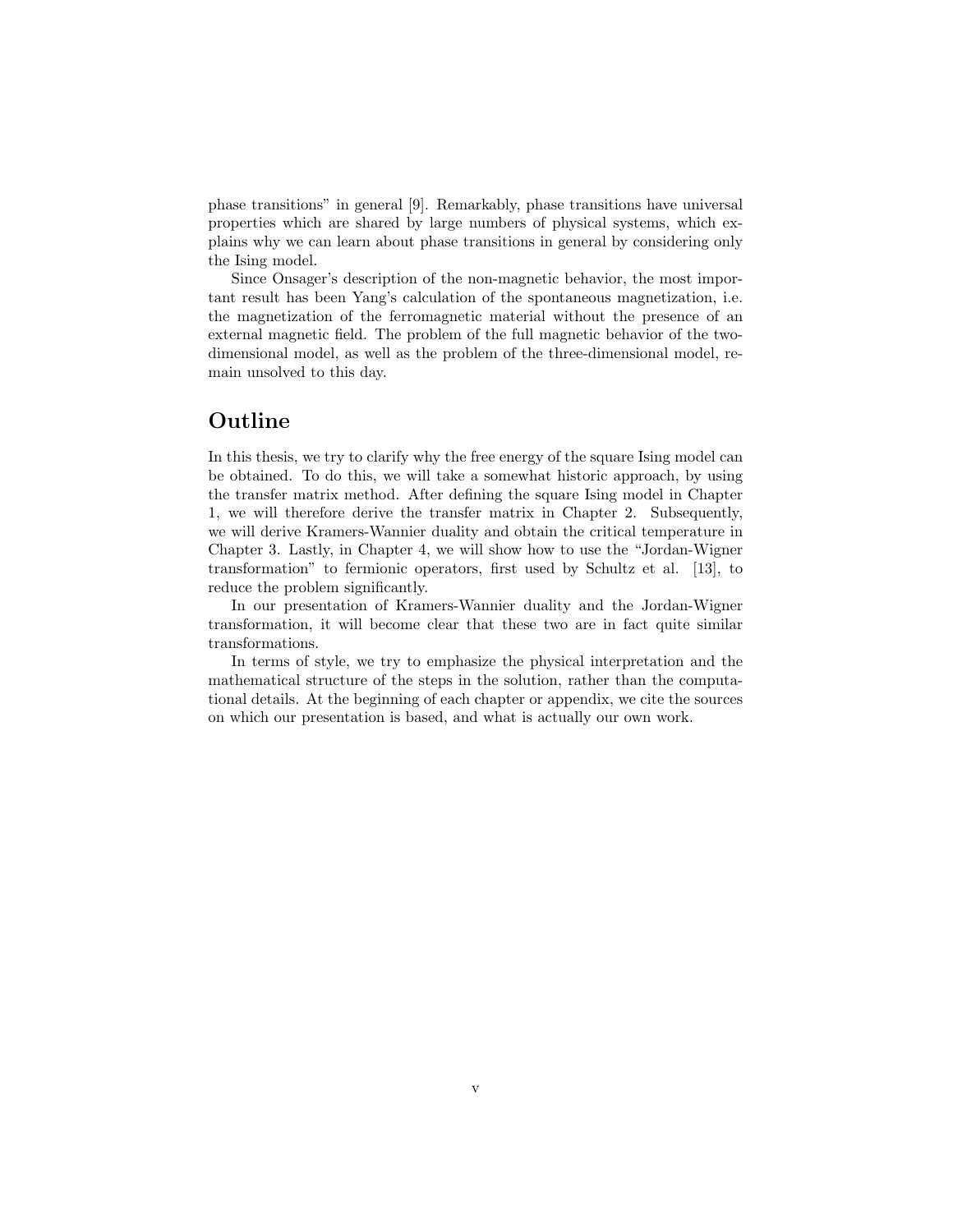phase transitions" in general [9]. Remarkably, phase transitions have universal properties which are shared by large numbers of physical systems, which explains why we can learn about phase transitions in general by considering only the Ising model.

Since Onsager's description of the non-magnetic behavior, the most important result has been Yang's calculation of the spontaneous magnetization, i.e. the magnetization of the ferromagnetic material without the presence of an external magnetic field. The problem of the full magnetic behavior of the two-dimensional model, as well as the problem of the three-dimensional model, remain unsolved to this day.

## Outline

In this thesis, we try to clarify why the free energy of the square Ising model can be obtained. To do this, we will take a somewhat historic approach, by using the transfer matrix method. After defining the square Ising model in Chapter 1, we will therefore derive the transfer matrix in Chapter 2. Subsequently, we will derive Kramers-Wannier duality and obtain the critical temperature in Chapter 3. Lastly, in Chapter 4, we will show how to use the "Jordan-Wigner transformation" to fermionic operators, first used by Schultz et al. [13], to reduce the problem significantly.

In our presentation of Kramers-Wannier duality and the Jordan-Wigner transformation, it will become clear that these two are in fact quite similar transformations.

In terms of style, we try to emphasize the physical interpretation and the mathematical structure of the steps in the solution, rather than the computational details. At the beginning of each chapter or appendix, we cite the sources on which our presentation is based, and what is actually our own work.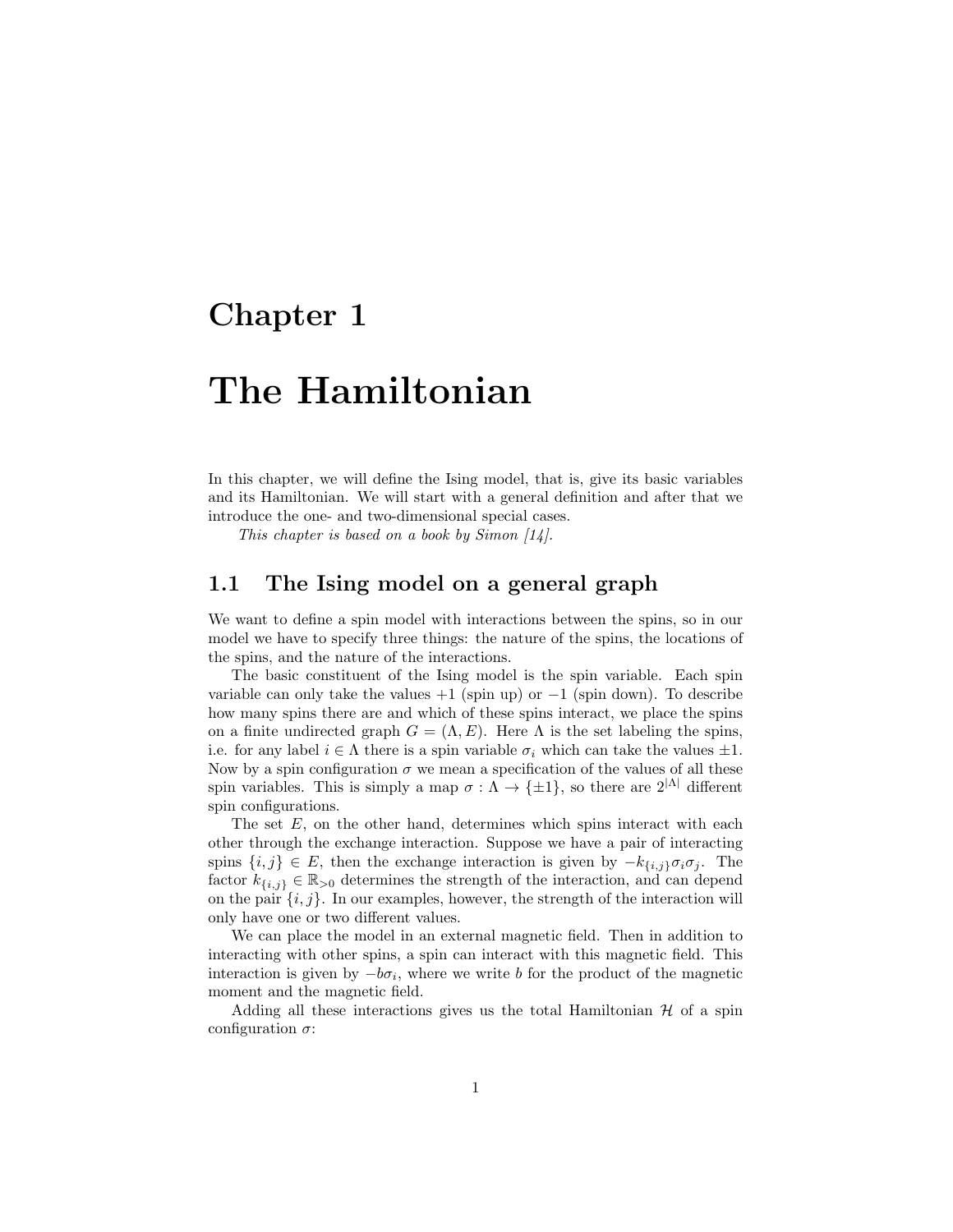# Chapter 1

# The Hamiltonian

In this chapter, we will define the Ising model, that is, give its basic variables and its Hamiltonian. We will start with a general definition and after that we introduce the one- and two-dimensional special cases.

*This chapter is based on a book by Simon [14].*

## 1.1 The Ising model on a general graph

We want to define a spin model with interactions between the spins, so in our model we have to specify three things: the nature of the spins, the locations of the spins, and the nature of the interactions.

The basic constituent of the Ising model is the spin variable. Each spin variable can only take the values $+1$ (spin up) or $-1$ (spin down). To describe how many spins there are and which of these spins interact, we place the spins on a finite undirected graph $G = (\Lambda, E)$. Here $\Lambda$ is the set labeling the spins, i.e. for any label $i \in \Lambda$ there is a spin variable $\sigma_i$ which can take the values $\pm 1$. Now by a spin configuration $\sigma$ we mean a specification of the values of all these spin variables. This is simply a map $\sigma : \Lambda \to \{\pm 1\}$, so there are $2^{|\Lambda|}$ different spin configurations.

The set $E$, on the other hand, determines which spins interact with each other through the exchange interaction. Suppose we have a pair of interacting spins $\{i, j\} \in E$, then the exchange interaction is given by $-k_{\{i,j\}}\sigma_i\sigma_j$. The factor $k_{\{i,j\}} \in \mathbb{R}_{>0}$ determines the strength of the interaction, and can depend on the pair $\{i, j\}$. In our examples, however, the strength of the interaction will only have one or two different values.

We can place the model in an external magnetic field. Then in addition to interacting with other spins, a spin can interact with this magnetic field. This interaction is given by $-b\sigma_i$, where we write $b$ for the product of the magnetic moment and the magnetic field.

Adding all these interactions gives us the total Hamiltonian $\mathcal{H}$ of a spin configuration $\sigma$: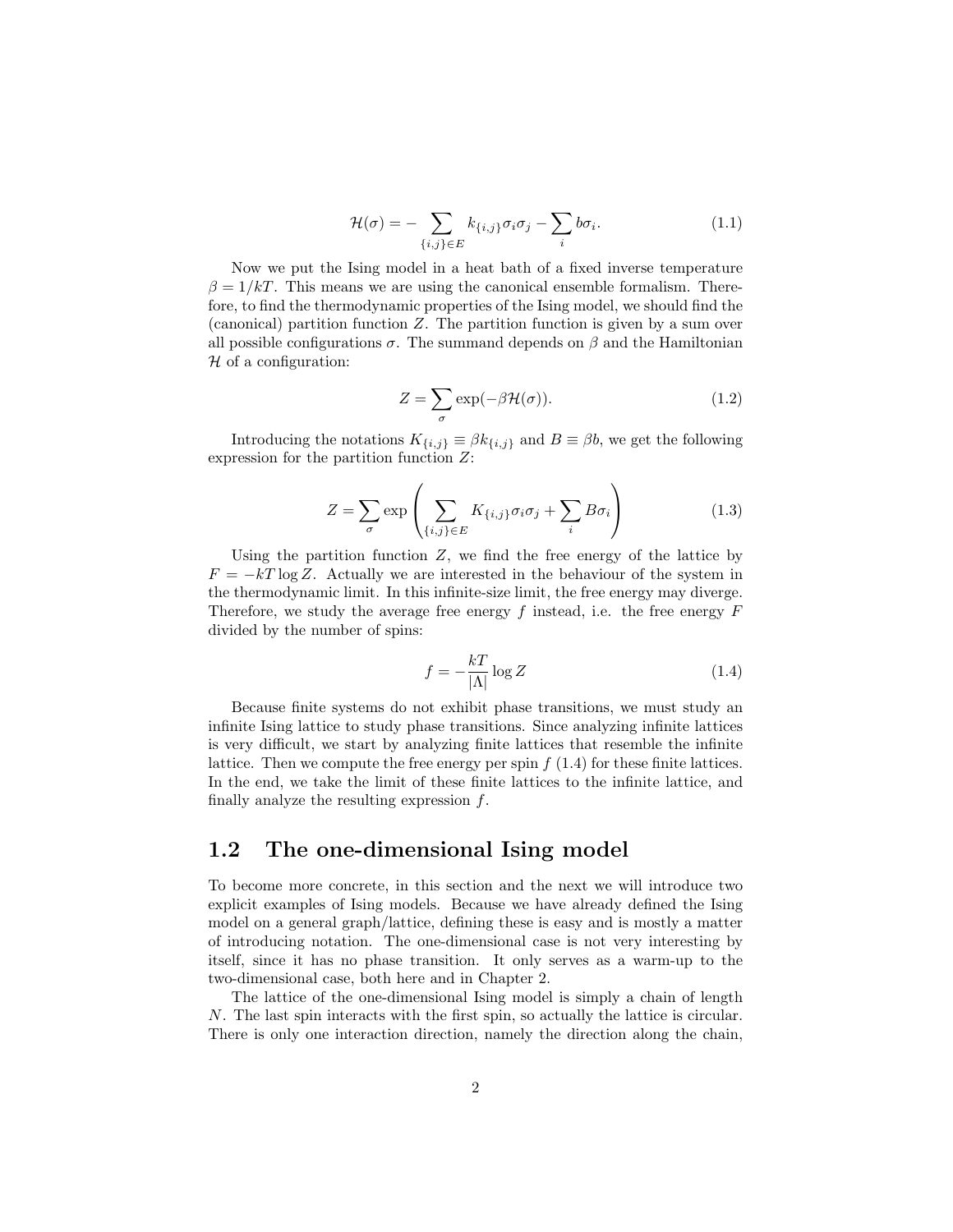$$\mathcal{H}(\sigma) = -\sum_{\{i,j\}\in E} k_{\{i,j\}}\sigma_i\sigma_j - \sum_i b\sigma_i. \tag{1.1}$$

Now we put the Ising model in a heat bath of a fixed inverse temperature $\beta = 1/kT$. This means we are using the canonical ensemble formalism. Therefore, to find the thermodynamic properties of the Ising model, we should find the (canonical) partition function $Z$. The partition function is given by a sum over all possible configurations $\sigma$. The summand depends on $\beta$ and the Hamiltonian $\mathcal{H}$ of a configuration:

$$Z = \sum_\sigma \exp(-\beta\mathcal{H}(\sigma)). \tag{1.2}$$

Introducing the notations $K_{\{i,j\}} \equiv \beta k_{\{i,j\}}$ and $B \equiv \beta b$, we get the following expression for the partition function $Z$:

$$Z = \sum_\sigma \exp\left(\sum_{\{i,j\}\in E} K_{\{i,j\}}\sigma_i\sigma_j + \sum_i B\sigma_i\right) \tag{1.3}$$

Using the partition function $Z$, we find the free energy of the lattice by $F = -kT\log Z$. Actually we are interested in the behaviour of the system in the thermodynamic limit. In this infinite-size limit, the free energy may diverge. Therefore, we study the average free energy $f$ instead, i.e. the free energy $F$ divided by the number of spins:

$$f = -\frac{kT}{|\Lambda|}\log Z \tag{1.4}$$

Because finite systems do not exhibit phase transitions, we must study an infinite Ising lattice to study phase transitions. Since analyzing infinite lattices is very difficult, we start by analyzing finite lattices that resemble the infinite lattice. Then we compute the free energy per spin $f$ (1.4) for these finite lattices. In the end, we take the limit of these finite lattices to the infinite lattice, and finally analyze the resulting expression $f$.

## 1.2 The one-dimensional Ising model

To become more concrete, in this section and the next we will introduce two explicit examples of Ising models. Because we have already defined the Ising model on a general graph/lattice, defining these is easy and is mostly a matter of introducing notation. The one-dimensional case is not very interesting by itself, since it has no phase transition. It only serves as a warm-up to the two-dimensional case, both here and in Chapter 2.

The lattice of the one-dimensional Ising model is simply a chain of length $N$. The last spin interacts with the first spin, so actually the lattice is circular. There is only one interaction direction, namely the direction along the chain,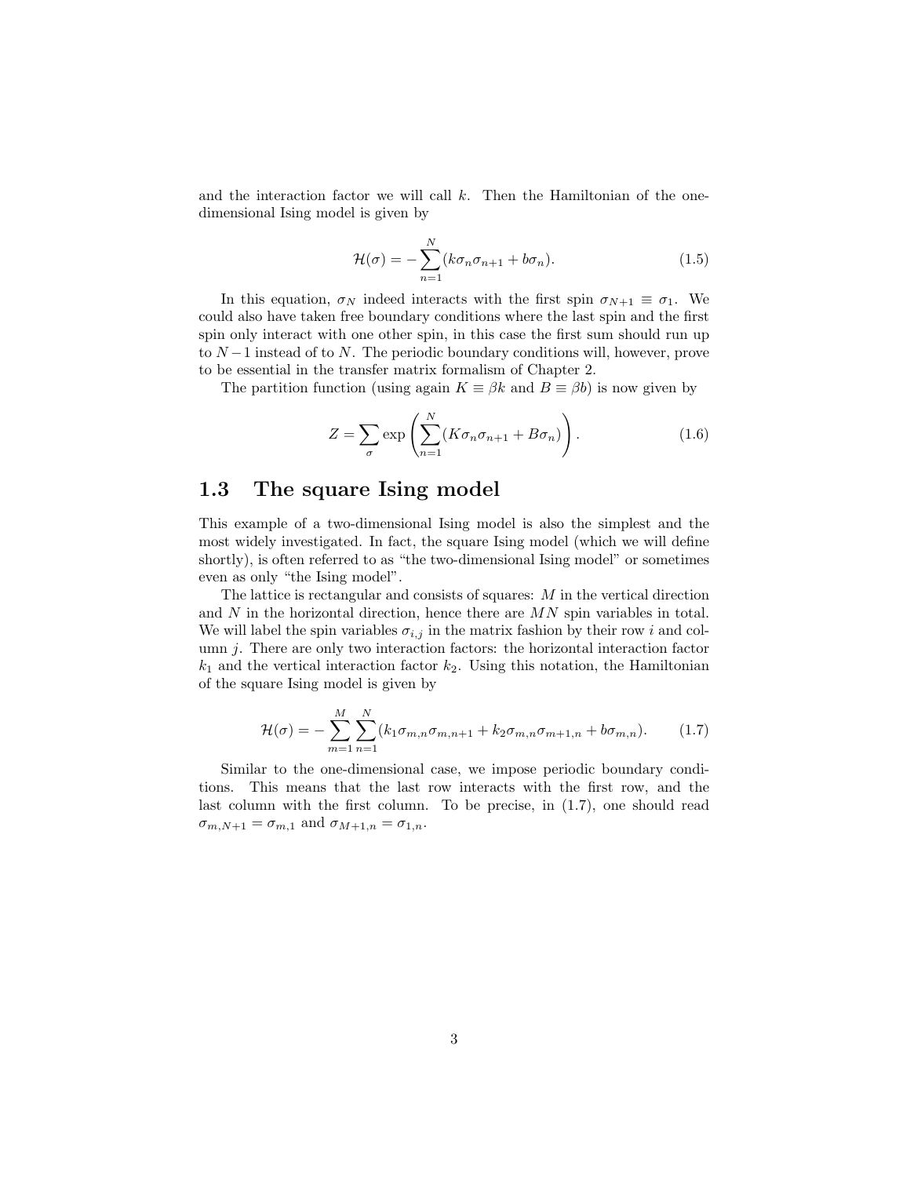and the interaction factor we will call $k$. Then the Hamiltonian of the one-dimensional Ising model is given by

$$\mathcal{H}(\sigma) = -\sum_{n=1}^{N} (k\sigma_n\sigma_{n+1} + b\sigma_n). \tag{1.5}$$

In this equation, $\sigma_N$ indeed interacts with the first spin $\sigma_{N+1} \equiv \sigma_1$. We could also have taken free boundary conditions where the last spin and the first spin only interact with one other spin, in this case the first sum should run up to $N-1$ instead of to $N$. The periodic boundary conditions will, however, prove to be essential in the transfer matrix formalism of Chapter 2.

The partition function (using again $K \equiv \beta k$ and $B \equiv \beta b$) is now given by

$$Z = \sum_{\sigma} \exp\left(\sum_{n=1}^{N} (K\sigma_n\sigma_{n+1} + B\sigma_n)\right). \tag{1.6}$$

## 1.3 The square Ising model

This example of a two-dimensional Ising model is also the simplest and the most widely investigated. In fact, the square Ising model (which we will define shortly), is often referred to as "the two-dimensional Ising model" or sometimes even as only "the Ising model".

The lattice is rectangular and consists of squares: $M$ in the vertical direction and $N$ in the horizontal direction, hence there are $MN$ spin variables in total. We will label the spin variables $\sigma_{i,j}$ in the matrix fashion by their row $i$ and column $j$. There are only two interaction factors: the horizontal interaction factor $k_1$ and the vertical interaction factor $k_2$. Using this notation, the Hamiltonian of the square Ising model is given by

$$\mathcal{H}(\sigma) = -\sum_{m=1}^{M}\sum_{n=1}^{N} (k_1\sigma_{m,n}\sigma_{m,n+1} + k_2\sigma_{m,n}\sigma_{m+1,n} + b\sigma_{m,n}). \tag{1.7}$$

Similar to the one-dimensional case, we impose periodic boundary conditions. This means that the last row interacts with the first row, and the last column with the first column. To be precise, in (1.7), one should read $\sigma_{m,N+1} = \sigma_{m,1}$ and $\sigma_{M+1,n} = \sigma_{1,n}$.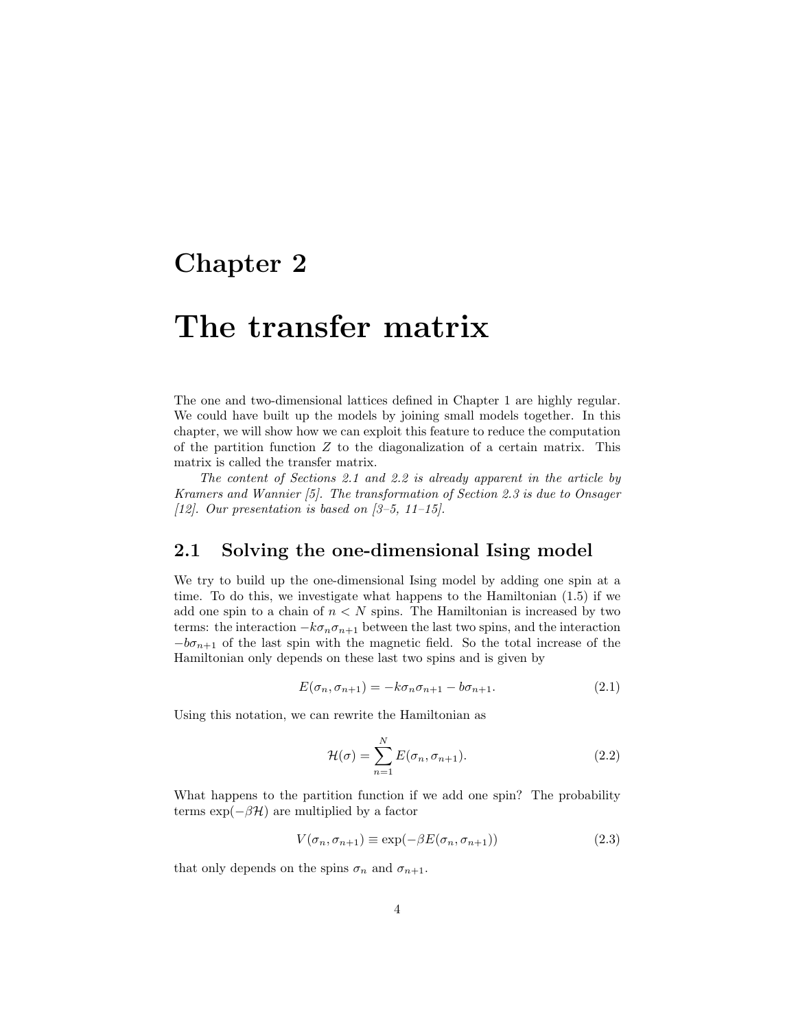# Chapter 2

# The transfer matrix

The one and two-dimensional lattices defined in Chapter 1 are highly regular. We could have built up the models by joining small models together. In this chapter, we will show how we can exploit this feature to reduce the computation of the partition function $Z$ to the diagonalization of a certain matrix. This matrix is called the transfer matrix.

*The content of Sections 2.1 and 2.2 is already apparent in the article by Kramers and Wannier [5]. The transformation of Section 2.3 is due to Onsager [12]. Our presentation is based on [3–5, 11–15].*

## 2.1 Solving the one-dimensional Ising model

We try to build up the one-dimensional Ising model by adding one spin at a time. To do this, we investigate what happens to the Hamiltonian (1.5) if we add one spin to a chain of $n < N$ spins. The Hamiltonian is increased by two terms: the interaction $-k\sigma_n\sigma_{n+1}$ between the last two spins, and the interaction $-b\sigma_{n+1}$ of the last spin with the magnetic field. So the total increase of the Hamiltonian only depends on these last two spins and is given by

$$E(\sigma_n, \sigma_{n+1}) = -k\sigma_n\sigma_{n+1} - b\sigma_{n+1}. \tag{2.1}$$

Using this notation, we can rewrite the Hamiltonian as

$$\mathcal{H}(\sigma) = \sum_{n=1}^{N} E(\sigma_n, \sigma_{n+1}). \tag{2.2}$$

What happens to the partition function if we add one spin? The probability terms $\exp(-\beta\mathcal{H})$ are multiplied by a factor

$$V(\sigma_n, \sigma_{n+1}) \equiv \exp(-\beta E(\sigma_n, \sigma_{n+1})) \tag{2.3}$$

that only depends on the spins $\sigma_n$ and $\sigma_{n+1}$.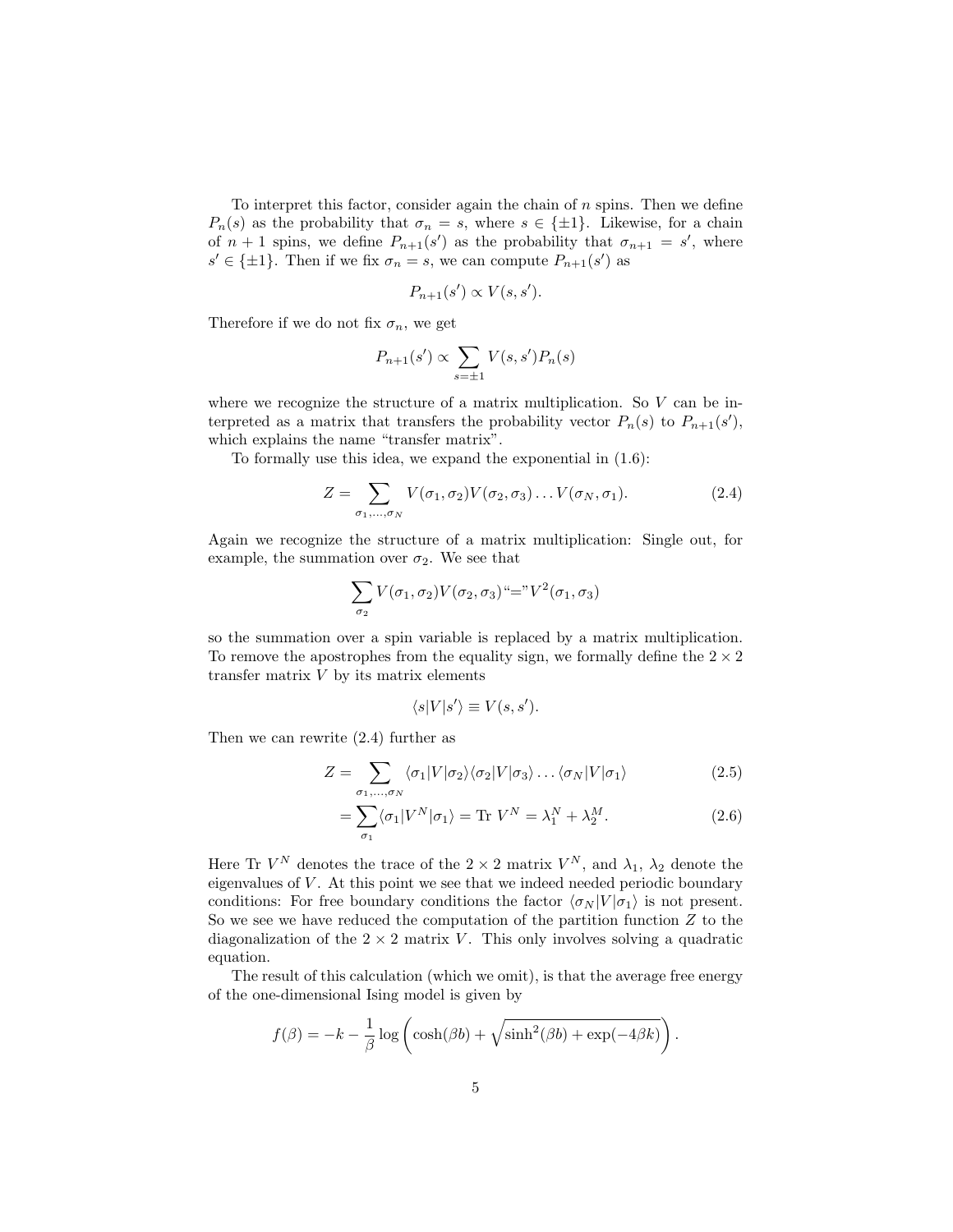To interpret this factor, consider again the chain of $n$ spins. Then we define $P_n(s)$ as the probability that $\sigma_n = s$, where $s \in \{\pm 1\}$. Likewise, for a chain of $n+1$ spins, we define $P_{n+1}(s')$ as the probability that $\sigma_{n+1} = s'$, where $s' \in \{\pm 1\}$. Then if we fix $\sigma_n = s$, we can compute $P_{n+1}(s')$ as

$$P_{n+1}(s') \propto V(s, s').$$

Therefore if we do not fix $\sigma_n$, we get

$$P_{n+1}(s') \propto \sum_{s=\pm 1} V(s, s') P_n(s)$$

where we recognize the structure of a matrix multiplication. So $V$ can be interpreted as a matrix that transfers the probability vector $P_n(s)$ to $P_{n+1}(s')$, which explains the name "transfer matrix".

To formally use this idea, we expand the exponential in (1.6):

$$Z = \sum_{\sigma_1, \ldots, \sigma_N} V(\sigma_1, \sigma_2) V(\sigma_2, \sigma_3) \ldots V(\sigma_N, \sigma_1). \tag{2.4}$$

Again we recognize the structure of a matrix multiplication: Single out, for example, the summation over $\sigma_2$. We see that

$$\sum_{\sigma_2} V(\sigma_1, \sigma_2) V(\sigma_2, \sigma_3) \text{“=”} V^2(\sigma_1, \sigma_3)$$

so the summation over a spin variable is replaced by a matrix multiplication. To remove the apostrophes from the equality sign, we formally define the $2 \times 2$ transfer matrix $V$ by its matrix elements

$$\langle s | V | s' \rangle \equiv V(s, s').$$

Then we can rewrite (2.4) further as

$$Z = \sum_{\sigma_1, \ldots, \sigma_N} \langle \sigma_1 | V | \sigma_2 \rangle \langle \sigma_2 | V | \sigma_3 \rangle \ldots \langle \sigma_N | V | \sigma_1 \rangle \tag{2.5}$$

$$= \sum_{\sigma_1} \langle \sigma_1 | V^N | \sigma_1 \rangle = \text{Tr } V^N = \lambda_1^N + \lambda_2^M. \tag{2.6}$$

Here Tr $V^N$ denotes the trace of the $2 \times 2$ matrix $V^N$, and $\lambda_1$, $\lambda_2$ denote the eigenvalues of $V$. At this point we see that we indeed needed periodic boundary conditions: For free boundary conditions the factor $\langle \sigma_N | V | \sigma_1 \rangle$ is not present. So we see we have reduced the computation of the partition function $Z$ to the diagonalization of the $2 \times 2$ matrix $V$. This only involves solving a quadratic equation.

The result of this calculation (which we omit), is that the average free energy of the one-dimensional Ising model is given by

$$f(\beta) = -k - \frac{1}{\beta} \log \left( \cosh(\beta b) + \sqrt{\sinh^2(\beta b) + \exp(-4\beta k)} \right).$$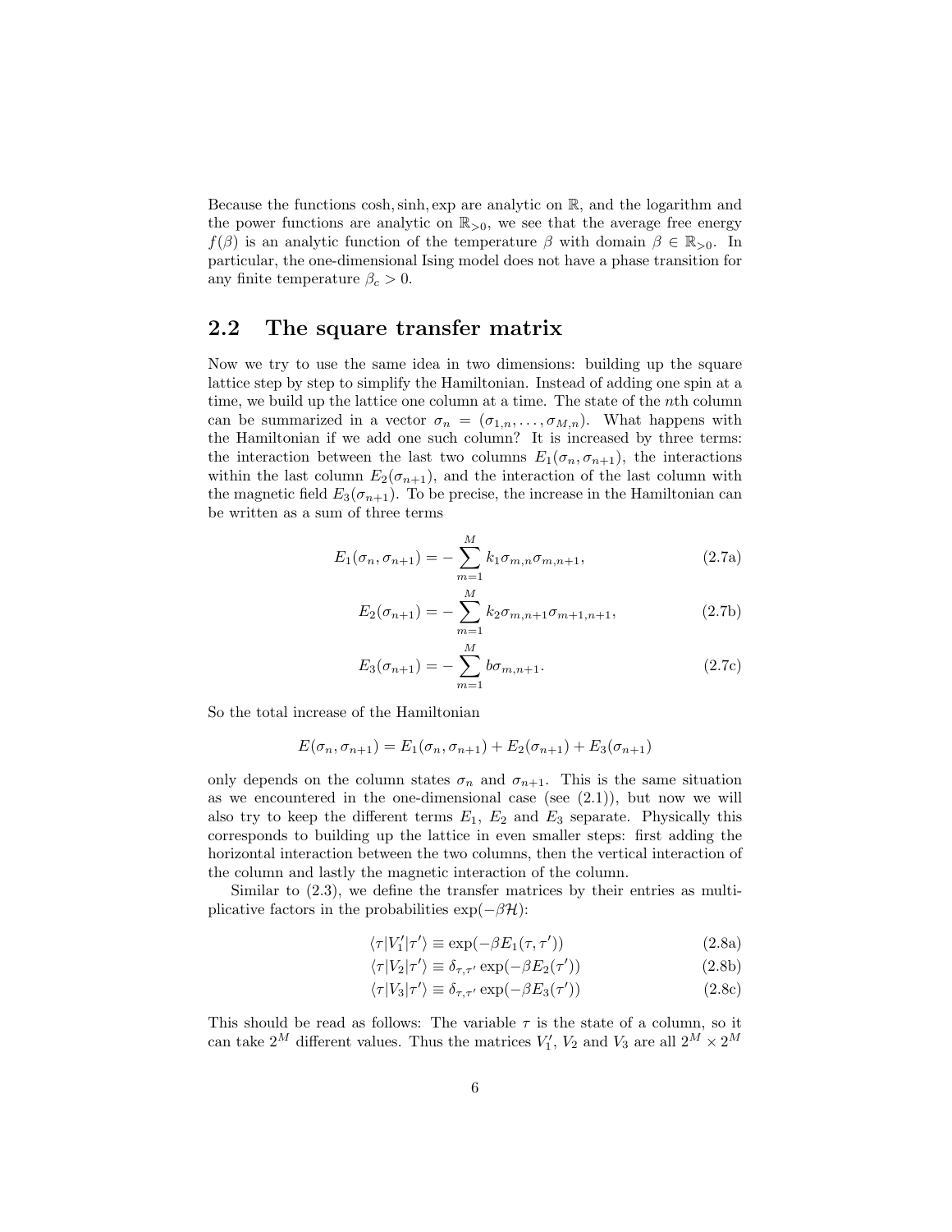Because the functions cosh, sinh, exp are analytic on $\mathbb{R}$, and the logarithm and the power functions are analytic on $\mathbb{R}_{>0}$, we see that the average free energy $f(\beta)$ is an analytic function of the temperature $\beta$ with domain $\beta \in \mathbb{R}_{>0}$. In particular, the one-dimensional Ising model does not have a phase transition for any finite temperature $\beta_c > 0$.

## 2.2 The square transfer matrix

Now we try to use the same idea in two dimensions: building up the square lattice step by step to simplify the Hamiltonian. Instead of adding one spin at a time, we build up the lattice one column at a time. The state of the $n$th column can be summarized in a vector $\sigma_n = (\sigma_{1,n}, \ldots, \sigma_{M,n})$. What happens with the Hamiltonian if we add one such column? It is increased by three terms: the interaction between the last two columns $E_1(\sigma_n, \sigma_{n+1})$, the interactions within the last column $E_2(\sigma_{n+1})$, and the interaction of the last column with the magnetic field $E_3(\sigma_{n+1})$. To be precise, the increase in the Hamiltonian can be written as a sum of three terms

$$E_1(\sigma_n, \sigma_{n+1}) = -\sum_{m=1}^{M} k_1 \sigma_{m,n} \sigma_{m,n+1}, \tag{2.7a}$$

$$E_2(\sigma_{n+1}) = -\sum_{m=1}^{M} k_2 \sigma_{m,n+1} \sigma_{m+1,n+1}, \tag{2.7b}$$

$$E_3(\sigma_{n+1}) = -\sum_{m=1}^{M} b \sigma_{m,n+1}. \tag{2.7c}$$

So the total increase of the Hamiltonian

$$E(\sigma_n, \sigma_{n+1}) = E_1(\sigma_n, \sigma_{n+1}) + E_2(\sigma_{n+1}) + E_3(\sigma_{n+1})$$

only depends on the column states $\sigma_n$ and $\sigma_{n+1}$. This is the same situation as we encountered in the one-dimensional case (see (2.1)), but now we will also try to keep the different terms $E_1$, $E_2$ and $E_3$ separate. Physically this corresponds to building up the lattice in even smaller steps: first adding the horizontal interaction between the two columns, then the vertical interaction of the column and lastly the magnetic interaction of the column.

Similar to (2.3), we define the transfer matrices by their entries as multiplicative factors in the probabilities $\exp(-\beta \mathcal{H})$:

$$\langle \tau | V_1' | \tau' \rangle \equiv \exp(-\beta E_1(\tau, \tau')) \tag{2.8a}$$

$$\langle \tau | V_2 | \tau' \rangle \equiv \delta_{\tau,\tau'} \exp(-\beta E_2(\tau')) \tag{2.8b}$$

$$\langle \tau | V_3 | \tau' \rangle \equiv \delta_{\tau,\tau'} \exp(-\beta E_3(\tau')) \tag{2.8c}$$

This should be read as follows: The variable $\tau$ is the state of a column, so it can take $2^M$ different values. Thus the matrices $V_1'$, $V_2$ and $V_3$ are all $2^M \times 2^M$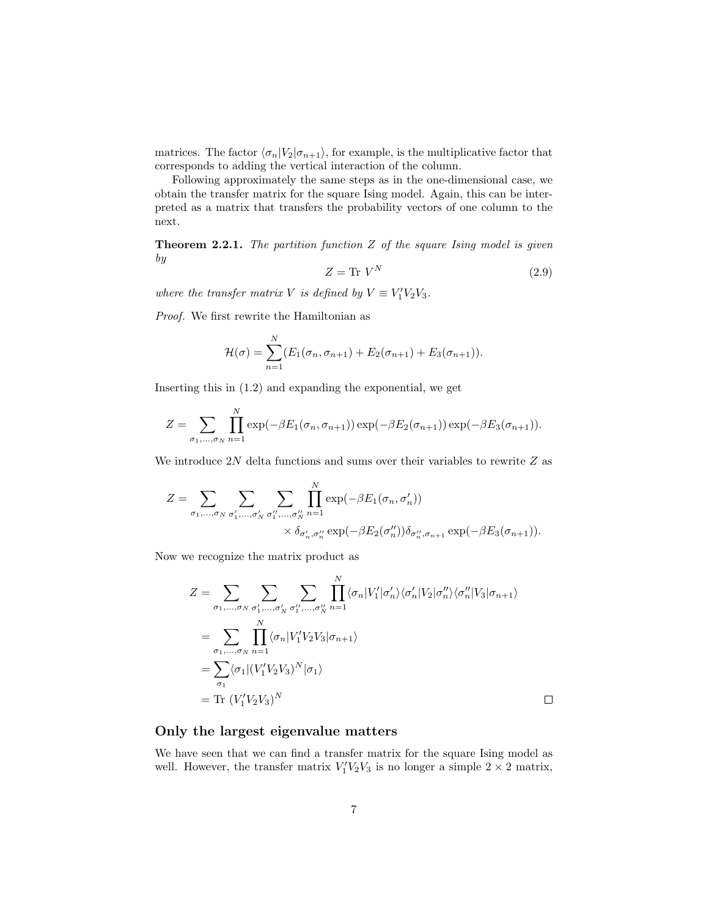matrices. The factor $\langle \sigma_n | V_2 | \sigma_{n+1} \rangle$, for example, is the multiplicative factor that corresponds to adding the vertical interaction of the column.

Following approximately the same steps as in the one-dimensional case, we obtain the transfer matrix for the square Ising model. Again, this can be interpreted as a matrix that transfers the probability vectors of one column to the next.

**Theorem 2.2.1.** *The partition function $Z$ of the square Ising model is given by*

$$Z = \text{Tr } V^N \tag{2.9}$$

*where the transfer matrix $V$ is defined by $V \equiv V_1' V_2 V_3$.*

*Proof.* We first rewrite the Hamiltonian as

$$\mathcal{H}(\sigma) = \sum_{n=1}^{N} (E_1(\sigma_n, \sigma_{n+1}) + E_2(\sigma_{n+1}) + E_3(\sigma_{n+1})).$$

Inserting this in (1.2) and expanding the exponential, we get

$$Z = \sum_{\sigma_1, \ldots, \sigma_N} \prod_{n=1}^{N} \exp(-\beta E_1(\sigma_n, \sigma_{n+1})) \exp(-\beta E_2(\sigma_{n+1})) \exp(-\beta E_3(\sigma_{n+1})).$$

We introduce $2N$ delta functions and sums over their variables to rewrite $Z$ as

$$Z = \sum_{\sigma_1, \ldots, \sigma_N} \sum_{\sigma_1', \ldots, \sigma_N'} \sum_{\sigma_1'', \ldots, \sigma_N''} \prod_{n=1}^{N} \exp(-\beta E_1(\sigma_n, \sigma_n')) \times \delta_{\sigma_n', \sigma_n''} \exp(-\beta E_2(\sigma_n'')) \delta_{\sigma_n'', \sigma_{n+1}} \exp(-\beta E_3(\sigma_{n+1})).$$

Now we recognize the matrix product as

$$\begin{aligned}
Z &= \sum_{\sigma_1, \ldots, \sigma_N} \sum_{\sigma_1', \ldots, \sigma_N'} \sum_{\sigma_1'', \ldots, \sigma_N''} \prod_{n=1}^{N} \langle \sigma_n | V_1' | \sigma_n' \rangle \langle \sigma_n' | V_2 | \sigma_n'' \rangle \langle \sigma_n'' | V_3 | \sigma_{n+1} \rangle \\
&= \sum_{\sigma_1, \ldots, \sigma_N} \prod_{n=1}^{N} \langle \sigma_n | V_1' V_2 V_3 | \sigma_{n+1} \rangle \\
&= \sum_{\sigma_1} \langle \sigma_1 | (V_1' V_2 V_3)^N | \sigma_1 \rangle \\
&= \text{Tr } (V_1' V_2 V_3)^N
\end{aligned}$$

□

### Only the largest eigenvalue matters

We have seen that we can find a transfer matrix for the square Ising model as well. However, the transfer matrix $V_1' V_2 V_3$ is no longer a simple $2 \times 2$ matrix,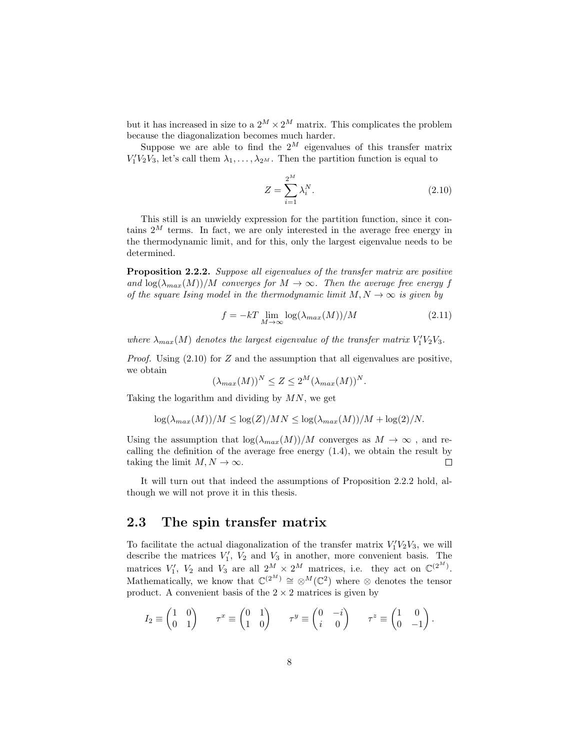but it has increased in size to a $2^M \times 2^M$ matrix. This complicates the problem because the diagonalization becomes much harder.

Suppose we are able to find the $2^M$ eigenvalues of this transfer matrix $V_1'V_2V_3$, let's call them $\lambda_1, \dots, \lambda_{2^M}$. Then the partition function is equal to

$$Z = \sum_{i=1}^{2^M} \lambda_i^N. \tag{2.10}$$

This still is an unwieldy expression for the partition function, since it contains $2^M$ terms. In fact, we are only interested in the average free energy in the thermodynamic limit, and for this, only the largest eigenvalue needs to be determined.

**Proposition 2.2.2.** *Suppose all eigenvalues of the transfer matrix are positive and $\log(\lambda_{max}(M))/M$ converges for $M \to \infty$. Then the average free energy $f$ of the square Ising model in the thermodynamic limit $M, N \to \infty$ is given by*

$$f = -kT \lim_{M\to\infty} \log(\lambda_{max}(M))/M \tag{2.11}$$

*where $\lambda_{max}(M)$ denotes the largest eigenvalue of the transfer matrix $V_1'V_2V_3$.*

*Proof.* Using (2.10) for $Z$ and the assumption that all eigenvalues are positive, we obtain

$$(\lambda_{max}(M))^N \leq Z \leq 2^M(\lambda_{max}(M))^N.$$

Taking the logarithm and dividing by $MN$, we get

$$\log(\lambda_{max}(M))/M \leq \log(Z)/MN \leq \log(\lambda_{max}(M))/M + \log(2)/N.$$

Using the assumption that $\log(\lambda_{max}(M))/M$ converges as $M \to \infty$ , and recalling the definition of the average free energy (1.4), we obtain the result by taking the limit $M, N \to \infty$. $\square$

It will turn out that indeed the assumptions of Proposition 2.2.2 hold, although we will not prove it in this thesis.

## 2.3 The spin transfer matrix

To facilitate the actual diagonalization of the transfer matrix $V_1'V_2V_3$, we will describe the matrices $V_1'$, $V_2$ and $V_3$ in another, more convenient basis. The matrices $V_1'$, $V_2$ and $V_3$ are all $2^M \times 2^M$ matrices, i.e. they act on $\mathbb{C}^{(2^M)}$. Mathematically, we know that $\mathbb{C}^{(2^M)} \cong \otimes^M(\mathbb{C}^2)$ where $\otimes$ denotes the tensor product. A convenient basis of the $2 \times 2$ matrices is given by

$$I_2 \equiv \begin{pmatrix} 1 & 0 \\ 0 & 1 \end{pmatrix} \qquad \tau^x \equiv \begin{pmatrix} 0 & 1 \\ 1 & 0 \end{pmatrix} \qquad \tau^y \equiv \begin{pmatrix} 0 & -i \\ i & 0 \end{pmatrix} \qquad \tau^z \equiv \begin{pmatrix} 1 & 0 \\ 0 & -1 \end{pmatrix}.$$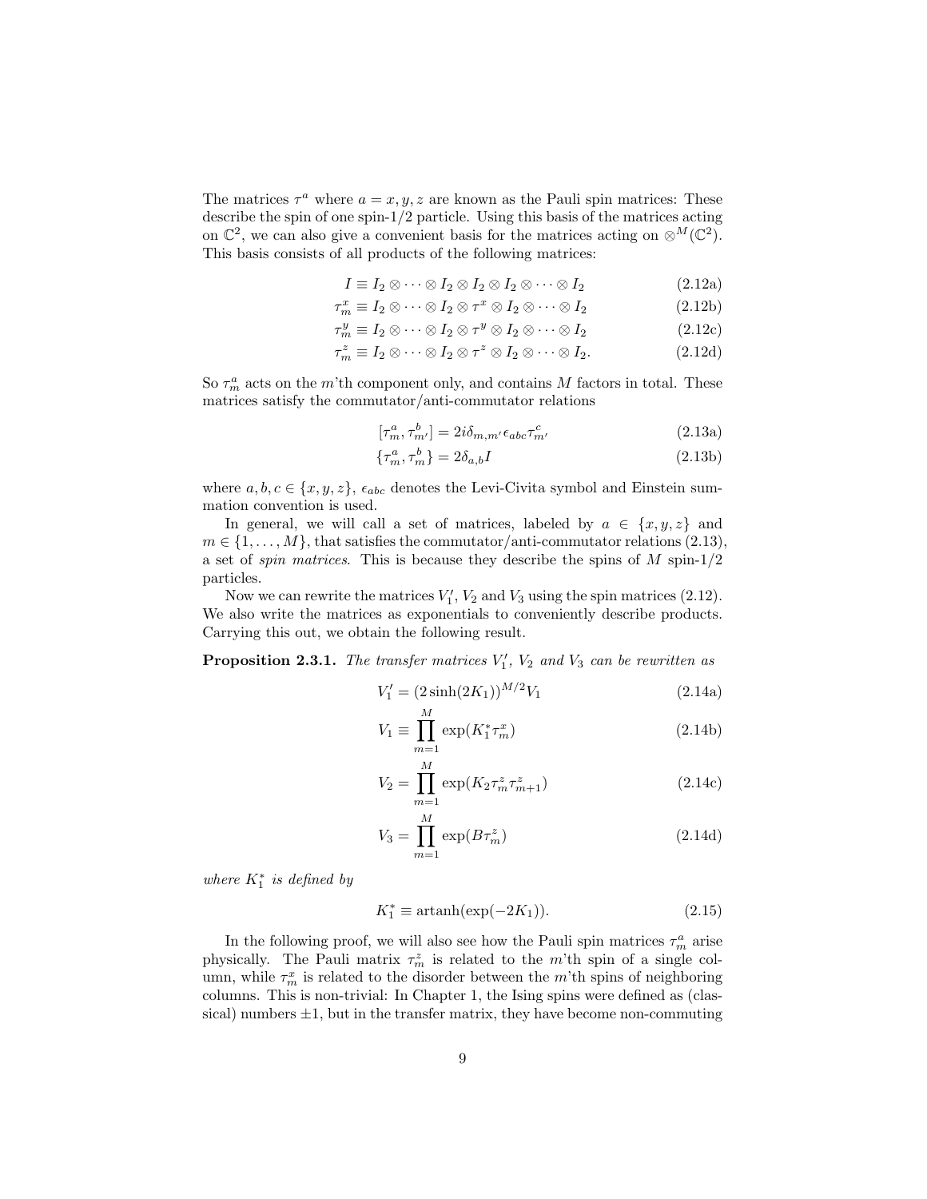The matrices $\tau^a$ where $a = x, y, z$ are known as the Pauli spin matrices: These describe the spin of one spin-1/2 particle. Using this basis of the matrices acting on $\mathbb{C}^2$, we can also give a convenient basis for the matrices acting on $\otimes^M(\mathbb{C}^2)$. This basis consists of all products of the following matrices:

$$I \equiv I_2 \otimes \cdots \otimes I_2 \otimes I_2 \otimes I_2 \otimes \cdots \otimes I_2 \tag{2.12a}$$

$$\tau_m^x \equiv I_2 \otimes \cdots \otimes I_2 \otimes \tau^x \otimes I_2 \otimes \cdots \otimes I_2 \tag{2.12b}$$

$$\tau_m^y \equiv I_2 \otimes \cdots \otimes I_2 \otimes \tau^y \otimes I_2 \otimes \cdots \otimes I_2 \tag{2.12c}$$

$$\tau_m^z \equiv I_2 \otimes \cdots \otimes I_2 \otimes \tau^z \otimes I_2 \otimes \cdots \otimes I_2. \tag{2.12d}$$

So $\tau_m^a$ acts on the $m$'th component only, and contains $M$ factors in total. These matrices satisfy the commutator/anti-commutator relations

$$[\tau_m^a, \tau_{m'}^b] = 2i\delta_{m,m'}\epsilon_{abc}\tau_{m'}^c \tag{2.13a}$$

$$\{\tau_m^a, \tau_m^b\} = 2\delta_{a,b}I \tag{2.13b}$$

where $a, b, c \in \{x, y, z\}$, $\epsilon_{abc}$ denotes the Levi-Civita symbol and Einstein summation convention is used.

In general, we will call a set of matrices, labeled by $a \in \{x, y, z\}$ and $m \in \{1, \ldots, M\}$, that satisfies the commutator/anti-commutator relations (2.13), a set of *spin matrices*. This is because they describe the spins of $M$ spin-1/2 particles.

Now we can rewrite the matrices $V_1'$, $V_2$ and $V_3$ using the spin matrices (2.12). We also write the matrices as exponentials to conveniently describe products. Carrying this out, we obtain the following result.

**Proposition 2.3.1.** *The transfer matrices $V_1'$, $V_2$ and $V_3$ can be rewritten as*

$$V_1' = (2\sinh(2K_1))^{M/2}V_1 \tag{2.14a}$$

$$V_1 \equiv \prod_{m=1}^{M} \exp(K_1^* \tau_m^x) \tag{2.14b}$$

$$V_2 = \prod_{m=1}^{M} \exp(K_2 \tau_m^z \tau_{m+1}^z) \tag{2.14c}$$

$$V_3 = \prod_{m=1}^{M} \exp(B\tau_m^z) \tag{2.14d}$$

*where $K_1^*$ is defined by*

$$K_1^* \equiv \operatorname{artanh}(\exp(-2K_1)). \tag{2.15}$$

In the following proof, we will also see how the Pauli spin matrices $\tau_m^a$ arise physically. The Pauli matrix $\tau_m^z$ is related to the $m$'th spin of a single column, while $\tau_m^x$ is related to the disorder between the $m$'th spins of neighboring columns. This is non-trivial: In Chapter 1, the Ising spins were defined as (classical) numbers $\pm 1$, but in the transfer matrix, they have become non-commuting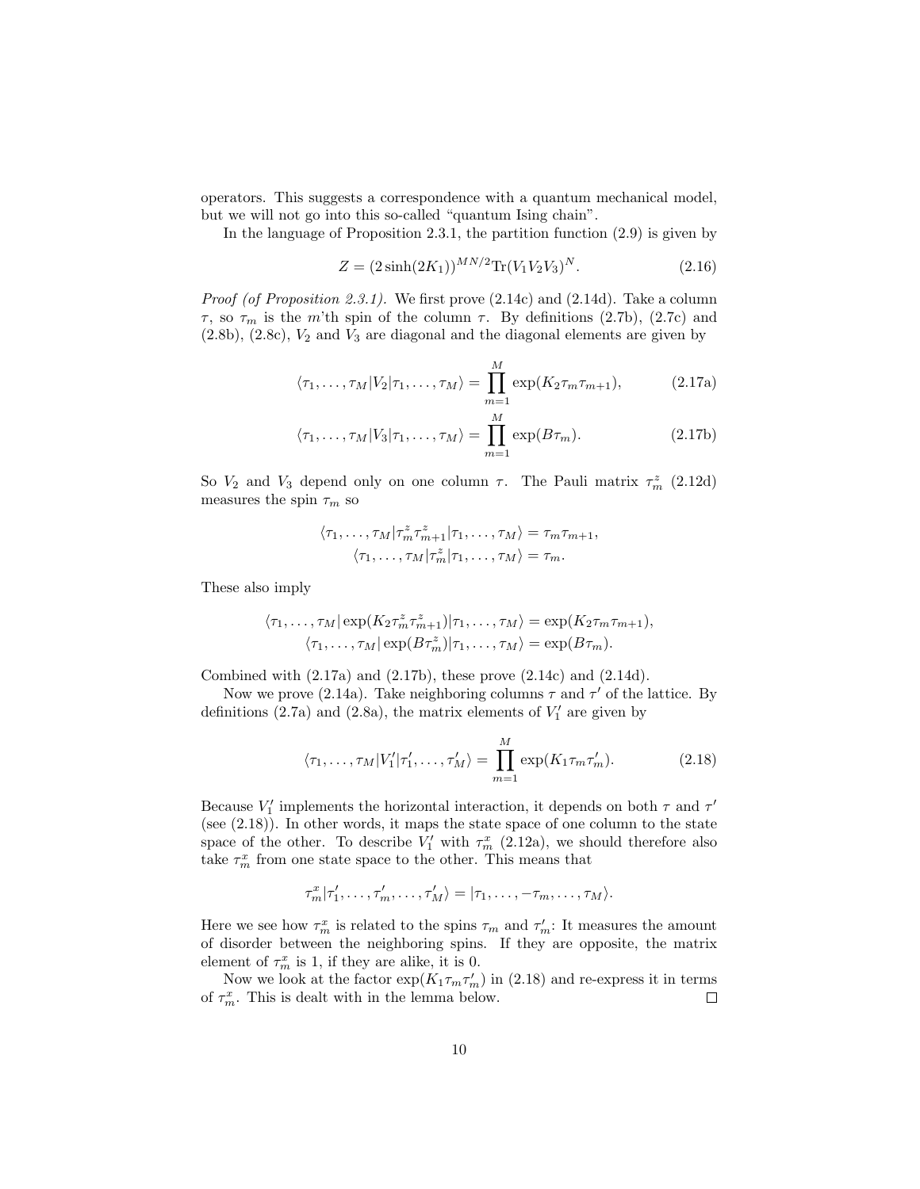operators. This suggests a correspondence with a quantum mechanical model, but we will not go into this so-called "quantum Ising chain".

In the language of Proposition 2.3.1, the partition function (2.9) is given by

$$Z = (2\sinh(2K_1))^{MN/2}\mathrm{Tr}(V_1V_2V_3)^N. \tag{2.16}$$

*Proof (of Proposition 2.3.1).* We first prove (2.14c) and (2.14d). Take a column $\tau$, so $\tau_m$ is the $m$'th spin of the column $\tau$. By definitions (2.7b), (2.7c) and (2.8b), (2.8c), $V_2$ and $V_3$ are diagonal and the diagonal elements are given by

$$\langle \tau_1,\ldots,\tau_M|V_2|\tau_1,\ldots,\tau_M\rangle = \prod_{m=1}^{M}\exp(K_2\tau_m\tau_{m+1}), \tag{2.17a}$$

$$\langle \tau_1,\ldots,\tau_M|V_3|\tau_1,\ldots,\tau_M\rangle = \prod_{m=1}^{M}\exp(B\tau_m). \tag{2.17b}$$

So $V_2$ and $V_3$ depend only on one column $\tau$. The Pauli matrix $\tau_m^z$ (2.12d) measures the spin $\tau_m$ so

$$\langle \tau_1,\ldots,\tau_M|\tau_m^z\tau_{m+1}^z|\tau_1,\ldots,\tau_M\rangle = \tau_m\tau_{m+1},$$
$$\langle \tau_1,\ldots,\tau_M|\tau_m^z|\tau_1,\ldots,\tau_M\rangle = \tau_m.$$

These also imply

$$\langle \tau_1,\ldots,\tau_M|\exp(K_2\tau_m^z\tau_{m+1}^z)|\tau_1,\ldots,\tau_M\rangle = \exp(K_2\tau_m\tau_{m+1}),$$
$$\langle \tau_1,\ldots,\tau_M|\exp(B\tau_m^z)|\tau_1,\ldots,\tau_M\rangle = \exp(B\tau_m).$$

Combined with (2.17a) and (2.17b), these prove (2.14c) and (2.14d).

Now we prove (2.14a). Take neighboring columns $\tau$ and $\tau'$ of the lattice. By definitions (2.7a) and (2.8a), the matrix elements of $V_1'$ are given by

$$\langle \tau_1,\ldots,\tau_M|V_1'|\tau_1',\ldots,\tau_M'\rangle = \prod_{m=1}^{M}\exp(K_1\tau_m\tau_m'). \tag{2.18}$$

Because $V_1'$ implements the horizontal interaction, it depends on both $\tau$ and $\tau'$ (see (2.18)). In other words, it maps the state space of one column to the state space of the other. To describe $V_1'$ with $\tau_m^x$ (2.12a), we should therefore also take $\tau_m^x$ from one state space to the other. This means that

$$\tau_m^x|\tau_1',\ldots,\tau_m',\ldots,\tau_M'\rangle = |\tau_1,\ldots,-\tau_m,\ldots,\tau_M\rangle.$$

Here we see how $\tau_m^x$ is related to the spins $\tau_m$ and $\tau_m'$: It measures the amount of disorder between the neighboring spins. If they are opposite, the matrix element of $\tau_m^x$ is 1, if they are alike, it is 0.

Now we look at the factor $\exp(K_1\tau_m\tau_m')$ in (2.18) and re-express it in terms of $\tau_m^x$. This is dealt with in the lemma below. □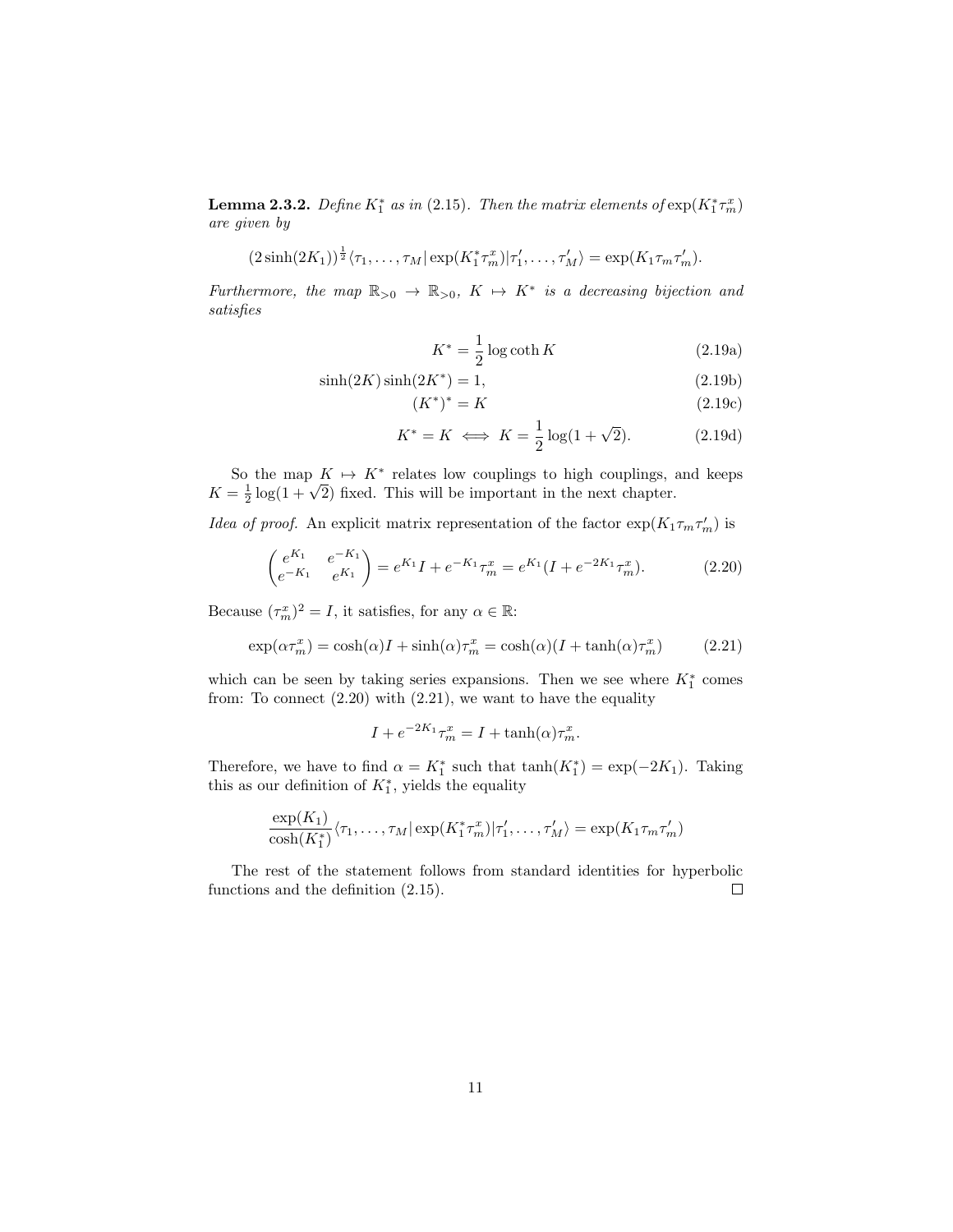**Lemma 2.3.2.** *Define $K_1^*$ as in (2.15). Then the matrix elements of* $\exp(K_1^*\tau_m^x)$ *are given by*

$$(2\sinh(2K_1))^{\frac{1}{2}}\langle \tau_1,\ldots,\tau_M|\exp(K_1^*\tau_m^x)|\tau_1',\ldots,\tau_M'\rangle = \exp(K_1\tau_m\tau_m').$$

*Furthermore, the map $\mathbb{R}_{>0}\to\mathbb{R}_{>0}$, $K\mapsto K^*$ is a decreasing bijection and satisfies*

$$K^* = \frac{1}{2}\log\coth K \tag{2.19a}$$

$$\sinh(2K)\sinh(2K^*) = 1, \tag{2.19b}$$

$$(K^*)^* = K \tag{2.19c}$$

$$K^* = K \iff K = \frac{1}{2}\log(1+\sqrt{2}). \tag{2.19d}$$

So the map $K\mapsto K^*$ relates low couplings to high couplings, and keeps $K = \frac{1}{2}\log(1+\sqrt{2})$ fixed. This will be important in the next chapter.

*Idea of proof.* An explicit matrix representation of the factor $\exp(K_1\tau_m\tau_m')$ is

$$\begin{pmatrix} e^{K_1} & e^{-K_1} \\ e^{-K_1} & e^{K_1}\end{pmatrix} = e^{K_1}I + e^{-K_1}\tau_m^x = e^{K_1}(I + e^{-2K_1}\tau_m^x). \tag{2.20}$$

Because $(\tau_m^x)^2 = I$, it satisfies, for any $\alpha\in\mathbb{R}$:

$$\exp(\alpha\tau_m^x) = \cosh(\alpha)I + \sinh(\alpha)\tau_m^x = \cosh(\alpha)(I + \tanh(\alpha)\tau_m^x) \tag{2.21}$$

which can be seen by taking series expansions. Then we see where $K_1^*$ comes from: To connect (2.20) with (2.21), we want to have the equality

$$I + e^{-2K_1}\tau_m^x = I + \tanh(\alpha)\tau_m^x.$$

Therefore, we have to find $\alpha = K_1^*$ such that $\tanh(K_1^*) = \exp(-2K_1)$. Taking this as our definition of $K_1^*$, yields the equality

$$\frac{\exp(K_1)}{\cosh(K_1^*)}\langle \tau_1,\ldots,\tau_M|\exp(K_1^*\tau_m^x)|\tau_1',\ldots,\tau_M'\rangle = \exp(K_1\tau_m\tau_m')$$

The rest of the statement follows from standard identities for hyperbolic functions and the definition (2.15). $\square$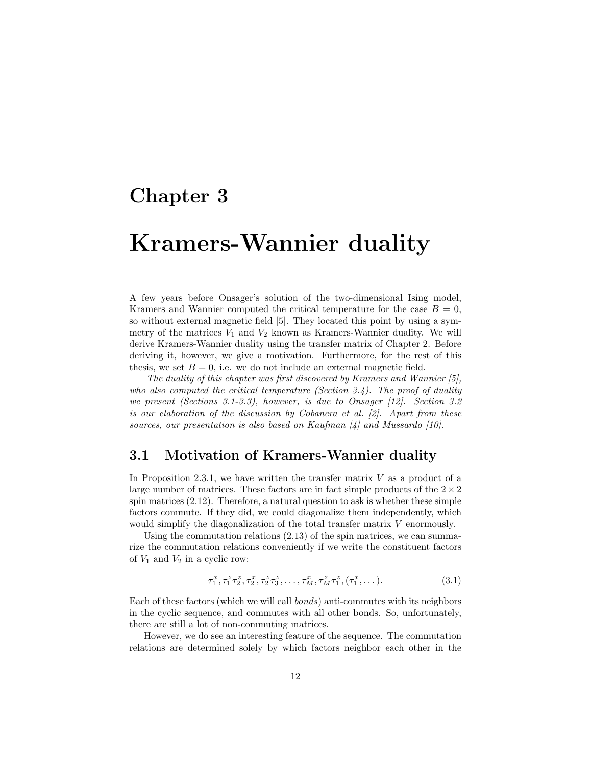# Chapter 3

# Kramers-Wannier duality

A few years before Onsager's solution of the two-dimensional Ising model, Kramers and Wannier computed the critical temperature for the case $B = 0$, so without external magnetic field [5]. They located this point by using a symmetry of the matrices $V_1$ and $V_2$ known as Kramers-Wannier duality. We will derive Kramers-Wannier duality using the transfer matrix of Chapter 2. Before deriving it, however, we give a motivation. Furthermore, for the rest of this thesis, we set $B = 0$, i.e. we do not include an external magnetic field.

*The duality of this chapter was first discovered by Kramers and Wannier [5], who also computed the critical temperature (Section 3.4). The proof of duality we present (Sections 3.1-3.3), however, is due to Onsager [12]. Section 3.2 is our elaboration of the discussion by Cobanera et al. [2]. Apart from these sources, our presentation is also based on Kaufman [4] and Mussardo [10].*

## 3.1 Motivation of Kramers-Wannier duality

In Proposition 2.3.1, we have written the transfer matrix $V$ as a product of a large number of matrices. These factors are in fact simple products of the $2 \times 2$ spin matrices (2.12). Therefore, a natural question to ask is whether these simple factors commute. If they did, we could diagonalize them independently, which would simplify the diagonalization of the total transfer matrix $V$ enormously.

Using the commutation relations (2.13) of the spin matrices, we can summarize the commutation relations conveniently if we write the constituent factors of $V_1$ and $V_2$ in a cyclic row:

$$\tau_1^x, \tau_1^z \tau_2^z, \tau_2^x, \tau_2^z \tau_3^z, \ldots, \tau_M^x, \tau_M^z \tau_1^z, (\tau_1^x, \ldots). \tag{3.1}$$

Each of these factors (which we will call *bonds*) anti-commutes with its neighbors in the cyclic sequence, and commutes with all other bonds. So, unfortunately, there are still a lot of non-commuting matrices.

However, we do see an interesting feature of the sequence. The commutation relations are determined solely by which factors neighbor each other in the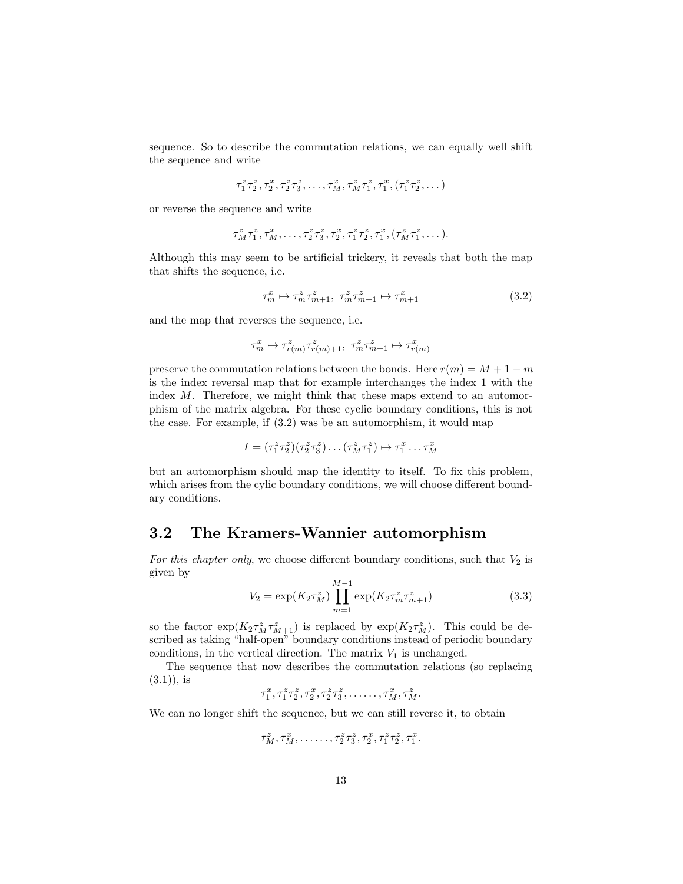sequence. So to describe the commutation relations, we can equally well shift the sequence and write

$$\tau_1^z\tau_2^z, \tau_2^x, \tau_2^z\tau_3^z, \ldots, \tau_M^x, \tau_M^z\tau_1^z, \tau_1^x, (\tau_1^z\tau_2^z, \ldots)$$

or reverse the sequence and write

$$\tau_M^z\tau_1^z, \tau_M^x, \ldots, \tau_2^z\tau_3^z, \tau_2^x, \tau_1^z\tau_2^z, \tau_1^x, (\tau_M^z\tau_1^z, \ldots).$$

Although this may seem to be artificial trickery, it reveals that both the map that shifts the sequence, i.e.

$$\tau_m^x \mapsto \tau_m^z\tau_{m+1}^z, \;\; \tau_m^z\tau_{m+1}^z \mapsto \tau_{m+1}^x \tag{3.2}$$

and the map that reverses the sequence, i.e.

$$\tau_m^x \mapsto \tau_{r(m)}^z\tau_{r(m)+1}^z, \;\; \tau_m^z\tau_{m+1}^z \mapsto \tau_{r(m)}^x$$

preserve the commutation relations between the bonds. Here $r(m) = M + 1 - m$ is the index reversal map that for example interchanges the index 1 with the index $M$. Therefore, we might think that these maps extend to an automorphism of the matrix algebra. For these cyclic boundary conditions, this is not the case. For example, if (3.2) was be an automorphism, it would map

$$I = (\tau_1^z\tau_2^z)(\tau_2^z\tau_3^z)\ldots(\tau_M^z\tau_1^z) \mapsto \tau_1^x\ldots\tau_M^x$$

but an automorphism should map the identity to itself. To fix this problem, which arises from the cylic boundary conditions, we will choose different boundary conditions.

## 3.2 The Kramers-Wannier automorphism

*For this chapter only*, we choose different boundary conditions, such that $V_2$ is given by

$$V_2 = \exp(K_2\tau_M^z)\prod_{m=1}^{M-1}\exp(K_2\tau_m^z\tau_{m+1}^z) \tag{3.3}$$

so the factor $\exp(K_2\tau_M^z\tau_{M+1}^z)$ is replaced by $\exp(K_2\tau_M^z)$. This could be described as taking "half-open" boundary conditions instead of periodic boundary conditions, in the vertical direction. The matrix $V_1$ is unchanged.

The sequence that now describes the commutation relations (so replacing (3.1)), is

$$\tau_1^x, \tau_1^z\tau_2^z, \tau_2^x, \tau_2^z\tau_3^z, \ldots\ldots, \tau_M^x, \tau_M^z.$$

We can no longer shift the sequence, but we can still reverse it, to obtain

$$\tau_M^z, \tau_M^x, \ldots\ldots, \tau_2^z\tau_3^z, \tau_2^x, \tau_1^z\tau_2^z, \tau_1^x.$$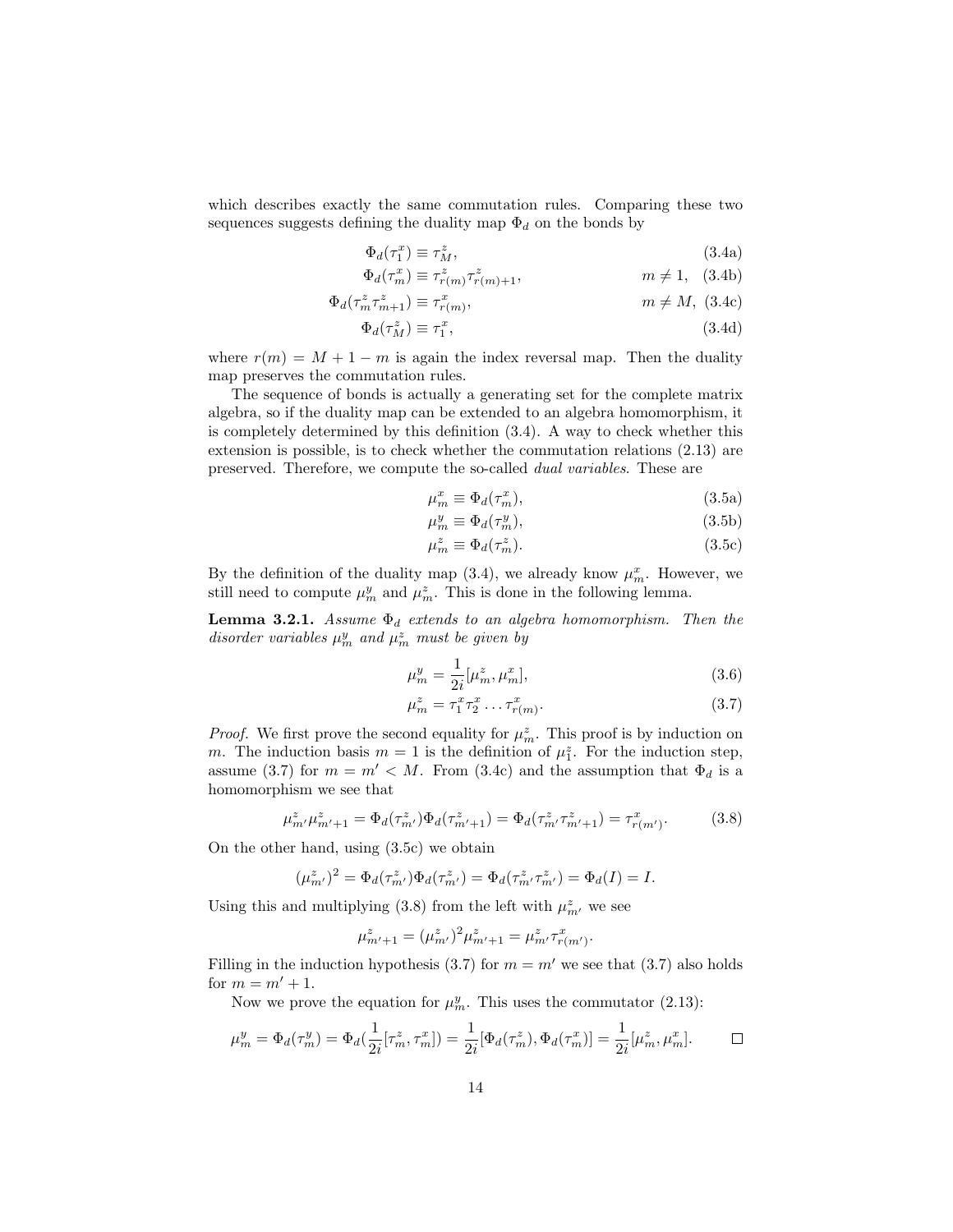which describes exactly the same commutation rules. Comparing these two sequences suggests defining the duality map $\Phi_d$ on the bonds by

$$\Phi_d(\tau_1^x) \equiv \tau_M^z, \tag{3.4a}$$

$$\Phi_d(\tau_m^x) \equiv \tau_{r(m)}^z \tau_{r(m)+1}^z, \qquad m \neq 1, \tag{3.4b}$$

$$\Phi_d(\tau_m^z \tau_{m+1}^z) \equiv \tau_{r(m)}^x, \qquad m \neq M, \tag{3.4c}$$

$$\Phi_d(\tau_M^z) \equiv \tau_1^x, \tag{3.4d}$$

where $r(m) = M + 1 - m$ is again the index reversal map. Then the duality map preserves the commutation rules.

The sequence of bonds is actually a generating set for the complete matrix algebra, so if the duality map can be extended to an algebra homomorphism, it is completely determined by this definition (3.4). A way to check whether this extension is possible, is to check whether the commutation relations (2.13) are preserved. Therefore, we compute the so-called *dual variables*. These are

$$\mu_m^x \equiv \Phi_d(\tau_m^x), \tag{3.5a}$$

$$\mu_m^y \equiv \Phi_d(\tau_m^y), \tag{3.5b}$$

$$\mu_m^z \equiv \Phi_d(\tau_m^z). \tag{3.5c}$$

By the definition of the duality map (3.4), we already know $\mu_m^x$. However, we still need to compute $\mu_m^y$ and $\mu_m^z$. This is done in the following lemma.

**Lemma 3.2.1.** *Assume $\Phi_d$ extends to an algebra homomorphism. Then the disorder variables $\mu_m^y$ and $\mu_m^z$ must be given by*

$$\mu_m^y = \frac{1}{2i}[\mu_m^z, \mu_m^x], \tag{3.6}$$

$$\mu_m^z = \tau_1^x \tau_2^x \ldots \tau_{r(m)}^x. \tag{3.7}$$

*Proof.* We first prove the second equality for $\mu_m^z$. This proof is by induction on $m$. The induction basis $m = 1$ is the definition of $\mu_1^z$. For the induction step, assume (3.7) for $m = m' < M$. From (3.4c) and the assumption that $\Phi_d$ is a homomorphism we see that

$$\mu_{m'}^z \mu_{m'+1}^z = \Phi_d(\tau_{m'}^z)\Phi_d(\tau_{m'+1}^z) = \Phi_d(\tau_{m'}^z \tau_{m'+1}^z) = \tau_{r(m')}^x. \tag{3.8}$$

On the other hand, using (3.5c) we obtain

$$(\mu_{m'}^z)^2 = \Phi_d(\tau_{m'}^z)\Phi_d(\tau_{m'}^z) = \Phi_d(\tau_{m'}^z \tau_{m'}^z) = \Phi_d(I) = I.$$

Using this and multiplying (3.8) from the left with $\mu_{m'}^z$ we see

$$\mu_{m'+1}^z = (\mu_{m'}^z)^2 \mu_{m'+1}^z = \mu_{m'}^z \tau_{r(m')}^x.$$

Filling in the induction hypothesis (3.7) for $m = m'$ we see that (3.7) also holds for $m = m' + 1$.

Now we prove the equation for $\mu_m^y$. This uses the commutator (2.13):

$$\mu_m^y = \Phi_d(\tau_m^y) = \Phi_d\left(\frac{1}{2i}[\tau_m^z, \tau_m^x]\right) = \frac{1}{2i}[\Phi_d(\tau_m^z), \Phi_d(\tau_m^x)] = \frac{1}{2i}[\mu_m^z, \mu_m^x]. \qquad \square$$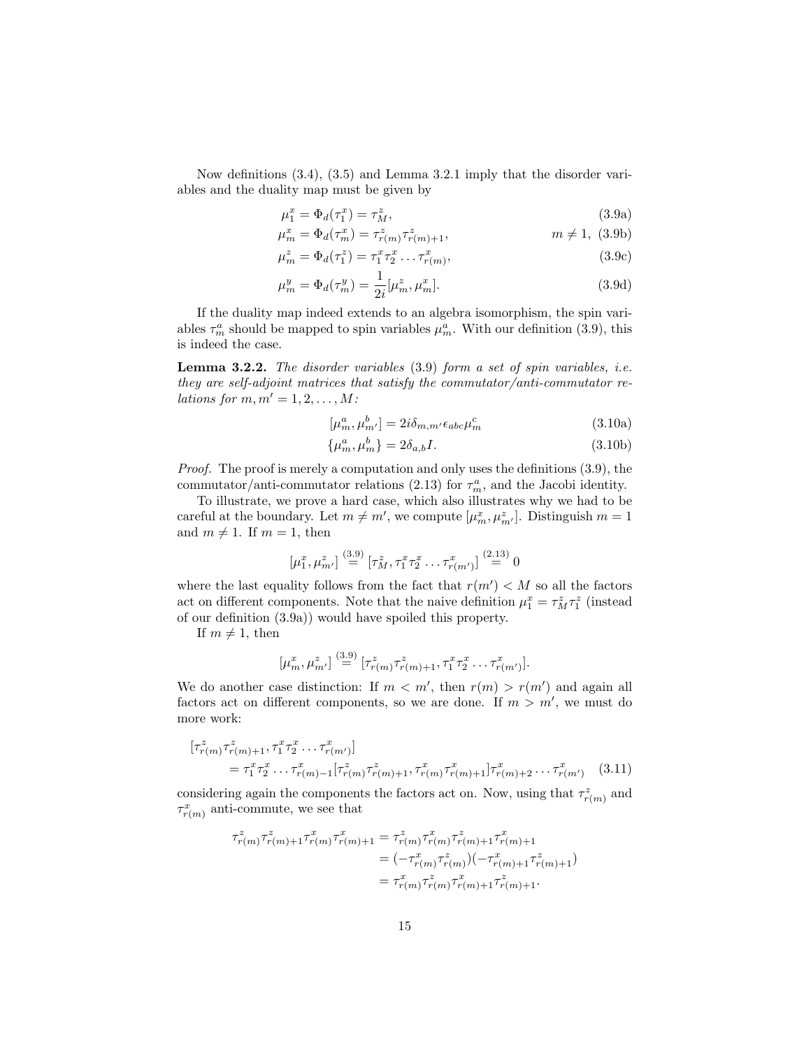Now definitions (3.4), (3.5) and Lemma 3.2.1 imply that the disorder variables and the duality map must be given by

$$\mu_1^x = \Phi_d(\tau_1^x) = \tau_M^z, \tag{3.9a}$$

$$\mu_m^x = \Phi_d(\tau_m^x) = \tau_{r(m)}^z \tau_{r(m)+1}^z, \qquad m \neq 1, \tag{3.9b}$$

$$\mu_m^z = \Phi_d(\tau_1^z) = \tau_1^x \tau_2^x \dots \tau_{r(m)}^x, \tag{3.9c}$$

$$\mu_m^y = \Phi_d(\tau_m^y) = \frac{1}{2i}[\mu_m^z, \mu_m^x]. \tag{3.9d}$$

If the duality map indeed extends to an algebra isomorphism, the spin variables $\tau_m^a$ should be mapped to spin variables $\mu_m^a$. With our definition (3.9), this is indeed the case.

**Lemma 3.2.2.** *The disorder variables* (3.9) *form a set of spin variables, i.e. they are self-adjoint matrices that satisfy the commutator/anti-commutator relations for $m, m' = 1, 2, \dots, M$:*

$$[\mu_m^a, \mu_{m'}^b] = 2i\delta_{m,m'}\epsilon_{abc}\mu_m^c \tag{3.10a}$$

$$\{\mu_m^a, \mu_m^b\} = 2\delta_{a,b}I. \tag{3.10b}$$

*Proof.* The proof is merely a computation and only uses the definitions (3.9), the commutator/anti-commutator relations (2.13) for $\tau_m^a$, and the Jacobi identity.

To illustrate, we prove a hard case, which also illustrates why we had to be careful at the boundary. Let $m \neq m'$, we compute $[\mu_m^x, \mu_{m'}^z]$. Distinguish $m = 1$ and $m \neq 1$. If $m = 1$, then

$$[\mu_1^x, \mu_{m'}^z] \overset{(3.9)}{=} [\tau_M^z, \tau_1^x \tau_2^x \dots \tau_{r(m')}^x] \overset{(2.13)}{=} 0$$

where the last equality follows from the fact that $r(m') < M$ so all the factors act on different components. Note that the naive definition $\mu_1^x = \tau_M^z \tau_1^z$ (instead of our definition (3.9a)) would have spoiled this property.

If $m \neq 1$, then

$$[\mu_m^x, \mu_{m'}^z] \overset{(3.9)}{=} [\tau_{r(m)}^z \tau_{r(m)+1}^z, \tau_1^x \tau_2^x \dots \tau_{r(m')}^x].$$

We do another case distinction: If $m < m'$, then $r(m) > r(m')$ and again all factors act on different components, so we are done. If $m > m'$, we must do more work:

$$\begin{aligned}
&[\tau_{r(m)}^z \tau_{r(m)+1}^z, \tau_1^x \tau_2^x \dots \tau_{r(m')}^x] \\
&\qquad = \tau_1^x \tau_2^x \dots \tau_{r(m)-1}^x [\tau_{r(m)}^z \tau_{r(m)+1}^z, \tau_{r(m)}^x \tau_{r(m)+1}^x] \tau_{r(m)+2}^x \dots \tau_{r(m')}^x
\end{aligned} \tag{3.11}$$

considering again the components the factors act on. Now, using that $\tau_{r(m)}^z$ and $\tau_{r(m)}^x$ anti-commute, we see that

$$\begin{aligned}
\tau_{r(m)}^z \tau_{r(m)+1}^z \tau_{r(m)}^x \tau_{r(m)+1}^x &= \tau_{r(m)}^z \tau_{r(m)}^x \tau_{r(m)+1}^z \tau_{r(m)+1}^x \\
&= (-\tau_{r(m)}^x \tau_{r(m)}^z)(-\tau_{r(m)+1}^x \tau_{r(m)+1}^z) \\
&= \tau_{r(m)}^x \tau_{r(m)}^z \tau_{r(m)+1}^x \tau_{r(m)+1}^z.
\end{aligned}$$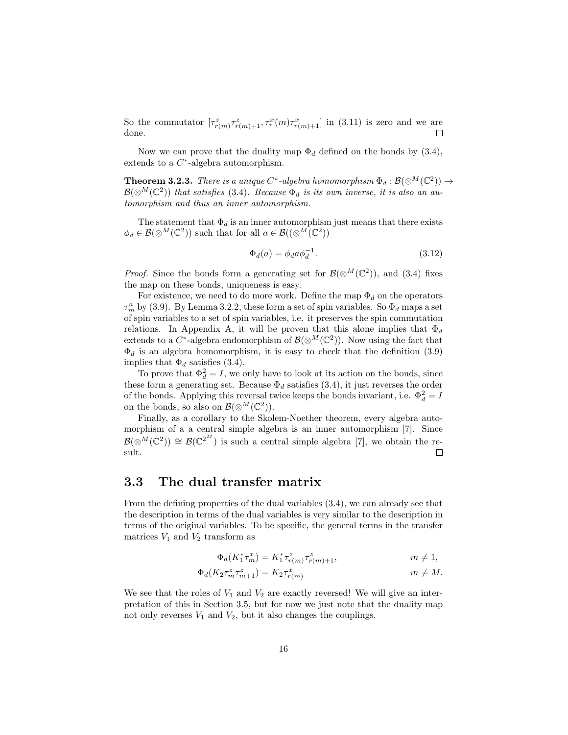So the commutator $[\tau^z_{r(m)}\tau^z_{r(m)+1}, \tau^x_r(m)\tau^x_{r(m)+1}]$ in (3.11) is zero and we are done. $\square$

Now we can prove that the duality map $\Phi_d$ defined on the bonds by (3.4), extends to a $C^*$-algebra automorphism.

**Theorem 3.2.3.** *There is a unique $C^*$-algebra homomorphism $\Phi_d : \mathcal{B}(\otimes^M(\mathbb{C}^2)) \to \mathcal{B}(\otimes^M(\mathbb{C}^2))$ that satisfies (3.4). Because $\Phi_d$ is its own inverse, it is also an automorphism and thus an inner automorphism.*

The statement that $\Phi_d$ is an inner automorphism just means that there exists $\phi_d \in \mathcal{B}(\otimes^M(\mathbb{C}^2))$ such that for all $a \in \mathcal{B}((\otimes^M(\mathbb{C}^2))$

$$\Phi_d(a) = \phi_d a \phi_d^{-1}. \tag{3.12}$$

*Proof.* Since the bonds form a generating set for $\mathcal{B}(\otimes^M(\mathbb{C}^2))$, and (3.4) fixes the map on these bonds, uniqueness is easy.

For existence, we need to do more work. Define the map $\Phi_d$ on the operators $\tau^a_m$ by (3.9). By Lemma 3.2.2, these form a set of spin variables. So $\Phi_d$ maps a set of spin variables to a set of spin variables, i.e. it preserves the spin commutation relations. In Appendix A, it will be proven that this alone implies that $\Phi_d$ extends to a $C^*$-algebra endomorphism of $\mathcal{B}(\otimes^M(\mathbb{C}^2))$. Now using the fact that $\Phi_d$ is an algebra homomorphism, it is easy to check that the definition (3.9) implies that $\Phi_d$ satisfies (3.4).

To prove that $\Phi_d^2 = I$, we only have to look at its action on the bonds, since these form a generating set. Because $\Phi_d$ satisfies (3.4), it just reverses the order of the bonds. Applying this reversal twice keeps the bonds invariant, i.e. $\Phi_d^2 = I$ on the bonds, so also on $\mathcal{B}(\otimes^M(\mathbb{C}^2))$.

Finally, as a corollary to the Skolem-Noether theorem, every algebra automorphism of a a central simple algebra is an inner automorphism [7]. Since $\mathcal{B}(\otimes^M(\mathbb{C}^2)) \cong \mathcal{B}(\mathbb{C}^{2^M})$ is such a central simple algebra [7], we obtain the result. $\square$

## 3.3 The dual transfer matrix

From the defining properties of the dual variables (3.4), we can already see that the description in terms of the dual variables is very similar to the description in terms of the original variables. To be specific, the general terms in the transfer matrices $V_1$ and $V_2$ transform as

$$\begin{aligned}
\Phi_d(K_1^*\tau^x_m) &= K_1^*\tau^z_{r(m)}\tau^z_{r(m)+1}, && m \neq 1,\\
\Phi_d(K_2\tau^z_m\tau^z_{m+1}) &= K_2\tau^x_{r(m)} && m \neq M.
\end{aligned}$$

We see that the roles of $V_1$ and $V_2$ are exactly reversed! We will give an interpretation of this in Section 3.5, but for now we just note that the duality map not only reverses $V_1$ and $V_2$, but it also changes the couplings.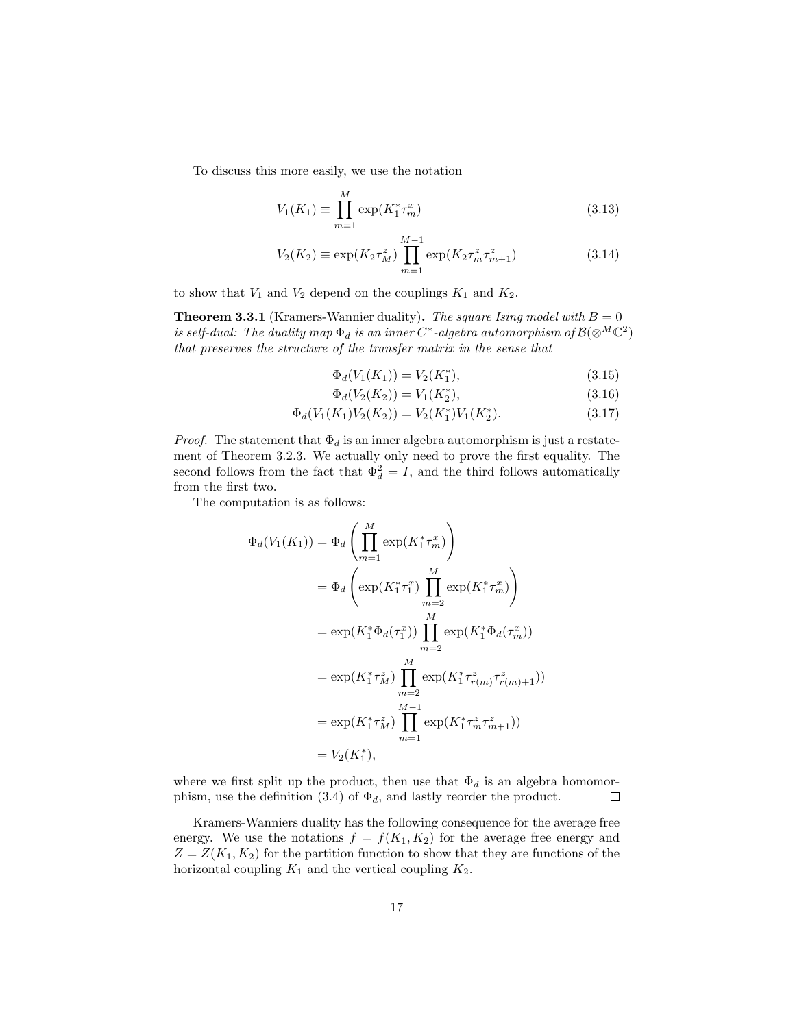To discuss this more easily, we use the notation

$$V_1(K_1) \equiv \prod_{m=1}^{M} \exp(K_1^* \tau_m^x) \tag{3.13}$$

$$V_2(K_2) \equiv \exp(K_2 \tau_M^z) \prod_{m=1}^{M-1} \exp(K_2 \tau_m^z \tau_{m+1}^z) \tag{3.14}$$

to show that $V_1$ and $V_2$ depend on the couplings $K_1$ and $K_2$.

**Theorem 3.3.1** (Kramers-Wannier duality)**.** *The square Ising model with $B = 0$ is self-dual: The duality map $\Phi_d$ is an inner $C^*$-algebra automorphism of $\mathcal{B}(\otimes^M \mathbb{C}^2)$ that preserves the structure of the transfer matrix in the sense that*

$$\Phi_d(V_1(K_1)) = V_2(K_1^*), \tag{3.15}$$

$$\Phi_d(V_2(K_2)) = V_1(K_2^*), \tag{3.16}$$

$$\Phi_d(V_1(K_1)V_2(K_2)) = V_2(K_1^*)V_1(K_2^*). \tag{3.17}$$

*Proof.* The statement that $\Phi_d$ is an inner algebra automorphism is just a restatement of Theorem 3.2.3. We actually only need to prove the first equality. The second follows from the fact that $\Phi_d^2 = I$, and the third follows automatically from the first two.

The computation is as follows:

$$\begin{aligned}
\Phi_d(V_1(K_1)) &= \Phi_d\left(\prod_{m=1}^{M} \exp(K_1^* \tau_m^x)\right) \\
&= \Phi_d\left(\exp(K_1^* \tau_1^x) \prod_{m=2}^{M} \exp(K_1^* \tau_m^x)\right) \\
&= \exp(K_1^* \Phi_d(\tau_1^x)) \prod_{m=2}^{M} \exp(K_1^* \Phi_d(\tau_m^x)) \\
&= \exp(K_1^* \tau_M^z) \prod_{m=2}^{M} \exp(K_1^* \tau_{r(m)}^z \tau_{r(m)+1}^z)) \\
&= \exp(K_1^* \tau_M^z) \prod_{m=1}^{M-1} \exp(K_1^* \tau_m^z \tau_{m+1}^z)) \\
&= V_2(K_1^*),
\end{aligned}$$

where we first split up the product, then use that $\Phi_d$ is an algebra homomorphism, use the definition (3.4) of $\Phi_d$, and lastly reorder the product. ∎

Kramers-Wanniers duality has the following consequence for the average free energy. We use the notations $f = f(K_1, K_2)$ for the average free energy and $Z = Z(K_1, K_2)$ for the partition function to show that they are functions of the horizontal coupling $K_1$ and the vertical coupling $K_2$.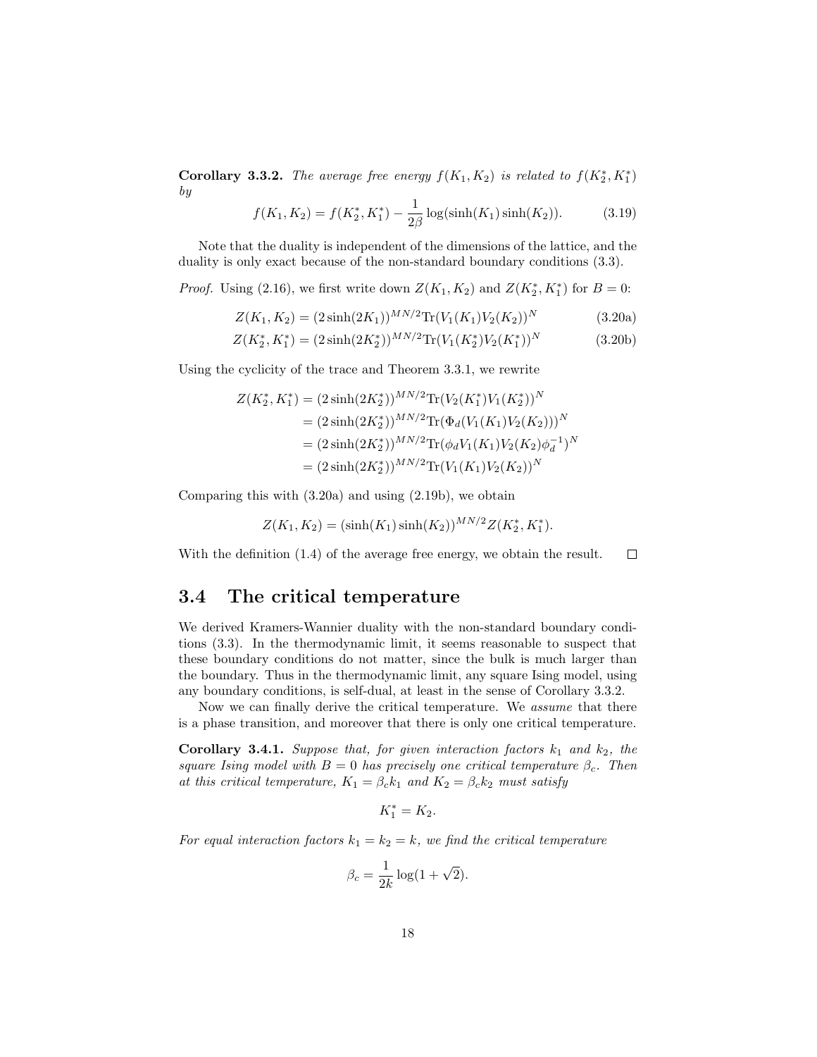**Corollary 3.3.2.** *The average free energy $f(K_1, K_2)$ is related to $f(K_2^*, K_1^*)$ by*

$$f(K_1, K_2) = f(K_2^*, K_1^*) - \frac{1}{2\beta}\log(\sinh(K_1)\sinh(K_2)). \tag{3.19}$$

Note that the duality is independent of the dimensions of the lattice, and the duality is only exact because of the non-standard boundary conditions (3.3).

*Proof.* Using (2.16), we first write down $Z(K_1, K_2)$ and $Z(K_2^*, K_1^*)$ for $B = 0$:

$$Z(K_1, K_2) = (2\sinh(2K_1))^{MN/2}\mathrm{Tr}(V_1(K_1)V_2(K_2))^N \tag{3.20a}$$

$$Z(K_2^*, K_1^*) = (2\sinh(2K_2^*))^{MN/2}\mathrm{Tr}(V_1(K_2^*)V_2(K_1^*))^N \tag{3.20b}$$

Using the cyclicity of the trace and Theorem 3.3.1, we rewrite

$$\begin{aligned}
Z(K_2^*, K_1^*) &= (2\sinh(2K_2^*))^{MN/2}\mathrm{Tr}(V_2(K_1^*)V_1(K_2^*))^N \\
&= (2\sinh(2K_2^*))^{MN/2}\mathrm{Tr}(\Phi_d(V_1(K_1)V_2(K_2)))^N \\
&= (2\sinh(2K_2^*))^{MN/2}\mathrm{Tr}(\phi_d V_1(K_1)V_2(K_2)\phi_d^{-1})^N \\
&= (2\sinh(2K_2^*))^{MN/2}\mathrm{Tr}(V_1(K_1)V_2(K_2))^N
\end{aligned}$$

Comparing this with (3.20a) and using (2.19b), we obtain

$$Z(K_1, K_2) = (\sinh(K_1)\sinh(K_2))^{MN/2} Z(K_2^*, K_1^*).$$

With the definition (1.4) of the average free energy, we obtain the result. $\square$

## 3.4 The critical temperature

We derived Kramers-Wannier duality with the non-standard boundary conditions (3.3). In the thermodynamic limit, it seems reasonable to suspect that these boundary conditions do not matter, since the bulk is much larger than the boundary. Thus in the thermodynamic limit, any square Ising model, using any boundary conditions, is self-dual, at least in the sense of Corollary 3.3.2.

Now we can finally derive the critical temperature. We *assume* that there is a phase transition, and moreover that there is only one critical temperature.

**Corollary 3.4.1.** *Suppose that, for given interaction factors $k_1$ and $k_2$, the square Ising model with $B = 0$ has precisely one critical temperature $\beta_c$. Then at this critical temperature, $K_1 = \beta_c k_1$ and $K_2 = \beta_c k_2$ must satisfy*

$$K_1^* = K_2.$$

*For equal interaction factors $k_1 = k_2 = k$, we find the critical temperature*

$$\beta_c = \frac{1}{2k}\log(1 + \sqrt{2}).$$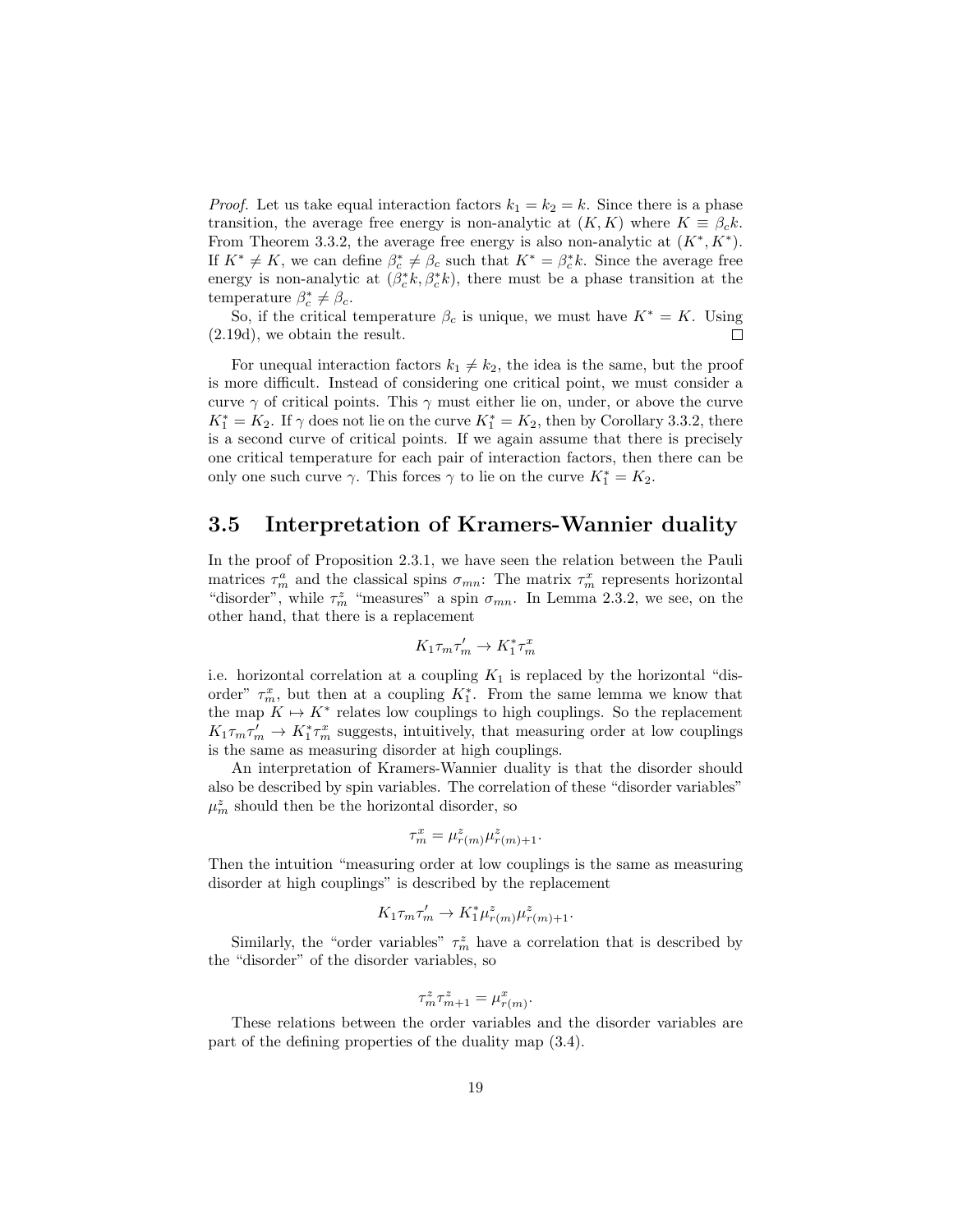*Proof.* Let us take equal interaction factors $k_1 = k_2 = k$. Since there is a phase transition, the average free energy is non-analytic at $(K, K)$ where $K \equiv \beta_c k$. From Theorem 3.3.2, the average free energy is also non-analytic at $(K^*, K^*)$. If $K^* \neq K$, we can define $\beta_c^* \neq \beta_c$ such that $K^* = \beta_c^* k$. Since the average free energy is non-analytic at $(\beta_c^* k, \beta_c^* k)$, there must be a phase transition at the temperature $\beta_c^* \neq \beta_c$.

So, if the critical temperature $\beta_c$ is unique, we must have $K^* = K$. Using (2.19d), we obtain the result. □

For unequal interaction factors $k_1 \neq k_2$, the idea is the same, but the proof is more difficult. Instead of considering one critical point, we must consider a curve $\gamma$ of critical points. This $\gamma$ must either lie on, under, or above the curve $K_1^* = K_2$. If $\gamma$ does not lie on the curve $K_1^* = K_2$, then by Corollary 3.3.2, there is a second curve of critical points. If we again assume that there is precisely one critical temperature for each pair of interaction factors, then there can be only one such curve $\gamma$. This forces $\gamma$ to lie on the curve $K_1^* = K_2$.

## 3.5 Interpretation of Kramers-Wannier duality

In the proof of Proposition 2.3.1, we have seen the relation between the Pauli matrices $\tau_m^a$ and the classical spins $\sigma_{mn}$: The matrix $\tau_m^x$ represents horizontal "disorder", while $\tau_m^z$ "measures" a spin $\sigma_{mn}$. In Lemma 2.3.2, we see, on the other hand, that there is a replacement

$$K_1 \tau_m \tau_m' \to K_1^* \tau_m^x$$

i.e. horizontal correlation at a coupling $K_1$ is replaced by the horizontal "disorder" $\tau_m^x$, but then at a coupling $K_1^*$. From the same lemma we know that the map $K \mapsto K^*$ relates low couplings to high couplings. So the replacement $K_1 \tau_m \tau_m' \to K_1^* \tau_m^x$ suggests, intuitively, that measuring order at low couplings is the same as measuring disorder at high couplings.

An interpretation of Kramers-Wannier duality is that the disorder should also be described by spin variables. The correlation of these "disorder variables" $\mu_m^z$ should then be the horizontal disorder, so

$$\tau_m^x = \mu_{r(m)}^z \mu_{r(m)+1}^z.$$

Then the intuition "measuring order at low couplings is the same as measuring disorder at high couplings" is described by the replacement

$$K_1 \tau_m \tau_m' \to K_1^* \mu_{r(m)}^z \mu_{r(m)+1}^z.$$

Similarly, the "order variables" $\tau_m^z$ have a correlation that is described by the "disorder" of the disorder variables, so

$$\tau_m^z \tau_{m+1}^z = \mu_{r(m)}^x.$$

These relations between the order variables and the disorder variables are part of the defining properties of the duality map (3.4).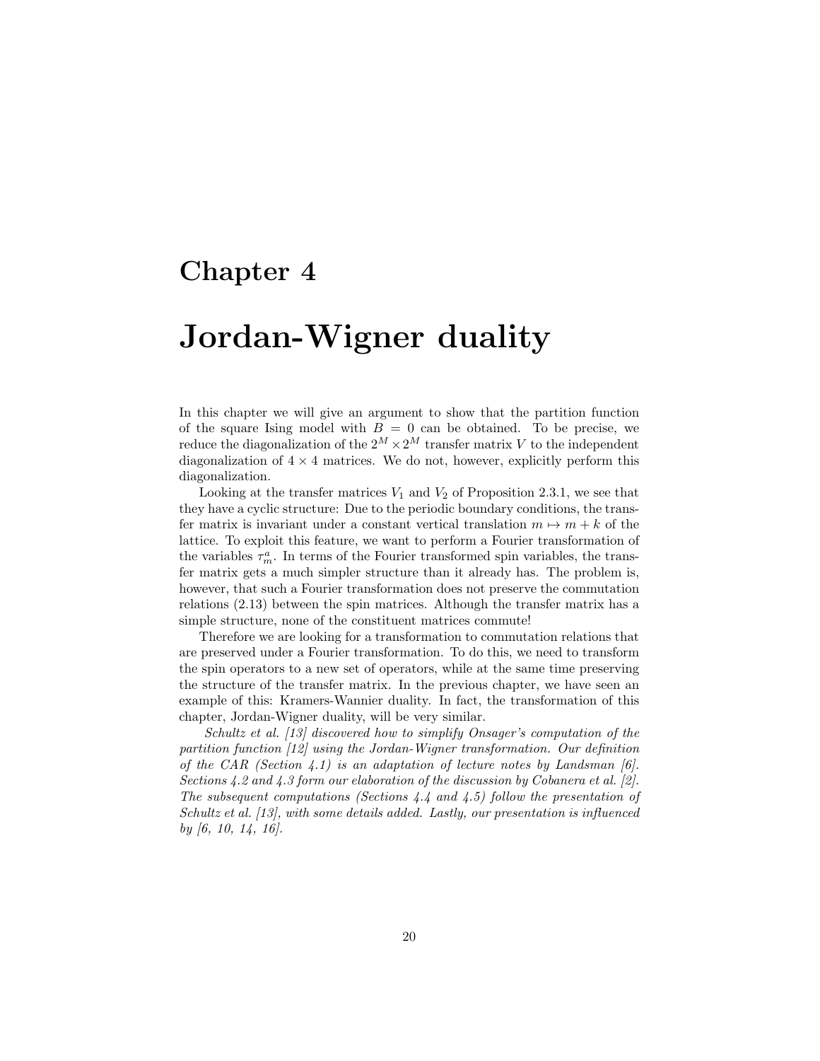# Chapter 4

# Jordan-Wigner duality

In this chapter we will give an argument to show that the partition function of the square Ising model with $B = 0$ can be obtained. To be precise, we reduce the diagonalization of the $2^M \times 2^M$ transfer matrix $V$ to the independent diagonalization of $4 \times 4$ matrices. We do not, however, explicitly perform this diagonalization.

Looking at the transfer matrices $V_1$ and $V_2$ of Proposition 2.3.1, we see that they have a cyclic structure: Due to the periodic boundary conditions, the transfer matrix is invariant under a constant vertical translation $m \mapsto m + k$ of the lattice. To exploit this feature, we want to perform a Fourier transformation of the variables $\tau_m^a$. In terms of the Fourier transformed spin variables, the transfer matrix gets a much simpler structure than it already has. The problem is, however, that such a Fourier transformation does not preserve the commutation relations (2.13) between the spin matrices. Although the transfer matrix has a simple structure, none of the constituent matrices commute!

Therefore we are looking for a transformation to commutation relations that are preserved under a Fourier transformation. To do this, we need to transform the spin operators to a new set of operators, while at the same time preserving the structure of the transfer matrix. In the previous chapter, we have seen an example of this: Kramers-Wannier duality. In fact, the transformation of this chapter, Jordan-Wigner duality, will be very similar.

*Schultz et al. [13] discovered how to simplify Onsager's computation of the partition function [12] using the Jordan-Wigner transformation. Our definition of the CAR (Section 4.1) is an adaptation of lecture notes by Landsman [6]. Sections 4.2 and 4.3 form our elaboration of the discussion by Cobanera et al. [2]. The subsequent computations (Sections 4.4 and 4.5) follow the presentation of Schultz et al. [13], with some details added. Lastly, our presentation is influenced by [6, 10, 14, 16].*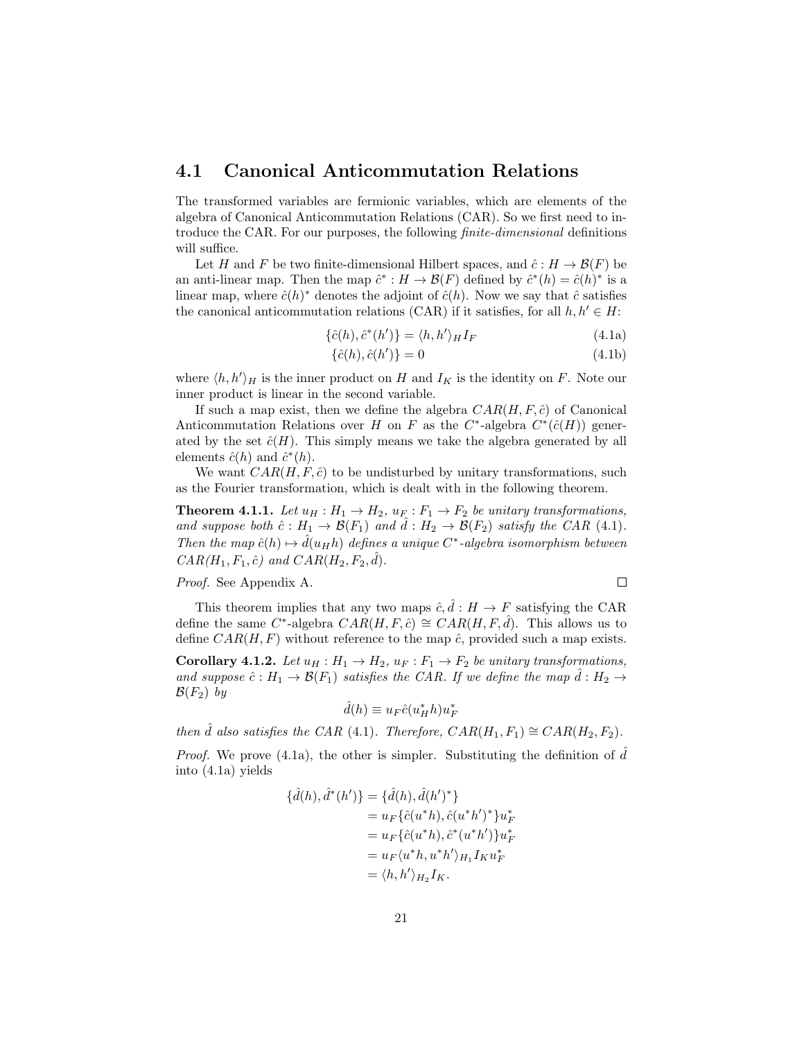## 4.1 Canonical Anticommutation Relations

The transformed variables are fermionic variables, which are elements of the algebra of Canonical Anticommutation Relations (CAR). So we first need to introduce the CAR. For our purposes, the following *finite-dimensional* definitions will suffice.

Let $H$ and $F$ be two finite-dimensional Hilbert spaces, and $\hat{c} : H \to \mathcal{B}(F)$ be an anti-linear map. Then the map $\hat{c}^* : H \to \mathcal{B}(F)$ defined by $\hat{c}^*(h) = \hat{c}(h)^*$ is a linear map, where $\hat{c}(h)^*$ denotes the adjoint of $\hat{c}(h)$. Now we say that $\hat{c}$ satisfies the canonical anticommutation relations (CAR) if it satisfies, for all $h, h' \in H$:

$$\{\hat{c}(h), \hat{c}^*(h')\} = \langle h, h' \rangle_H I_F \tag{4.1a}$$

$$\{\hat{c}(h), \hat{c}(h')\} = 0 \tag{4.1b}$$

where $\langle h, h' \rangle_H$ is the inner product on $H$ and $I_K$ is the identity on $F$. Note our inner product is linear in the second variable.

If such a map exist, then we define the algebra $CAR(H, F, \hat{c})$ of Canonical Anticommutation Relations over $H$ on $F$ as the $C^*$-algebra $C^*(\hat{c}(H))$ generated by the set $\hat{c}(H)$. This simply means we take the algebra generated by all elements $\hat{c}(h)$ and $\hat{c}^*(h)$.

We want $CAR(H, F, \hat{c})$ to be undisturbed by unitary transformations, such as the Fourier transformation, which is dealt with in the following theorem.

**Theorem 4.1.1.** *Let $u_H : H_1 \to H_2$, $u_F : F_1 \to F_2$ be unitary transformations, and suppose both $\hat{c} : H_1 \to \mathcal{B}(F_1)$ and $\hat{d} : H_2 \to \mathcal{B}(F_2)$ satisfy the CAR (4.1). Then the map $\hat{c}(h) \mapsto \hat{d}(u_H h)$ defines a unique $C^*$-algebra isomorphism between $CAR(H_1, F_1, \hat{c})$ and $CAR(H_2, F_2, \hat{d})$.*

*Proof.* See Appendix A. □

This theorem implies that any two maps $\hat{c}, \hat{d} : H \to F$ satisfying the CAR define the same $C^*$-algebra $CAR(H, F, \hat{c}) \cong CAR(H, F, \hat{d})$. This allows us to define $CAR(H, F)$ without reference to the map $\hat{c}$, provided such a map exists.

**Corollary 4.1.2.** *Let $u_H : H_1 \to H_2$, $u_F : F_1 \to F_2$ be unitary transformations, and suppose $\hat{c} : H_1 \to \mathcal{B}(F_1)$ satisfies the CAR. If we define the map $\hat{d} : H_2 \to \mathcal{B}(F_2)$ by*

$$\hat{d}(h) \equiv u_F \hat{c}(u_H^* h) u_F^*$$

*then $\hat{d}$ also satisfies the CAR (4.1). Therefore, $CAR(H_1, F_1) \cong CAR(H_2, F_2)$.*

*Proof.* We prove (4.1a), the other is simpler. Substituting the definition of $\hat{d}$ into (4.1a) yields

$$\begin{aligned}
\{\hat{d}(h), \hat{d}^*(h')\} &= \{\hat{d}(h), \hat{d}(h')^*\} \\
&= u_F \{\hat{c}(u^* h), \hat{c}(u^* h')^*\} u_F^* \\
&= u_F \{\hat{c}(u^* h), \hat{c}^*(u^* h')\} u_F^* \\
&= u_F \langle u^* h, u^* h' \rangle_{H_1} I_K u_F^* \\
&= \langle h, h' \rangle_{H_2} I_K.
\end{aligned}$$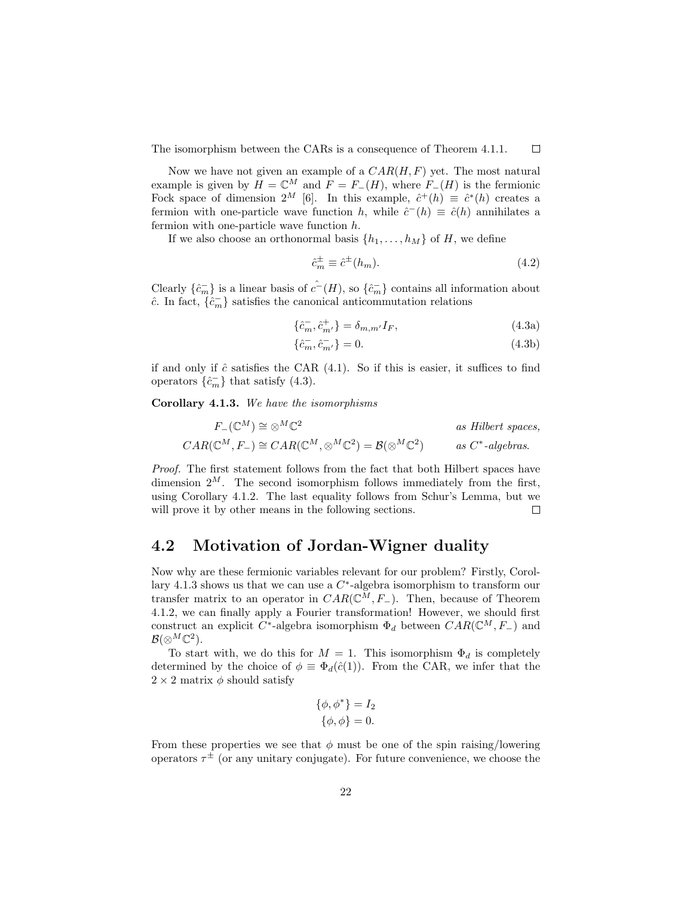The isomorphism between the CARs is a consequence of Theorem 4.1.1. □

Now we have not given an example of a $CAR(H, F)$ yet. The most natural example is given by $H = \mathbb{C}^M$ and $F = F_-(H)$, where $F_-(H)$ is the fermionic Fock space of dimension $2^M$ [6]. In this example, $\hat{c}^+(h) \equiv \hat{c}^*(h)$ creates a fermion with one-particle wave function $h$, while $\hat{c}^-(h) \equiv \hat{c}(h)$ annihilates a fermion with one-particle wave function $h$.

If we also choose an orthonormal basis $\{h_1, \ldots, h_M\}$ of $H$, we define

$$\hat{c}_m^{\pm} \equiv \hat{c}^{\pm}(h_m). \tag{4.2}$$

Clearly $\{\hat{c}_m^-\}$ is a linear basis of $\hat{c^-}(H)$, so $\{\hat{c}_m^-\}$ contains all information about $\hat{c}$. In fact, $\{\hat{c}_m^-\}$ satisfies the canonical anticommutation relations

$$\{\hat{c}_m^-, \hat{c}_{m'}^+\} = \delta_{m,m'} I_F, \tag{4.3a}$$

$$\{\hat{c}_m^-, \hat{c}_{m'}^-\} = 0. \tag{4.3b}$$

if and only if $\hat{c}$ satisfies the CAR (4.1). So if this is easier, it suffices to find operators $\{\hat{c}_m^-\}$ that satisfy (4.3).

**Corollary 4.1.3.** *We have the isomorphisms*

$$F_-(\mathbb{C}^M) \cong \otimes^M \mathbb{C}^2 \qquad \textit{as Hilbert spaces,}$$

$$CAR(\mathbb{C}^M, F_-) \cong CAR(\mathbb{C}^M, \otimes^M \mathbb{C}^2) = \mathcal{B}(\otimes^M \mathbb{C}^2) \qquad \textit{as } C^*\textit{-algebras.}$$

*Proof.* The first statement follows from the fact that both Hilbert spaces have dimension $2^M$. The second isomorphism follows immediately from the first, using Corollary 4.1.2. The last equality follows from Schur's Lemma, but we will prove it by other means in the following sections. □

## 4.2 Motivation of Jordan-Wigner duality

Now why are these fermionic variables relevant for our problem? Firstly, Corollary 4.1.3 shows us that we can use a $C^*$-algebra isomorphism to transform our transfer matrix to an operator in $CAR(\mathbb{C}^M, F_-)$. Then, because of Theorem 4.1.2, we can finally apply a Fourier transformation! However, we should first construct an explicit $C^*$-algebra isomorphism $\Phi_d$ between $CAR(\mathbb{C}^M, F_-)$ and $\mathcal{B}(\otimes^M \mathbb{C}^2)$.

To start with, we do this for $M = 1$. This isomorphism $\Phi_d$ is completely determined by the choice of $\phi \equiv \Phi_d(\hat{c}(1))$. From the CAR, we infer that the $2 \times 2$ matrix $\phi$ should satisfy

$$\{\phi, \phi^*\} = I_2$$
$$\{\phi, \phi\} = 0.$$

From these properties we see that $\phi$ must be one of the spin raising/lowering operators $\tau^{\pm}$ (or any unitary conjugate). For future convenience, we choose the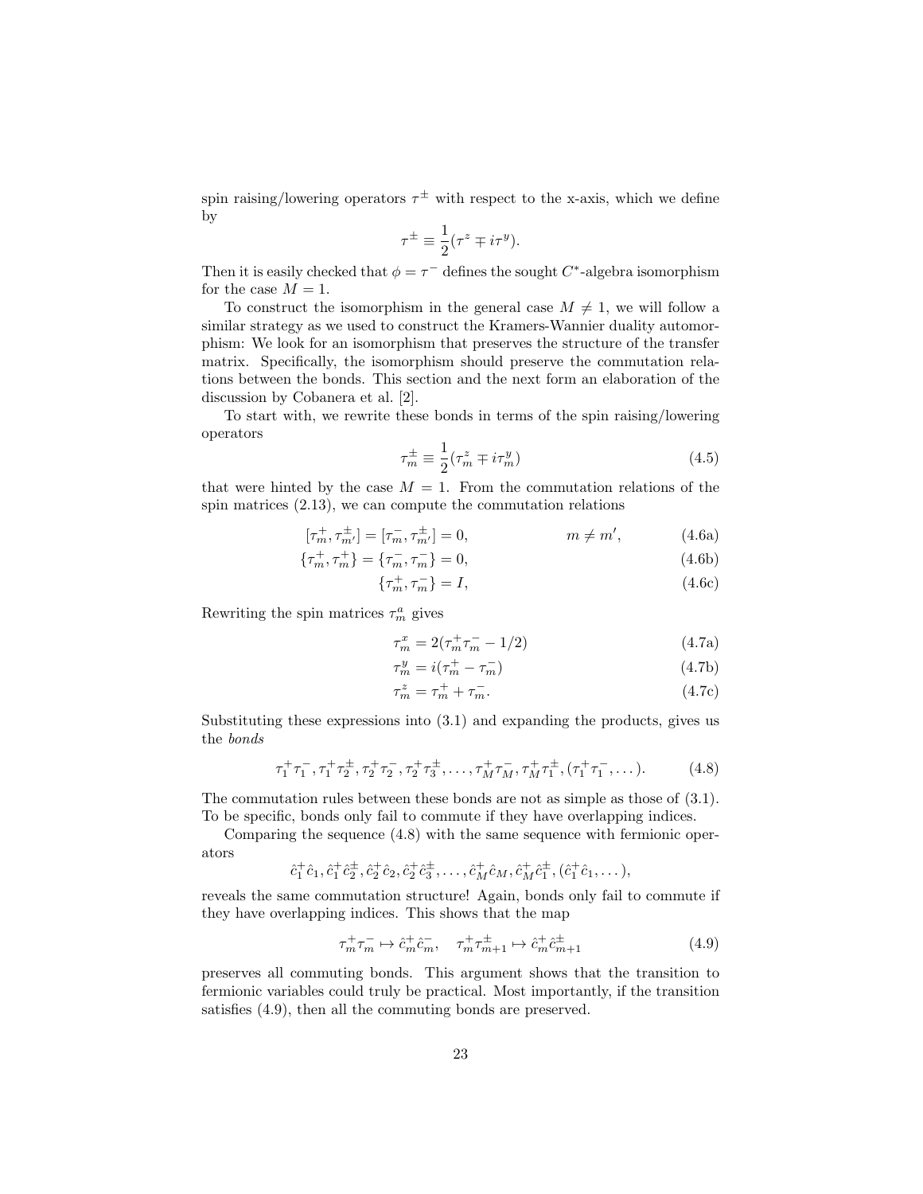spin raising/lowering operators $\tau^{\pm}$ with respect to the x-axis, which we define by

$$\tau^{\pm} \equiv \frac{1}{2}(\tau^z \mp i\tau^y).$$

Then it is easily checked that $\phi = \tau^-$ defines the sought $C^*$-algebra isomorphism for the case $M = 1$.

To construct the isomorphism in the general case $M \neq 1$, we will follow a similar strategy as we used to construct the Kramers-Wannier duality automorphism: We look for an isomorphism that preserves the structure of the transfer matrix. Specifically, the isomorphism should preserve the commutation relations between the bonds. This section and the next form an elaboration of the discussion by Cobanera et al. [2].

To start with, we rewrite these bonds in terms of the spin raising/lowering operators

$$\tau_m^{\pm} \equiv \frac{1}{2}(\tau_m^z \mp i\tau_m^y) \tag{4.5}$$

that were hinted by the case $M = 1$. From the commutation relations of the spin matrices (2.13), we can compute the commutation relations

$$[\tau_m^+, \tau_{m'}^{\pm}] = [\tau_m^-, \tau_{m'}^{\pm}] = 0, \qquad m \neq m', \tag{4.6a}$$

$$\{\tau_m^+, \tau_m^+\} = \{\tau_m^-, \tau_m^-\} = 0, \tag{4.6b}$$

$$\{\tau_m^+, \tau_m^-\} = I, \tag{4.6c}$$

Rewriting the spin matrices $\tau_m^a$ gives

$$\tau_m^x = 2(\tau_m^+\tau_m^- - 1/2) \tag{4.7a}$$

$$\tau_m^y = i(\tau_m^+ - \tau_m^-) \tag{4.7b}$$

$$\tau_m^z = \tau_m^+ + \tau_m^-. \tag{4.7c}$$

Substituting these expressions into (3.1) and expanding the products, gives us the *bonds*

$$\tau_1^+\tau_1^-, \tau_1^+\tau_2^{\pm}, \tau_2^+\tau_2^-, \tau_2^+\tau_3^{\pm}, \ldots, \tau_M^+\tau_M^-, \tau_M^+\tau_1^{\pm}, (\tau_1^+\tau_1^-, \ldots). \tag{4.8}$$

The commutation rules between these bonds are not as simple as those of (3.1). To be specific, bonds only fail to commute if they have overlapping indices.

Comparing the sequence (4.8) with the same sequence with fermionic operators

$$\hat{c}_1^+\hat{c}_1, \hat{c}_1^+\hat{c}_2^{\pm}, \hat{c}_2^+\hat{c}_2, \hat{c}_2^+\hat{c}_3^{\pm}, \ldots, \hat{c}_M^+\hat{c}_M, \hat{c}_M^+\hat{c}_1^{\pm}, (\hat{c}_1^+\hat{c}_1, \ldots),$$

reveals the same commutation structure! Again, bonds only fail to commute if they have overlapping indices. This shows that the map

$$\tau_m^+\tau_m^- \mapsto \hat{c}_m^+\hat{c}_m^-, \quad \tau_m^+\tau_{m+1}^{\pm} \mapsto \hat{c}_m^+\hat{c}_{m+1}^{\pm} \tag{4.9}$$

preserves all commuting bonds. This argument shows that the transition to fermionic variables could truly be practical. Most importantly, if the transition satisfies (4.9), then all the commuting bonds are preserved.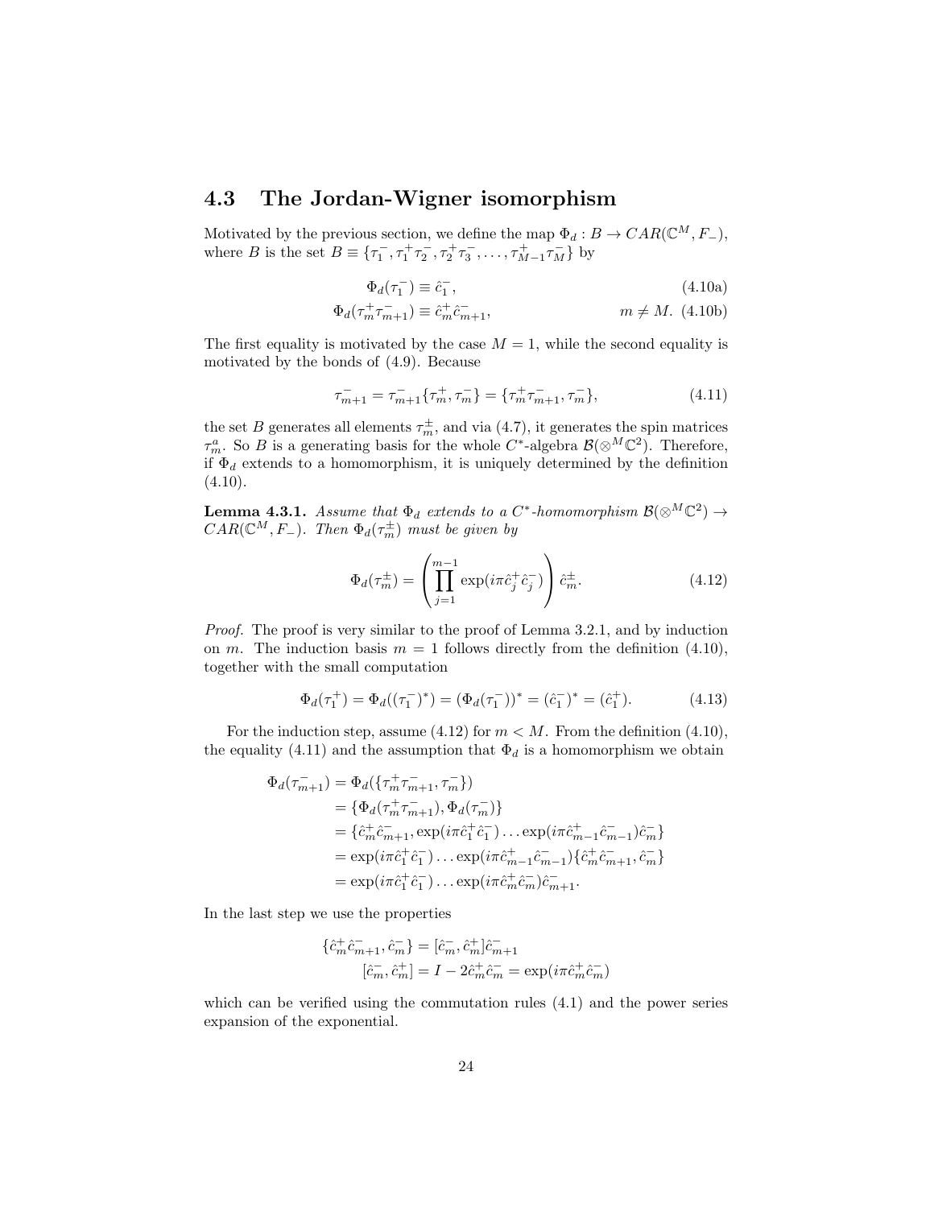## 4.3 The Jordan-Wigner isomorphism

Motivated by the previous section, we define the map $\Phi_d : B \to CAR(\mathbb{C}^M, F_-)$, where $B$ is the set $B \equiv \{\tau_1^-, \tau_1^+\tau_2^-, \tau_2^+\tau_3^-, \ldots, \tau_{M-1}^+\tau_M^-\}$ by

$$\Phi_d(\tau_1^-) \equiv \hat{c}_1^-, \tag{4.10a}$$

$$\Phi_d(\tau_m^+\tau_{m+1}^-) \equiv \hat{c}_m^+\hat{c}_{m+1}^-, \qquad m \neq M. \tag{4.10b}$$

The first equality is motivated by the case $M = 1$, while the second equality is motivated by the bonds of (4.9). Because

$$\tau_{m+1}^- = \tau_{m+1}^-\{\tau_m^+, \tau_m^-\} = \{\tau_m^+\tau_{m+1}^-, \tau_m^-\}, \tag{4.11}$$

the set $B$ generates all elements $\tau_m^\pm$, and via (4.7), it generates the spin matrices $\tau_m^a$. So $B$ is a generating basis for the whole $C^*$-algebra $\mathcal{B}(\otimes^M\mathbb{C}^2)$. Therefore, if $\Phi_d$ extends to a homomorphism, it is uniquely determined by the definition (4.10).

**Lemma 4.3.1.** *Assume that $\Phi_d$ extends to a $C^*$-homomorphism $\mathcal{B}(\otimes^M\mathbb{C}^2) \to CAR(\mathbb{C}^M, F_-)$. Then $\Phi_d(\tau_m^\pm)$ must be given by*

$$\Phi_d(\tau_m^\pm) = \left(\prod_{j=1}^{m-1} \exp(i\pi\hat{c}_j^+\hat{c}_j^-)\right)\hat{c}_m^\pm. \tag{4.12}$$

*Proof.* The proof is very similar to the proof of Lemma 3.2.1, and by induction on $m$. The induction basis $m = 1$ follows directly from the definition (4.10), together with the small computation

$$\Phi_d(\tau_1^+) = \Phi_d((\tau_1^-)^*) = (\Phi_d(\tau_1^-))^* = (\hat{c}_1^-)^* = (\hat{c}_1^+). \tag{4.13}$$

For the induction step, assume (4.12) for $m < M$. From the definition (4.10), the equality (4.11) and the assumption that $\Phi_d$ is a homomorphism we obtain

$$\begin{aligned}
\Phi_d(\tau_{m+1}^-) &= \Phi_d(\{\tau_m^+\tau_{m+1}^-, \tau_m^-\}) \\
&= \{\Phi_d(\tau_m^+\tau_{m+1}^-), \Phi_d(\tau_m^-)\} \\
&= \{\hat{c}_m^+\hat{c}_{m+1}^-, \exp(i\pi\hat{c}_1^+\hat{c}_1^-)\ldots\exp(i\pi\hat{c}_{m-1}^+\hat{c}_{m-1}^-)\hat{c}_m^-\} \\
&= \exp(i\pi\hat{c}_1^+\hat{c}_1^-)\ldots\exp(i\pi\hat{c}_{m-1}^+\hat{c}_{m-1}^-)\{\hat{c}_m^+\hat{c}_{m+1}^-, \hat{c}_m^-\} \\
&= \exp(i\pi\hat{c}_1^+\hat{c}_1^-)\ldots\exp(i\pi\hat{c}_m^+\hat{c}_m^-)\hat{c}_{m+1}^-.
\end{aligned}$$

In the last step we use the properties

$$\begin{aligned}
\{\hat{c}_m^+\hat{c}_{m+1}^-, \hat{c}_m^-\} &= [\hat{c}_m^-, \hat{c}_m^+]\hat{c}_{m+1}^- \\
[\hat{c}_m^-, \hat{c}_m^+] &= I - 2\hat{c}_m^+\hat{c}_m^- = \exp(i\pi\hat{c}_m^+\hat{c}_m^-)
\end{aligned}$$

which can be verified using the commutation rules (4.1) and the power series expansion of the exponential.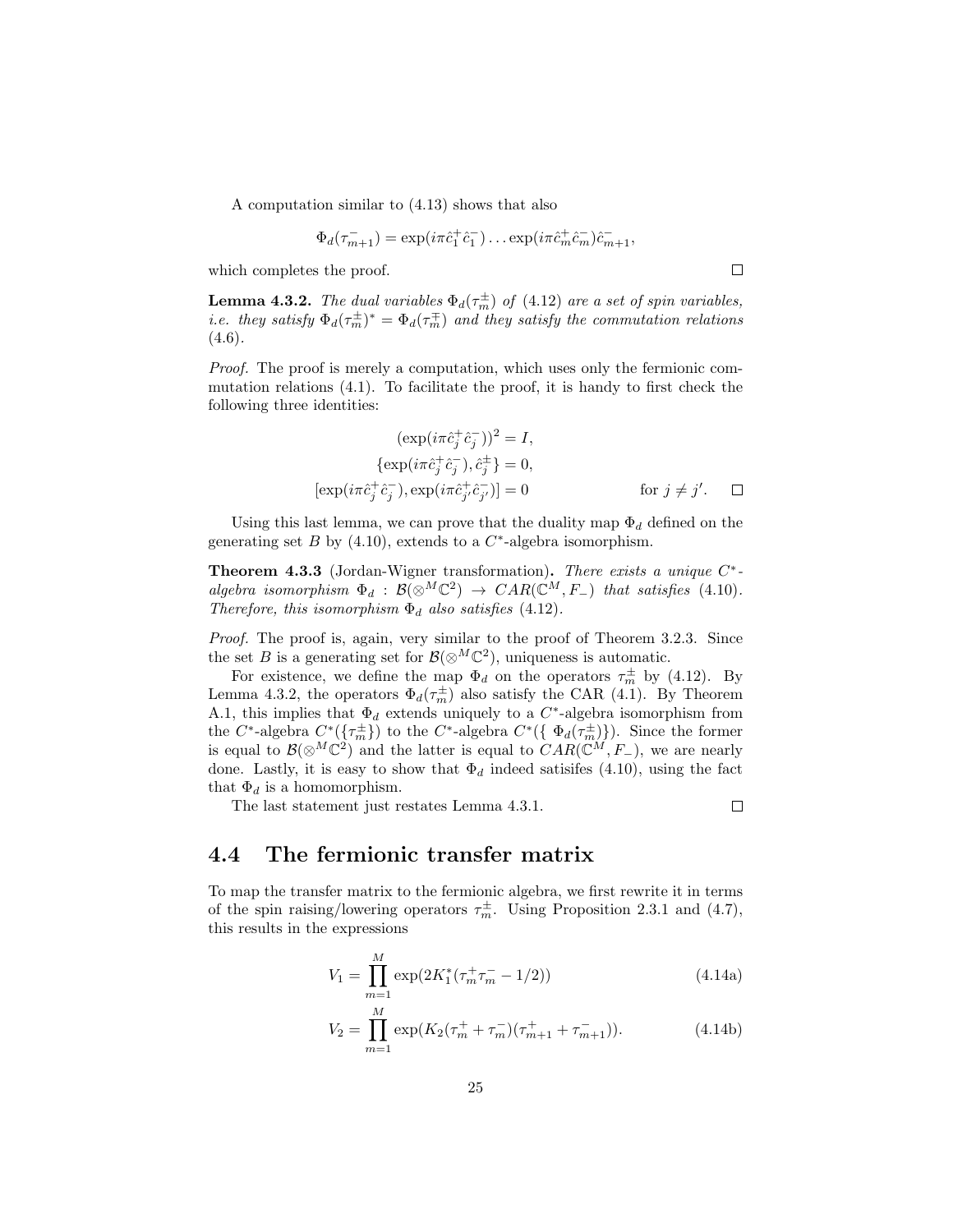A computation similar to (4.13) shows that also

$$\Phi_d(\tau_{m+1}^-) = \exp(i\pi \hat{c}_1^+ \hat{c}_1^-) \dots \exp(i\pi \hat{c}_m^+ \hat{c}_m^-) \hat{c}_{m+1}^-,$$

which completes the proof. □

**Lemma 4.3.2.** *The dual variables $\Phi_d(\tau_m^\pm)$ of (4.12) are a set of spin variables, i.e. they satisfy $\Phi_d(\tau_m^\pm)^* = \Phi_d(\tau_m^\mp)$ and they satisfy the commutation relations (4.6).*

*Proof.* The proof is merely a computation, which uses only the fermionic commutation relations (4.1). To facilitate the proof, it is handy to first check the following three identities:

$$(\exp(i\pi \hat{c}_j^+ \hat{c}_j^-))^2 = I,$$
$$\{\exp(i\pi \hat{c}_j^+ \hat{c}_j^-), \hat{c}_j^\pm\} = 0,$$
$$[\exp(i\pi \hat{c}_j^+ \hat{c}_j^-), \exp(i\pi \hat{c}_{j'}^+ \hat{c}_{j'}^-)] = 0 \qquad \text{for } j \neq j'.$$

□

Using this last lemma, we can prove that the duality map $\Phi_d$ defined on the generating set $B$ by (4.10), extends to a $C^*$-algebra isomorphism.

**Theorem 4.3.3** (Jordan-Wigner transformation)**.** *There exists a unique $C^*$-algebra isomorphism $\Phi_d : \mathcal{B}(\otimes^M \mathbb{C}^2) \to CAR(\mathbb{C}^M, F_-)$ that satisfies (4.10). Therefore, this isomorphism $\Phi_d$ also satisfies (4.12).*

*Proof.* The proof is, again, very similar to the proof of Theorem 3.2.3. Since the set $B$ is a generating set for $\mathcal{B}(\otimes^M \mathbb{C}^2)$, uniqueness is automatic.

For existence, we define the map $\Phi_d$ on the operators $\tau_m^\pm$ by (4.12). By Lemma 4.3.2, the operators $\Phi_d(\tau_m^\pm)$ also satisfy the CAR (4.1). By Theorem A.1, this implies that $\Phi_d$ extends uniquely to a $C^*$-algebra isomorphism from the $C^*$-algebra $C^*(\{\tau_m^\pm\})$ to the $C^*$-algebra $C^*(\{\ \Phi_d(\tau_m^\pm)\})$. Since the former is equal to $\mathcal{B}(\otimes^M \mathbb{C}^2)$ and the latter is equal to $CAR(\mathbb{C}^M, F_-)$, we are nearly done. Lastly, it is easy to show that $\Phi_d$ indeed satisifes (4.10), using the fact that $\Phi_d$ is a homomorphism.

The last statement just restates Lemma 4.3.1. □

## 4.4 The fermionic transfer matrix

To map the transfer matrix to the fermionic algebra, we first rewrite it in terms of the spin raising/lowering operators $\tau_m^\pm$. Using Proposition 2.3.1 and (4.7), this results in the expressions

$$V_1 = \prod_{m=1}^{M} \exp(2K_1^*(\tau_m^+ \tau_m^- - 1/2)) \tag{4.14a}$$

$$V_2 = \prod_{m=1}^{M} \exp(K_2(\tau_m^+ + \tau_m^-)(\tau_{m+1}^+ + \tau_{m+1}^-)). \tag{4.14b}$$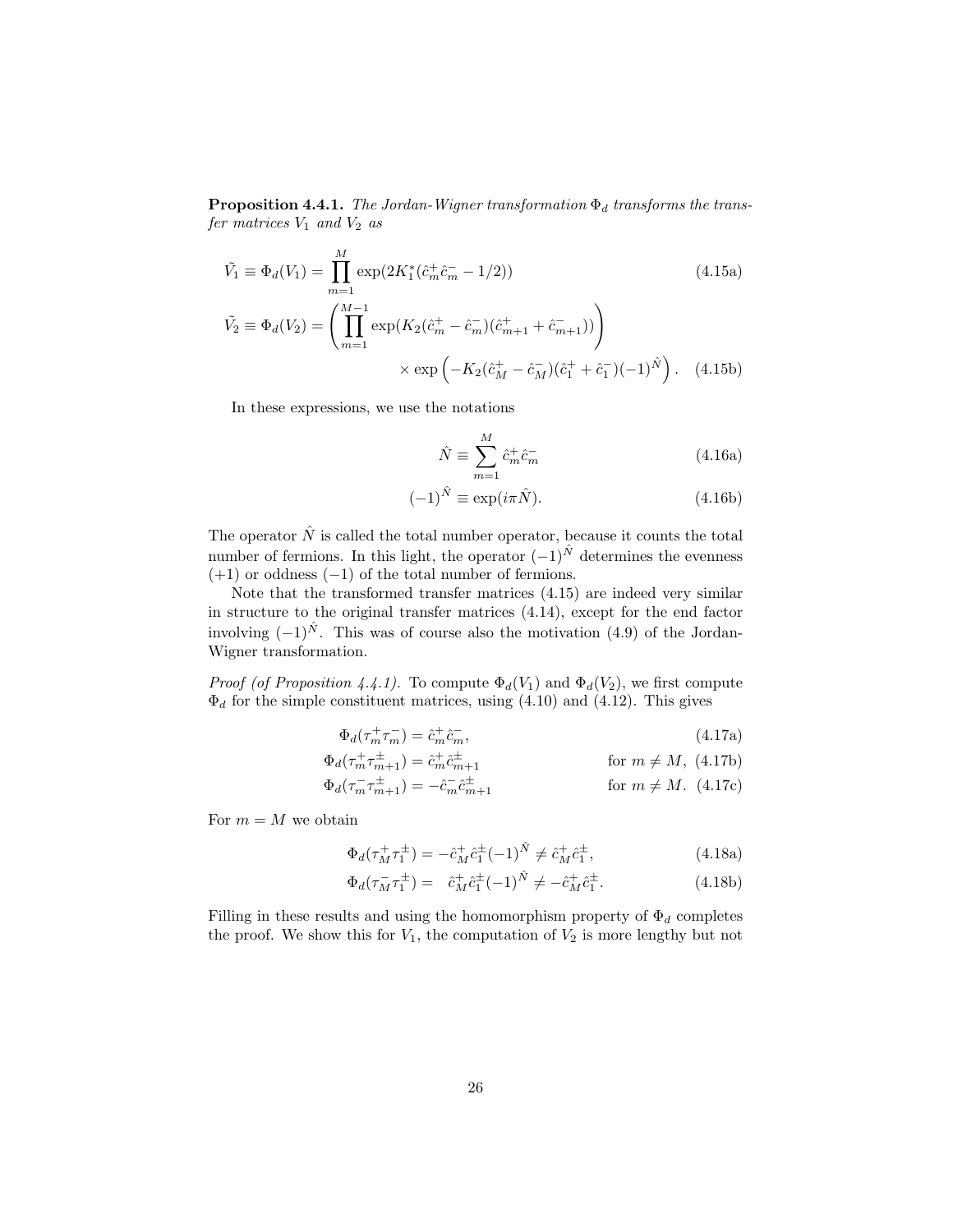**Proposition 4.4.1.** *The Jordan-Wigner transformation $\Phi_d$ transforms the transfer matrices $V_1$ and $V_2$ as*

$$\tilde{V_1} \equiv \Phi_d(V_1) = \prod_{m=1}^{M} \exp(2K_1^*(\hat{c}_m^+ \hat{c}_m^- - 1/2)) \tag{4.15a}$$

$$\tilde{V_2} \equiv \Phi_d(V_2) = \left( \prod_{m=1}^{M-1} \exp(K_2(\hat{c}_m^+ - \hat{c}_m^-)(\hat{c}_{m+1}^+ + \hat{c}_{m+1}^-)) \right) \times \exp\left( -K_2(\hat{c}_M^+ - \hat{c}_M^-)(\hat{c}_1^+ + \hat{c}_1^-)(-1)^{\hat{N}} \right). \tag{4.15b}$$

In these expressions, we use the notations

$$\hat{N} \equiv \sum_{m=1}^{M} \hat{c}_m^+ \hat{c}_m^- \tag{4.16a}$$

$$(-1)^{\hat{N}} \equiv \exp(i\pi \hat{N}). \tag{4.16b}$$

The operator $\hat{N}$ is called the total number operator, because it counts the total number of fermions. In this light, the operator $(-1)^{\hat{N}}$ determines the evenness ($+1$) or oddness ($-1$) of the total number of fermions.

Note that the transformed transfer matrices (4.15) are indeed very similar in structure to the original transfer matrices (4.14), except for the end factor involving $(-1)^{\hat{N}}$. This was of course also the motivation (4.9) of the Jordan-Wigner transformation.

*Proof (of Proposition 4.4.1).* To compute $\Phi_d(V_1)$ and $\Phi_d(V_2)$, we first compute $\Phi_d$ for the simple constituent matrices, using (4.10) and (4.12). This gives

$$\Phi_d(\tau_m^+ \tau_m^-) = \hat{c}_m^+ \hat{c}_m^-, \tag{4.17a}$$

$$\Phi_d(\tau_m^+ \tau_{m+1}^\pm) = \hat{c}_m^+ \hat{c}_{m+1}^\pm \qquad \text{for } m \neq M, \tag{4.17b}$$

$$\Phi_d(\tau_m^- \tau_{m+1}^\pm) = -\hat{c}_m^- \hat{c}_{m+1}^\pm \qquad \text{for } m \neq M. \tag{4.17c}$$

For $m = M$ we obtain

$$\Phi_d(\tau_M^+ \tau_1^\pm) = -\hat{c}_M^+ \hat{c}_1^\pm (-1)^{\hat{N}} \neq \hat{c}_M^+ \hat{c}_1^\pm, \tag{4.18a}$$

$$\Phi_d(\tau_M^- \tau_1^\pm) = \hat{c}_M^+ \hat{c}_1^\pm (-1)^{\hat{N}} \neq -\hat{c}_M^+ \hat{c}_1^\pm. \tag{4.18b}$$

Filling in these results and using the homomorphism property of $\Phi_d$ completes the proof. We show this for $V_1$, the computation of $V_2$ is more lengthy but not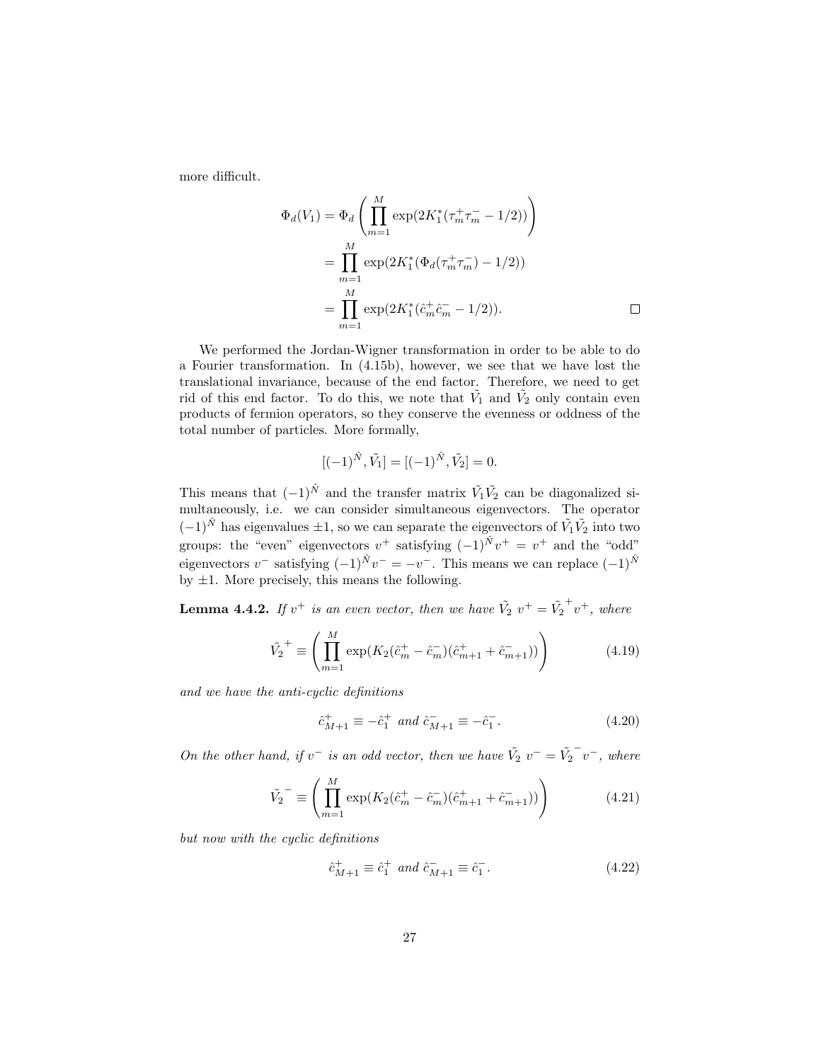more difficult.

$$
\begin{aligned}
\Phi_d(V_1) &= \Phi_d\left(\prod_{m=1}^{M} \exp(2K_1^*(\tau_m^+\tau_m^- - 1/2))\right) \\
&= \prod_{m=1}^{M} \exp(2K_1^*(\Phi_d(\tau_m^+\tau_m^-) - 1/2)) \\
&= \prod_{m=1}^{M} \exp(2K_1^*(\hat{c}_m^+\hat{c}_m^- - 1/2)). \qquad \square
\end{aligned}
$$

We performed the Jordan-Wigner transformation in order to be able to do a Fourier transformation. In (4.15b), however, we see that we have lost the translational invariance, because of the end factor. Therefore, we need to get rid of this end factor. To do this, we note that $\tilde{V_1}$ and $\tilde{V_2}$ only contain even products of fermion operators, so they conserve the evenness or oddness of the total number of particles. More formally,

$$
[(-1)^{\hat{N}}, \tilde{V_1}] = [(-1)^{\hat{N}}, \tilde{V_2}] = 0.
$$

This means that $(-1)^{\hat{N}}$ and the transfer matrix $\tilde{V_1}\tilde{V_2}$ can be diagonalized simultaneously, i.e. we can consider simultaneous eigenvectors. The operator $(-1)^{\hat{N}}$ has eigenvalues $\pm 1$, so we can separate the eigenvectors of $\tilde{V_1}\tilde{V_2}$ into two groups: the "even" eigenvectors $v^+$ satisfying $(-1)^{\hat{N}}v^+ = v^+$ and the "odd" eigenvectors $v^-$ satisfying $(-1)^{\hat{N}}v^- = -v^-$. This means we can replace $(-1)^{\hat{N}}$ by $\pm 1$. More precisely, this means the following.

**Lemma 4.4.2.** *If $v^+$ is an even vector, then we have $\tilde{V_2}\ v^+ = \tilde{V_2}^+ v^+$, where*

$$
\tilde{V_2}^+ \equiv \left(\prod_{m=1}^{M} \exp(K_2(\hat{c}_m^+ - \hat{c}_m^-)(\hat{c}_{m+1}^+ + \hat{c}_{m+1}^-))\right) \tag{4.19}
$$

*and we have the anti-cyclic definitions*

$$
\hat{c}_{M+1}^+ \equiv -\hat{c}_1^+ \ \text{and}\ \hat{c}_{M+1}^- \equiv -\hat{c}_1^-. \tag{4.20}
$$

*On the other hand, if $v^-$ is an odd vector, then we have $\tilde{V_2}\ v^- = \tilde{V_2}^- v^-$, where*

$$
\tilde{V_2}^- \equiv \left(\prod_{m=1}^{M} \exp(K_2(\hat{c}_m^+ - \hat{c}_m^-)(\hat{c}_{m+1}^+ + \hat{c}_{m+1}^-))\right) \tag{4.21}
$$

*but now with the cyclic definitions*

$$
\hat{c}_{M+1}^+ \equiv \hat{c}_1^+ \ \text{and}\ \hat{c}_{M+1}^- \equiv \hat{c}_1^-. \tag{4.22}
$$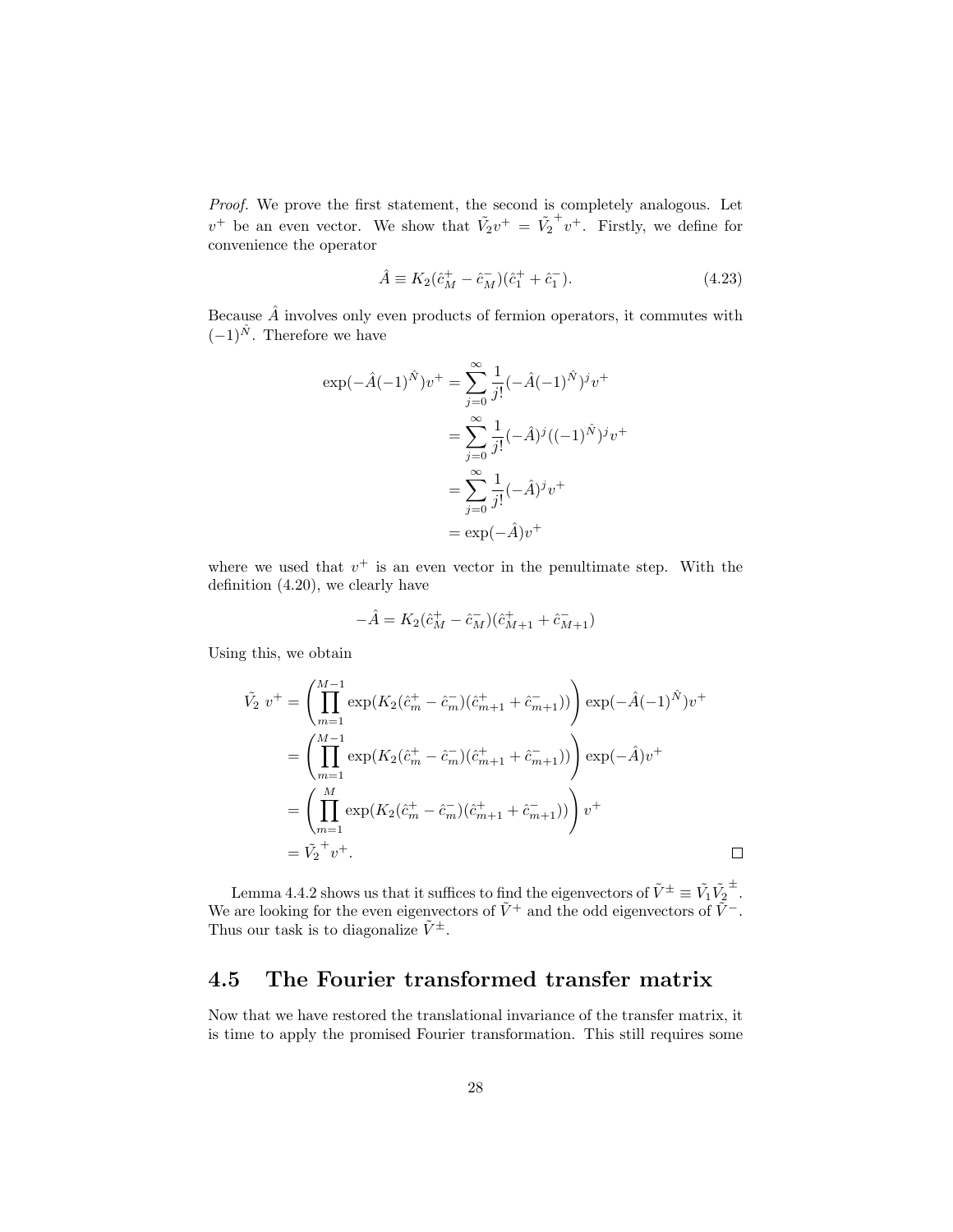*Proof.* We prove the first statement, the second is completely analogous. Let $v^+$ be an even vector. We show that $\tilde{V}_2 v^+ = \tilde{V}_2^{\,+} v^+$. Firstly, we define for convenience the operator

$$\hat{A} \equiv K_2(\hat{c}_M^+ - \hat{c}_M^-)(\hat{c}_1^+ + \hat{c}_1^-). \tag{4.23}$$

Because $\hat{A}$ involves only even products of fermion operators, it commutes with $(-1)^{\hat{N}}$. Therefore we have

$$\begin{aligned}
\exp(-\hat{A}(-1)^{\hat{N}})v^+ &= \sum_{j=0}^{\infty} \frac{1}{j!}(-\hat{A}(-1)^{\hat{N}})^j v^+ \\
&= \sum_{j=0}^{\infty} \frac{1}{j!}(-\hat{A})^j((-1)^{\hat{N}})^j v^+ \\
&= \sum_{j=0}^{\infty} \frac{1}{j!}(-\hat{A})^j v^+ \\
&= \exp(-\hat{A})v^+
\end{aligned}$$

where we used that $v^+$ is an even vector in the penultimate step. With the definition (4.20), we clearly have

$$-\hat{A} = K_2(\hat{c}_M^+ - \hat{c}_M^-)(\hat{c}_{M+1}^+ + \hat{c}_{M+1}^-)$$

Using this, we obtain

$$\begin{aligned}
\tilde{V}_2 \; v^+ &= \left( \prod_{m=1}^{M-1} \exp(K_2(\hat{c}_m^+ - \hat{c}_m^-)(\hat{c}_{m+1}^+ + \hat{c}_{m+1}^-)) \right) \exp(-\hat{A}(-1)^{\hat{N}})v^+ \\
&= \left( \prod_{m=1}^{M-1} \exp(K_2(\hat{c}_m^+ - \hat{c}_m^-)(\hat{c}_{m+1}^+ + \hat{c}_{m+1}^-)) \right) \exp(-\hat{A})v^+ \\
&= \left( \prod_{m=1}^{M} \exp(K_2(\hat{c}_m^+ - \hat{c}_m^-)(\hat{c}_{m+1}^+ + \hat{c}_{m+1}^-)) \right) v^+ \\
&= \tilde{V}_2^{\,+} v^+.
\end{aligned}$$

□

Lemma 4.4.2 shows us that it suffices to find the eigenvectors of $\tilde{V}^{\pm} \equiv \tilde{V}_1 \tilde{V}_2^{\,\pm}$. We are looking for the even eigenvectors of $\tilde{V}^+$ and the odd eigenvectors of $\tilde{V}^-$. Thus our task is to diagonalize $\tilde{V}^{\pm}$.

## 4.5 The Fourier transformed transfer matrix

Now that we have restored the translational invariance of the transfer matrix, it is time to apply the promised Fourier transformation. This still requires some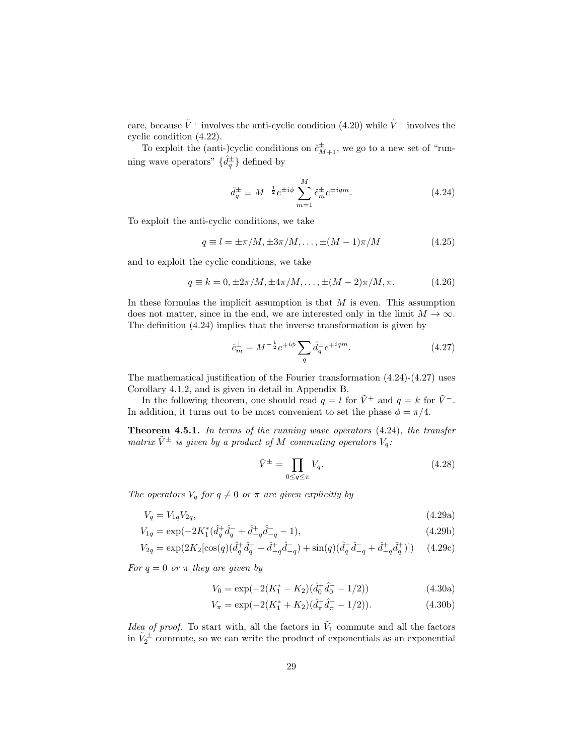care, because $\tilde{V}^+$ involves the anti-cyclic condition (4.20) while $\tilde{V}^-$ involves the cyclic condition (4.22).

To exploit the (anti-)cyclic conditions on $\hat{c}^\pm_{M+1}$, we go to a new set of "running wave operators" $\{\hat{d}^\pm_q\}$ defined by

$$\hat{d}^\pm_q \equiv M^{-\frac{1}{2}} e^{\pm i\phi} \sum_{m=1}^{M} \hat{c}^\pm_m e^{\pm iqm}. \tag{4.24}$$

To exploit the anti-cyclic conditions, we take

$$q \equiv l = \pm\pi/M, \pm 3\pi/M, \ldots, \pm(M-1)\pi/M \tag{4.25}$$

and to exploit the cyclic conditions, we take

$$q \equiv k = 0, \pm 2\pi/M, \pm 4\pi/M, \ldots, \pm(M-2)\pi/M, \pi. \tag{4.26}$$

In these formulas the implicit assumption is that $M$ is even. This assumption does not matter, since in the end, we are interested only in the limit $M \to \infty$. The definition (4.24) implies that the inverse transformation is given by

$$\hat{c}^\pm_m = M^{-\frac{1}{2}} e^{\mp i\phi} \sum_q \hat{d}^\pm_q e^{\mp iqm}. \tag{4.27}$$

The mathematical justification of the Fourier transformation (4.24)-(4.27) uses Corollary 4.1.2, and is given in detail in Appendix B.

In the following theorem, one should read $q = l$ for $\tilde{V}^+$ and $q = k$ for $\tilde{V}^-$. In addition, it turns out to be most convenient to set the phase $\phi = \pi/4$.

**Theorem 4.5.1.** *In terms of the running wave operators* (4.24)*, the transfer matrix $\tilde{V}^\pm$ is given by a product of $M$ commuting operators $V_q$:*

$$\tilde{V}^\pm = \prod_{0 \le q \le \pi} V_q. \tag{4.28}$$

*The operators $V_q$ for $q \neq 0$ or $\pi$ are given explicitly by*

$$V_q = V_{1q} V_{2q}, \tag{4.29a}$$

$$V_{1q} = \exp(-2K_1^*(\hat{d}^+_q \hat{d}^-_q + \hat{d}^+_{-q}\hat{d}^-_{-q} - 1), \tag{4.29b}$$

$$V_{2q} = \exp(2K_2[\cos(q)(\hat{d}^+_q \hat{d}^-_q + \hat{d}^+_{-q}\hat{d}^-_{-q}) + \sin(q)(\hat{d}^-_q \hat{d}^-_{-q} + \hat{d}^+_{-q}\hat{d}^+_q)]) \tag{4.29c}$$

*For $q = 0$ or $\pi$ they are given by*

$$V_0 = \exp(-2(K_1^* - K_2)(\hat{d}^+_0 \hat{d}^-_0 - 1/2)) \tag{4.30a}$$

$$V_\pi = \exp(-2(K_1^* + K_2)(\hat{d}^+_\pi \hat{d}^-_\pi - 1/2)). \tag{4.30b}$$

*Idea of proof.* To start with, all the factors in $\tilde{V}_1$ commute and all the factors in $\tilde{V}_2^\pm$ commute, so we can write the product of exponentials as an exponential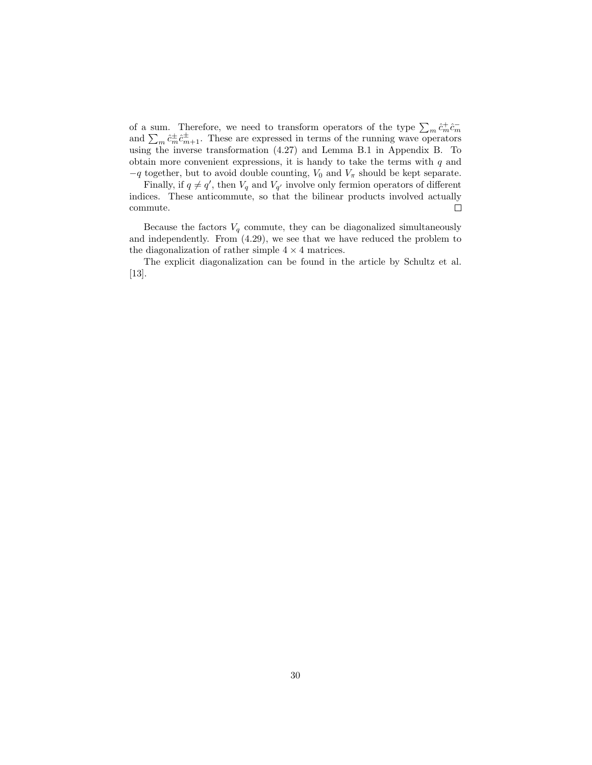of a sum. Therefore, we need to transform operators of the type $\sum_m \hat{c}_m^+ \hat{c}_m^-$ and $\sum_m \hat{c}_m^\pm \hat{c}_{m+1}^\pm$. These are expressed in terms of the running wave operators using the inverse transformation (4.27) and Lemma B.1 in Appendix B. To obtain more convenient expressions, it is handy to take the terms with $q$ and $-q$ together, but to avoid double counting, $V_0$ and $V_\pi$ should be kept separate.

Finally, if $q \neq q'$, then $V_q$ and $V_{q'}$ involve only fermion operators of different indices. These anticommute, so that the bilinear products involved actually commute. □

Because the factors $V_q$ commute, they can be diagonalized simultaneously and independently. From (4.29), we see that we have reduced the problem to the diagonalization of rather simple $4 \times 4$ matrices.

The explicit diagonalization can be found in the article by Schultz et al. [13].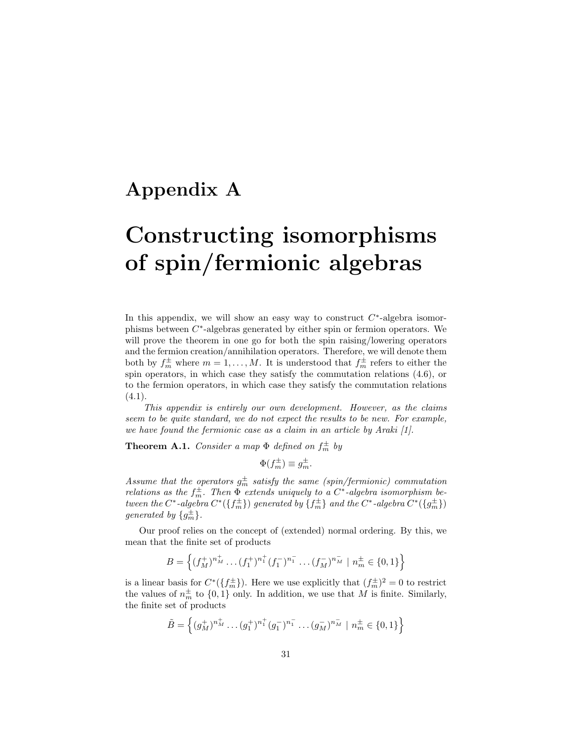# Appendix A

# Constructing isomorphisms of spin/fermionic algebras

In this appendix, we will show an easy way to construct $C^*$-algebra isomorphisms between $C^*$-algebras generated by either spin or fermion operators. We will prove the theorem in one go for both the spin raising/lowering operators and the fermion creation/annihilation operators. Therefore, we will denote them both by $f_m^\pm$ where $m = 1, \ldots, M$. It is understood that $f_m^\pm$ refers to either the spin operators, in which case they satisfy the commutation relations (4.6), or to the fermion operators, in which case they satisfy the commutation relations (4.1).

*This appendix is entirely our own development. However, as the claims seem to be quite standard, we do not expect the results to be new. For example, we have found the fermionic case as a claim in an article by Araki [1].*

**Theorem A.1.** *Consider a map $\Phi$ defined on $f_m^\pm$ by*

$$\Phi(f_m^\pm) \equiv g_m^\pm.$$

*Assume that the operators $g_m^\pm$ satisfy the same (spin/fermionic) commutation relations as the $f_m^\pm$. Then $\Phi$ extends uniquely to a $C^*$-algebra isomorphism between the $C^*$-algebra $C^*(\{f_m^\pm\})$ generated by $\{f_m^\pm\}$ and the $C^*$-algebra $C^*(\{g_m^\pm\})$ generated by $\{g_m^\pm\}$.*

Our proof relies on the concept of (extended) normal ordering. By this, we mean that the finite set of products

$$B = \left\{ (f_M^+)^{n_M^+} \ldots (f_1^+)^{n_1^+} (f_1^-)^{n_1^-} \ldots (f_M^-)^{n_M^-} \mid n_m^\pm \in \{0, 1\} \right\}$$

is a linear basis for $C^*(\{f_m^\pm\})$. Here we use explicitly that $(f_m^\pm)^2 = 0$ to restrict the values of $n_m^\pm$ to $\{0, 1\}$ only. In addition, we use that $M$ is finite. Similarly, the finite set of products

$$\tilde{B} = \left\{ (g_M^+)^{n_M^+} \ldots (g_1^+)^{n_1^+} (g_1^-)^{n_1^-} \ldots (g_M^-)^{n_M^-} \mid n_m^\pm \in \{0, 1\} \right\}$$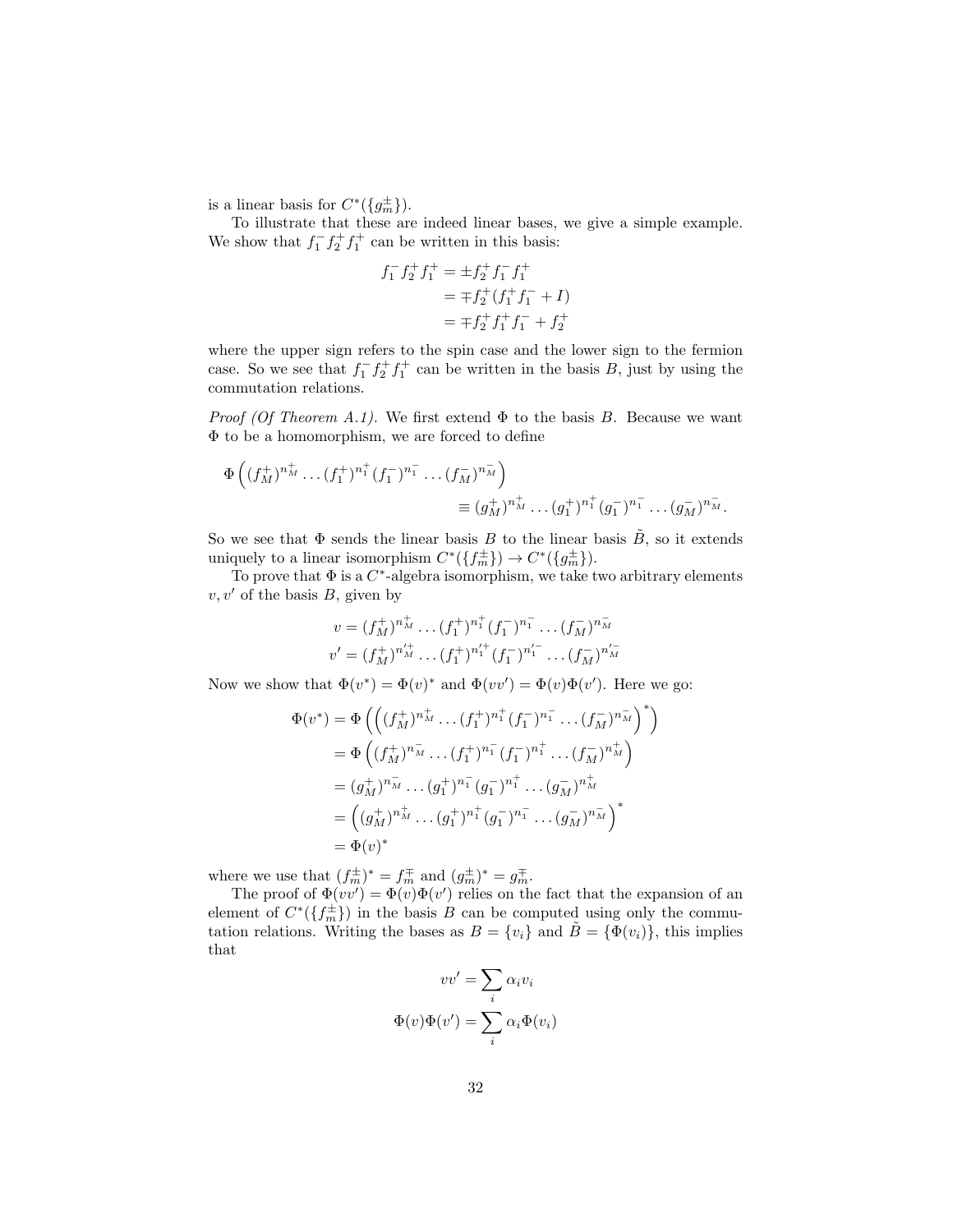is a linear basis for $C^*(\{g_m^\pm\})$.

To illustrate that these are indeed linear bases, we give a simple example. We show that $f_1^- f_2^+ f_1^+$ can be written in this basis:

$$
\begin{aligned}
f_1^- f_2^+ f_1^+ &= \pm f_2^+ f_1^- f_1^+ \\
&= \mp f_2^+ (f_1^+ f_1^- + I) \\
&= \mp f_2^+ f_1^+ f_1^- + f_2^+
\end{aligned}
$$

where the upper sign refers to the spin case and the lower sign to the fermion case. So we see that $f_1^- f_2^+ f_1^+$ can be written in the basis $B$, just by using the commutation relations.

*Proof (Of Theorem A.1).* We first extend $\Phi$ to the basis $B$. Because we want $\Phi$ to be a homomorphism, we are forced to define

$$
\Phi\left((f_M^+)^{n_M^+} \dots (f_1^+)^{n_1^+} (f_1^-)^{n_1^-} \dots (f_M^-)^{n_M^-}\right) \equiv (g_M^+)^{n_M^+} \dots (g_1^+)^{n_1^+} (g_1^-)^{n_1^-} \dots (g_M^-)^{n_M^-}.
$$

So we see that $\Phi$ sends the linear basis $B$ to the linear basis $\tilde{B}$, so it extends uniquely to a linear isomorphism $C^*(\{f_m^\pm\}) \to C^*(\{g_m^\pm\})$.

To prove that $\Phi$ is a $C^*$-algebra isomorphism, we take two arbitrary elements $v, v'$ of the basis $B$, given by

$$
\begin{aligned}
v &= (f_M^+)^{n_M^+} \dots (f_1^+)^{n_1^+} (f_1^-)^{n_1^-} \dots (f_M^-)^{n_M^-} \\
v' &= (f_M^+)^{n_M'^+} \dots (f_1^+)^{n_1'^+} (f_1^-)^{n_1'^-} \dots (f_M^-)^{n_M'^-}
\end{aligned}
$$

Now we show that $\Phi(v^*) = \Phi(v)^*$ and $\Phi(vv') = \Phi(v)\Phi(v')$. Here we go:

$$
\begin{aligned}
\Phi(v^*) &= \Phi\left(\left((f_M^+)^{n_M^+} \dots (f_1^+)^{n_1^+} (f_1^-)^{n_1^-} \dots (f_M^-)^{n_M^-}\right)^*\right) \\
&= \Phi\left((f_M^+)^{n_M^-} \dots (f_1^+)^{n_1^-} (f_1^-)^{n_1^+} \dots (f_M^-)^{n_M^+}\right) \\
&= (g_M^+)^{n_M^-} \dots (g_1^+)^{n_1^-} (g_1^-)^{n_1^+} \dots (g_M^-)^{n_M^+} \\
&= \left((g_M^+)^{n_M^+} \dots (g_1^+)^{n_1^+} (g_1^-)^{n_1^-} \dots (g_M^-)^{n_M^-}\right)^* \\
&= \Phi(v)^*
\end{aligned}
$$

where we use that $(f_m^\pm)^* = f_m^\mp$ and $(g_m^\pm)^* = g_m^\mp$.

The proof of $\Phi(vv') = \Phi(v)\Phi(v')$ relies on the fact that the expansion of an element of $C^*(\{f_m^\pm\})$ in the basis $B$ can be computed using only the commutation relations. Writing the bases as $B = \{v_i\}$ and $\tilde{B} = \{\Phi(v_i)\}$, this implies that

$$
\begin{aligned}
vv' &= \sum_i \alpha_i v_i \\
\Phi(v)\Phi(v') &= \sum_i \alpha_i \Phi(v_i)
\end{aligned}
$$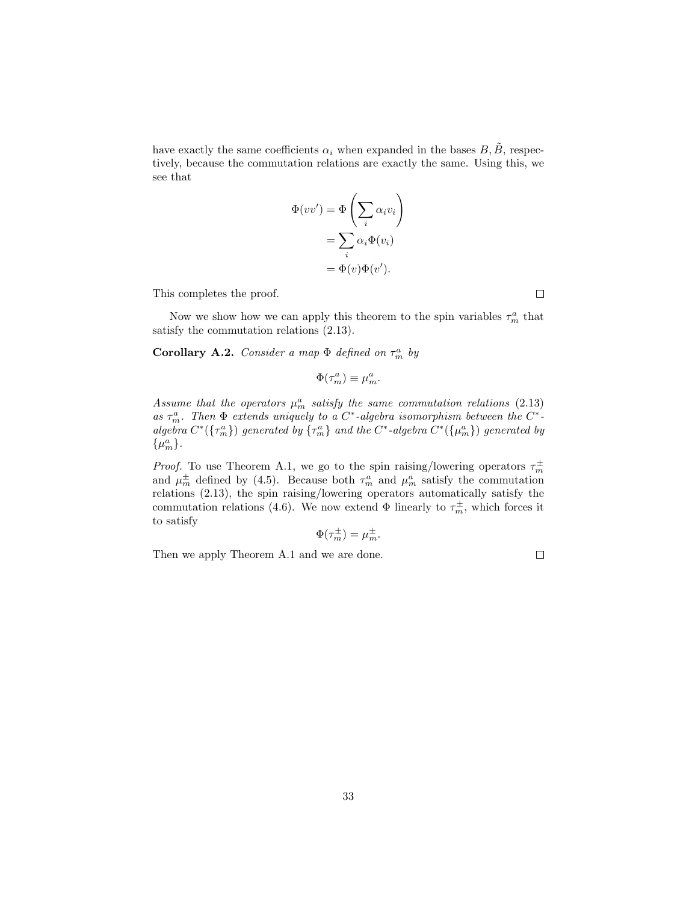have exactly the same coefficients $\alpha_i$ when expanded in the bases $B, \tilde{B}$, respectively, because the commutation relations are exactly the same. Using this, we see that

$$
\begin{aligned}
\Phi(vv') &= \Phi\left(\sum_i \alpha_i v_i\right) \\
&= \sum_i \alpha_i \Phi(v_i) \\
&= \Phi(v)\Phi(v').
\end{aligned}
$$

This completes the proof. $\square$

Now we show how we can apply this theorem to the spin variables $\tau_m^a$ that satisfy the commutation relations (2.13).

**Corollary A.2.** *Consider a map $\Phi$ defined on $\tau_m^a$ by*

$$\Phi(\tau_m^a) \equiv \mu_m^a.$$

*Assume that the operators $\mu_m^a$ satisfy the same commutation relations (2.13) as $\tau_m^a$. Then $\Phi$ extends uniquely to a $C^*$-algebra isomorphism between the $C^*$-algebra $C^*(\{\tau_m^a\})$ generated by $\{\tau_m^a\}$ and the $C^*$-algebra $C^*(\{\mu_m^a\})$ generated by $\{\mu_m^a\}$.*

*Proof.* To use Theorem A.1, we go to the spin raising/lowering operators $\tau_m^\pm$ and $\mu_m^\pm$ defined by (4.5). Because both $\tau_m^a$ and $\mu_m^a$ satisfy the commutation relations (2.13), the spin raising/lowering operators automatically satisfy the commutation relations (4.6). We now extend $\Phi$ linearly to $\tau_m^\pm$, which forces it to satisfy

$$\Phi(\tau_m^\pm) = \mu_m^\pm.$$

Then we apply Theorem A.1 and we are done. $\square$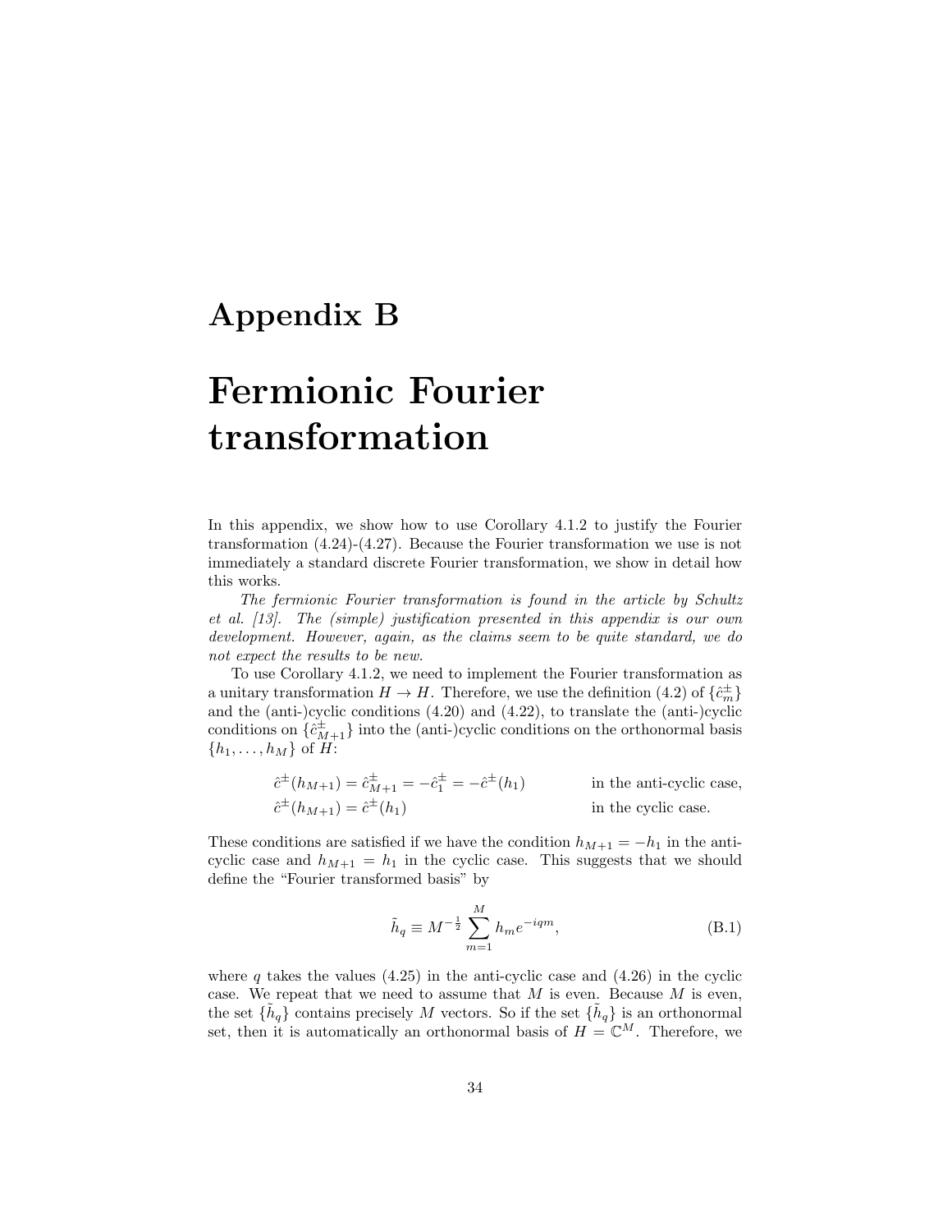# Appendix B

# Fermionic Fourier transformation

In this appendix, we show how to use Corollary 4.1.2 to justify the Fourier transformation (4.24)-(4.27). Because the Fourier transformation we use is not immediately a standard discrete Fourier transformation, we show in detail how this works.

*The fermionic Fourier transformation is found in the article by Schultz et al. [13]. The (simple) justification presented in this appendix is our own development. However, again, as the claims seem to be quite standard, we do not expect the results to be new.*

To use Corollary 4.1.2, we need to implement the Fourier transformation as a unitary transformation $H \to H$. Therefore, we use the definition (4.2) of $\{\hat{c}_m^{\pm}\}$ and the (anti-)cyclic conditions (4.20) and (4.22), to translate the (anti-)cyclic conditions on $\{\hat{c}_{M+1}^{\pm}\}$ into the (anti-)cyclic conditions on the orthonormal basis $\{h_1, \ldots, h_M\}$ of $H$:

$$\hat{c}^{\pm}(h_{M+1}) = \hat{c}_{M+1}^{\pm} = -\hat{c}_1^{\pm} = -\hat{c}^{\pm}(h_1) \qquad \text{in the anti-cyclic case,}$$
$$\hat{c}^{\pm}(h_{M+1}) = \hat{c}^{\pm}(h_1) \qquad \text{in the cyclic case.}$$

These conditions are satisfied if we have the condition $h_{M+1} = -h_1$ in the anti-cyclic case and $h_{M+1} = h_1$ in the cyclic case. This suggests that we should define the "Fourier transformed basis" by

$$\tilde{h}_q \equiv M^{-\frac{1}{2}} \sum_{m=1}^{M} h_m e^{-iqm}, \tag{B.1}$$

where $q$ takes the values (4.25) in the anti-cyclic case and (4.26) in the cyclic case. We repeat that we need to assume that $M$ is even. Because $M$ is even, the set $\{\tilde{h}_q\}$ contains precisely $M$ vectors. So if the set $\{\tilde{h}_q\}$ is an orthonormal set, then it is automatically an orthonormal basis of $H = \mathbb{C}^M$. Therefore, we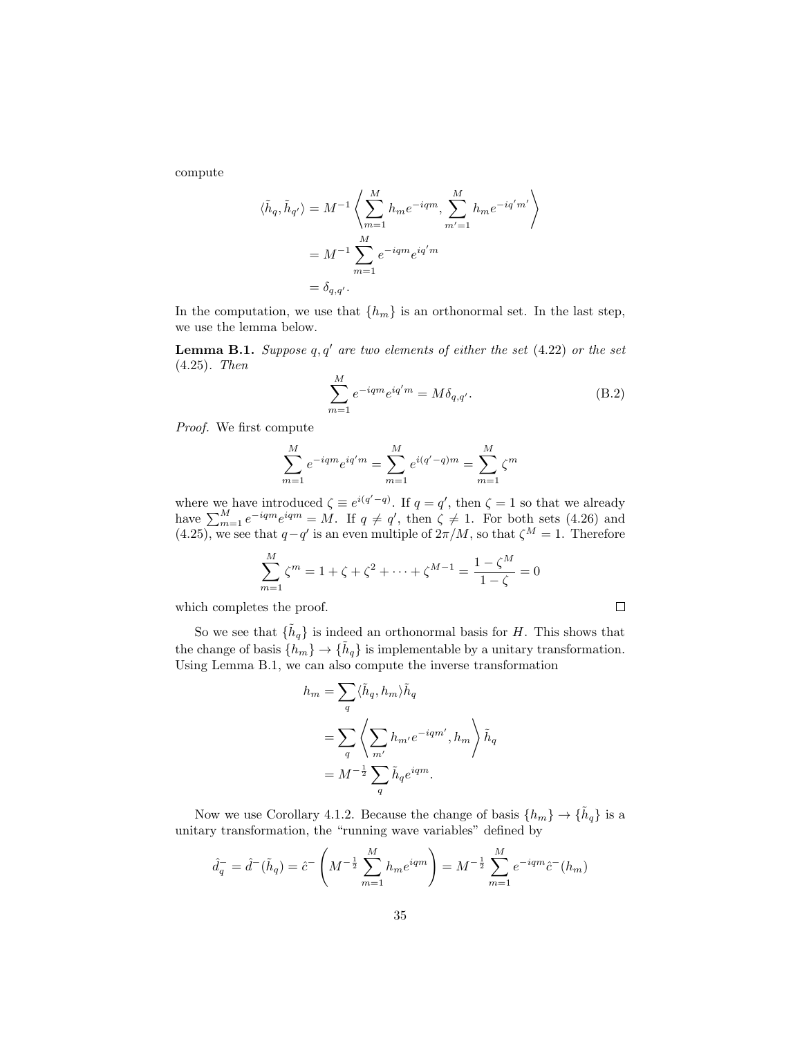compute

$$
\begin{aligned}
\langle \tilde{h}_q, \tilde{h}_{q'} \rangle &= M^{-1} \left\langle \sum_{m=1}^{M} h_m e^{-iqm}, \sum_{m'=1}^{M} h_m e^{-iq'm'} \right\rangle \\
&= M^{-1} \sum_{m=1}^{M} e^{-iqm} e^{iq'm} \\
&= \delta_{q,q'}.
\end{aligned}
$$

In the computation, we use that $\{h_m\}$ is an orthonormal set. In the last step, we use the lemma below.

**Lemma B.1.** *Suppose $q, q'$ are two elements of either the set (4.22) or the set (4.25). Then*

$$
\sum_{m=1}^{M} e^{-iqm} e^{iq'm} = M \delta_{q,q'}. \tag{B.2}
$$

*Proof.* We first compute

$$
\sum_{m=1}^{M} e^{-iqm} e^{iq'm} = \sum_{m=1}^{M} e^{i(q'-q)m} = \sum_{m=1}^{M} \zeta^m
$$

where we have introduced $\zeta \equiv e^{i(q'-q)}$. If $q = q'$, then $\zeta = 1$ so that we already have $\sum_{m=1}^{M} e^{-iqm} e^{iqm} = M$. If $q \neq q'$, then $\zeta \neq 1$. For both sets (4.26) and (4.25), we see that $q - q'$ is an even multiple of $2\pi/M$, so that $\zeta^M = 1$. Therefore

$$
\sum_{m=1}^{M} \zeta^m = 1 + \zeta + \zeta^2 + \cdots + \zeta^{M-1} = \frac{1 - \zeta^M}{1 - \zeta} = 0
$$

which completes the proof. $\square$

So we see that $\{\tilde{h}_q\}$ is indeed an orthonormal basis for $H$. This shows that the change of basis $\{h_m\} \to \{\tilde{h}_q\}$ is implementable by a unitary transformation. Using Lemma B.1, we can also compute the inverse transformation

$$
\begin{aligned}
h_m &= \sum_q \langle \tilde{h}_q, h_m \rangle \tilde{h}_q \\
&= \sum_q \left\langle \sum_{m'} h_{m'} e^{-iqm'}, h_m \right\rangle \tilde{h}_q \\
&= M^{-\frac{1}{2}} \sum_q \tilde{h}_q e^{iqm}.
\end{aligned}
$$

Now we use Corollary 4.1.2. Because the change of basis $\{h_m\} \to \{\tilde{h}_q\}$ is a unitary transformation, the "running wave variables" defined by

$$
\hat{d}_q^- = \hat{d}^-(\tilde{h}_q) = \hat{c}^- \left( M^{-\frac{1}{2}} \sum_{m=1}^{M} h_m e^{iqm} \right) = M^{-\frac{1}{2}} \sum_{m=1}^{M} e^{-iqm} \hat{c}^-(h_m)
$$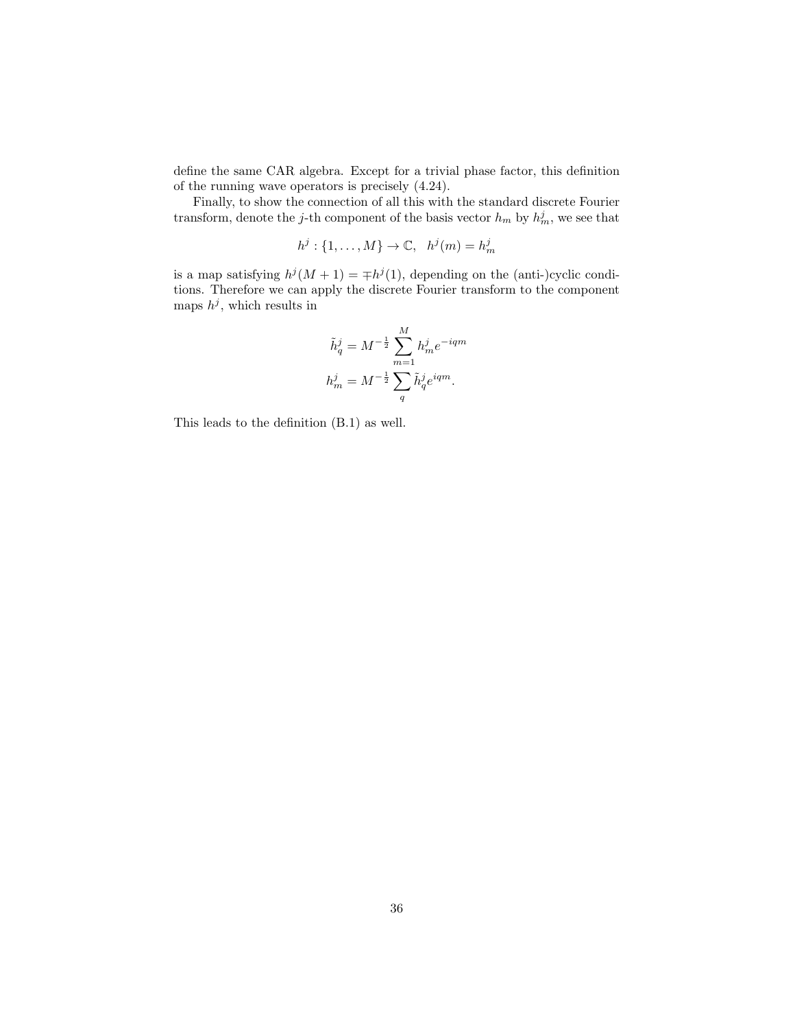define the same CAR algebra. Except for a trivial phase factor, this definition of the running wave operators is precisely (4.24).

Finally, to show the connection of all this with the standard discrete Fourier transform, denote the $j$-th component of the basis vector $h_m$ by $h^j_m$, we see that

$$h^j : \{1, \ldots, M\} \to \mathbb{C}, \quad h^j(m) = h^j_m$$

is a map satisfying $h^j(M+1) = \mp h^j(1)$, depending on the (anti-)cyclic conditions. Therefore we can apply the discrete Fourier transform to the component maps $h^j$, which results in

$$\begin{aligned}
\tilde{h}^j_q &= M^{-\frac{1}{2}} \sum_{m=1}^{M} h^j_m e^{-iqm} \\
h^j_m &= M^{-\frac{1}{2}} \sum_{q} \tilde{h}^j_q e^{iqm}.
\end{aligned}$$

This leads to the definition (B.1) as well.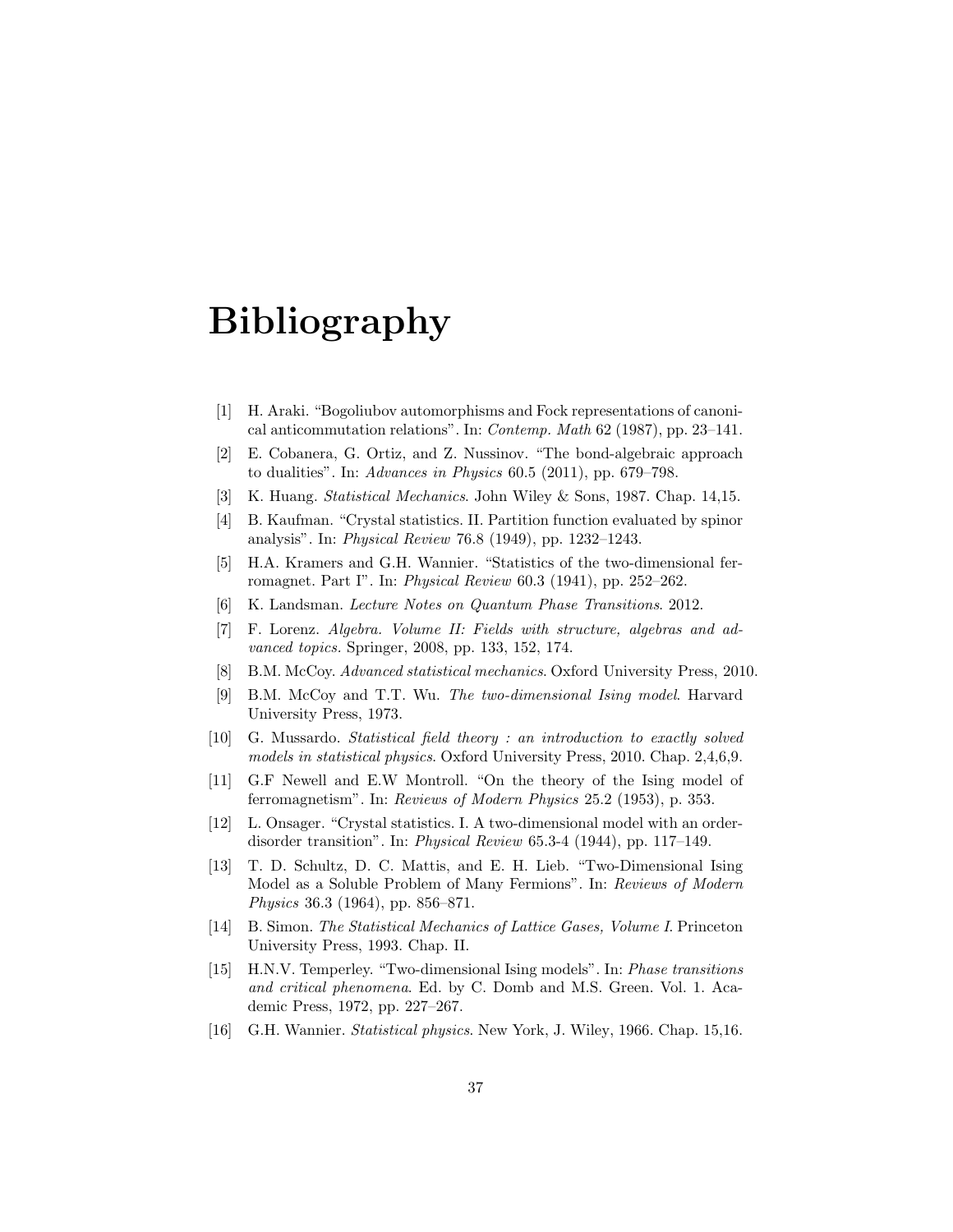# Bibliography

[1] H. Araki. "Bogoliubov automorphisms and Fock representations of canonical anticommutation relations". In: *Contemp. Math* 62 (1987), pp. 23–141.

[2] E. Cobanera, G. Ortiz, and Z. Nussinov. "The bond-algebraic approach to dualities". In: *Advances in Physics* 60.5 (2011), pp. 679–798.

[3] K. Huang. *Statistical Mechanics*. John Wiley & Sons, 1987. Chap. 14,15.

[4] B. Kaufman. "Crystal statistics. II. Partition function evaluated by spinor analysis". In: *Physical Review* 76.8 (1949), pp. 1232–1243.

[5] H.A. Kramers and G.H. Wannier. "Statistics of the two-dimensional ferromagnet. Part I". In: *Physical Review* 60.3 (1941), pp. 252–262.

[6] K. Landsman. *Lecture Notes on Quantum Phase Transitions*. 2012.

[7] F. Lorenz. *Algebra. Volume II: Fields with structure, algebras and advanced topics*. Springer, 2008, pp. 133, 152, 174.

[8] B.M. McCoy. *Advanced statistical mechanics*. Oxford University Press, 2010.

[9] B.M. McCoy and T.T. Wu. *The two-dimensional Ising model*. Harvard University Press, 1973.

[10] G. Mussardo. *Statistical field theory : an introduction to exactly solved models in statistical physics*. Oxford University Press, 2010. Chap. 2,4,6,9.

[11] G.F Newell and E.W Montroll. "On the theory of the Ising model of ferromagnetism". In: *Reviews of Modern Physics* 25.2 (1953), p. 353.

[12] L. Onsager. "Crystal statistics. I. A two-dimensional model with an order-disorder transition". In: *Physical Review* 65.3-4 (1944), pp. 117–149.

[13] T. D. Schultz, D. C. Mattis, and E. H. Lieb. "Two-Dimensional Ising Model as a Soluble Problem of Many Fermions". In: *Reviews of Modern Physics* 36.3 (1964), pp. 856–871.

[14] B. Simon. *The Statistical Mechanics of Lattice Gases, Volume I*. Princeton University Press, 1993. Chap. II.

[15] H.N.V. Temperley. "Two-dimensional Ising models". In: *Phase transitions and critical phenomena*. Ed. by C. Domb and M.S. Green. Vol. 1. Academic Press, 1972, pp. 227–267.

[16] G.H. Wannier. *Statistical physics*. New York, J. Wiley, 1966. Chap. 15,16.